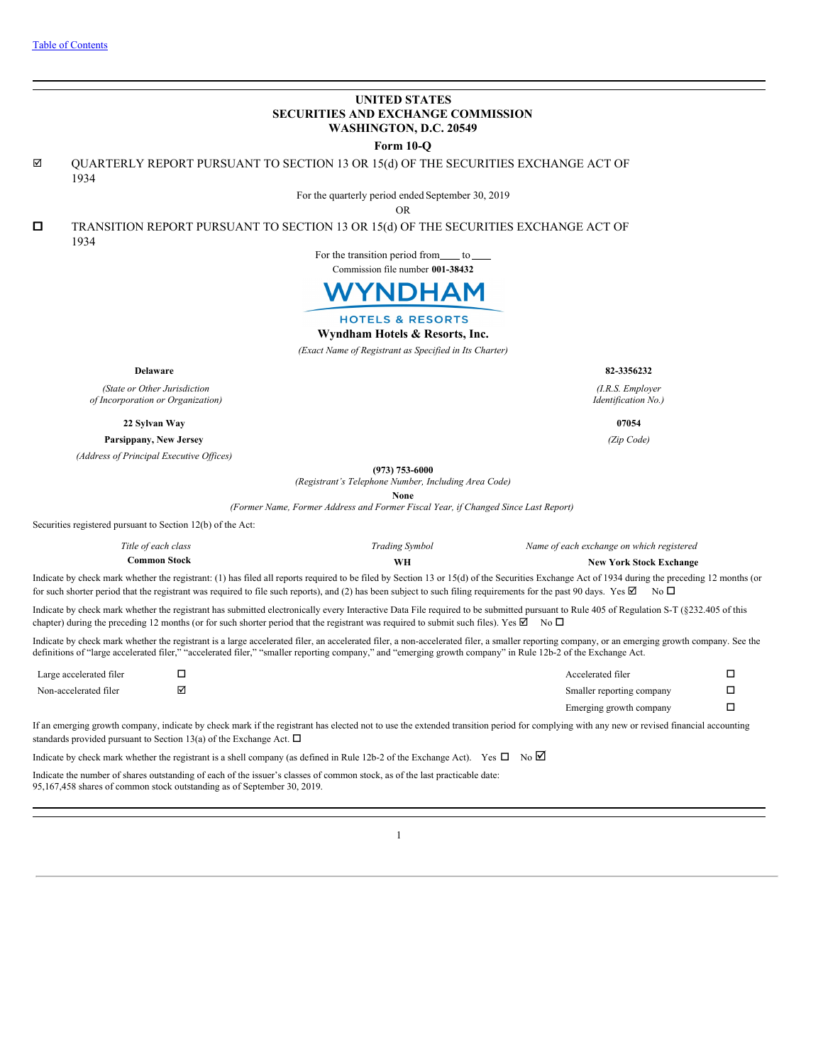Table of Contents

**UNITED STATES**
**SECURITIES AND EXCHANGE COMMISSION**
**WASHINGTON, D.C. 20549**

**Form 10-Q**

☑ QUARTERLY REPORT PURSUANT TO SECTION 13 OR 15(d) OF THE SECURITIES EXCHANGE ACT OF 1934

For the quarterly period ended September 30, 2019

OR

☐ TRANSITION REPORT PURSUANT TO SECTION 13 OR 15(d) OF THE SECURITIES EXCHANGE ACT OF 1934

For the transition period from\_\_\_\_ to \_\_\_\_

Commission file number **001-38432**

WYNDHAM HOTELS & RESORTS

**Wyndham Hotels & Resorts, Inc.**

*(Exact Name of Registrant as Specified in Its Charter)*

| | |
|---|---|
| **Delaware** | **82-3356232** |
| *(State or Other Jurisdiction of Incorporation or Organization)* | *(I.R.S. Employer Identification No.)* |
| **22 Sylvan Way** | **07054** |
| **Parsippany, New Jersey** | *(Zip Code)* |
| *(Address of Principal Executive Offices)* | |

**(973) 753-6000**

*(Registrant's Telephone Number, Including Area Code)*

**None**

*(Former Name, Former Address and Former Fiscal Year, if Changed Since Last Report)*

Securities registered pursuant to Section 12(b) of the Act:

| *Title of each class* | *Trading Symbol* | *Name of each exchange on which registered* |
|---|---|---|
| **Common Stock** | **WH** | **New York Stock Exchange** |

Indicate by check mark whether the registrant: (1) has filed all reports required to be filed by Section 13 or 15(d) of the Securities Exchange Act of 1934 during the preceding 12 months (or for such shorter period that the registrant was required to file such reports), and (2) has been subject to such filing requirements for the past 90 days. Yes ☑ No ☐

Indicate by check mark whether the registrant has submitted electronically every Interactive Data File required to be submitted pursuant to Rule 405 of Regulation S-T (§232.405 of this chapter) during the preceding 12 months (or for such shorter period that the registrant was required to submit such files). Yes ☑ No ☐

Indicate by check mark whether the registrant is a large accelerated filer, an accelerated filer, a non-accelerated filer, a smaller reporting company, or an emerging growth company. See the definitions of "large accelerated filer," "accelerated filer," "smaller reporting company," and "emerging growth company" in Rule 12b-2 of the Exchange Act.

| | | | |
|---|---|---|---|
| Large accelerated filer | ☐ | Accelerated filer | ☐ |
| Non-accelerated filer | ☑ | Smaller reporting company | ☐ |
| | | Emerging growth company | ☐ |

If an emerging growth company, indicate by check mark if the registrant has elected not to use the extended transition period for complying with any new or revised financial accounting standards provided pursuant to Section 13(a) of the Exchange Act. ☐

Indicate by check mark whether the registrant is a shell company (as defined in Rule 12b-2 of the Exchange Act). Yes ☐ No ☑

Indicate the number of shares outstanding of each of the issuer's classes of common stock, as of the last practicable date:
95,167,458 shares of common stock outstanding as of September 30, 2019.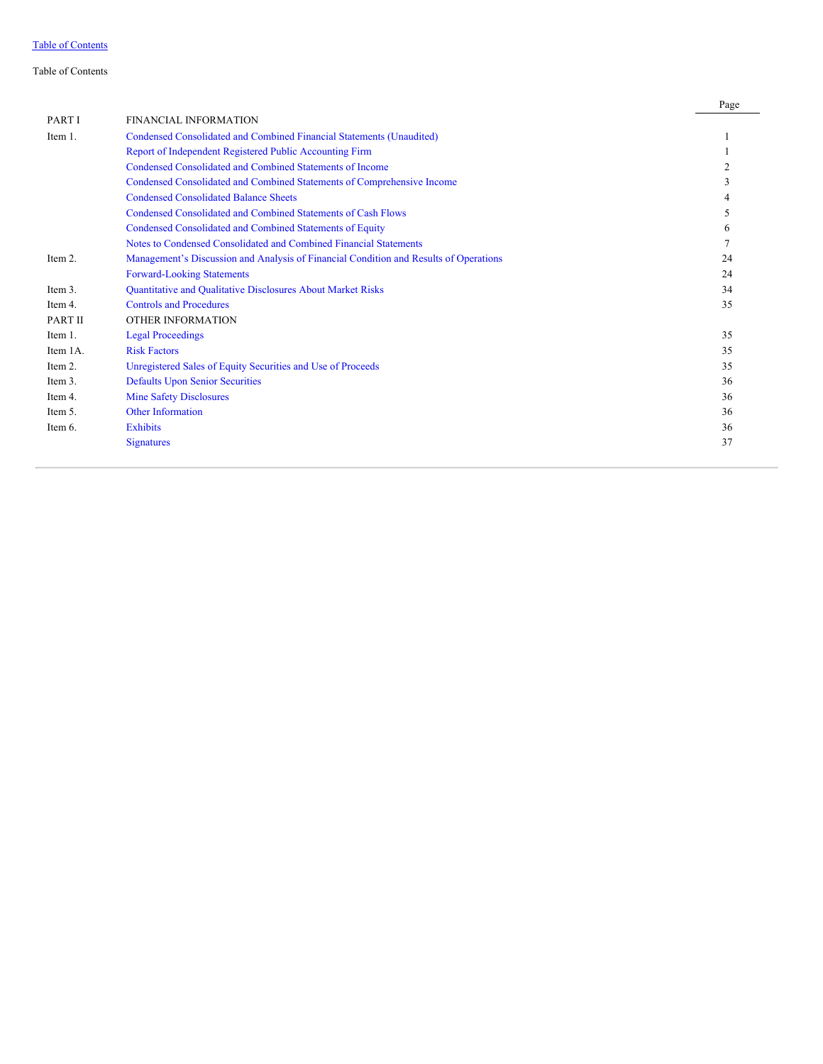Table of Contents

Table of Contents

| | | Page |
|---|---|---|
| PART I | FINANCIAL INFORMATION | |
| Item 1. | Condensed Consolidated and Combined Financial Statements (Unaudited) | 1 |
| | Report of Independent Registered Public Accounting Firm | 1 |
| | Condensed Consolidated and Combined Statements of Income | 2 |
| | Condensed Consolidated and Combined Statements of Comprehensive Income | 3 |
| | Condensed Consolidated Balance Sheets | 4 |
| | Condensed Consolidated and Combined Statements of Cash Flows | 5 |
| | Condensed Consolidated and Combined Statements of Equity | 6 |
| | Notes to Condensed Consolidated and Combined Financial Statements | 7 |
| Item 2. | Management's Discussion and Analysis of Financial Condition and Results of Operations | 24 |
| | Forward-Looking Statements | 24 |
| Item 3. | Quantitative and Qualitative Disclosures About Market Risks | 34 |
| Item 4. | Controls and Procedures | 35 |
| PART II | OTHER INFORMATION | |
| Item 1. | Legal Proceedings | 35 |
| Item 1A. | Risk Factors | 35 |
| Item 2. | Unregistered Sales of Equity Securities and Use of Proceeds | 35 |
| Item 3. | Defaults Upon Senior Securities | 36 |
| Item 4. | Mine Safety Disclosures | 36 |
| Item 5. | Other Information | 36 |
| Item 6. | Exhibits | 36 |
| | Signatures | 37 |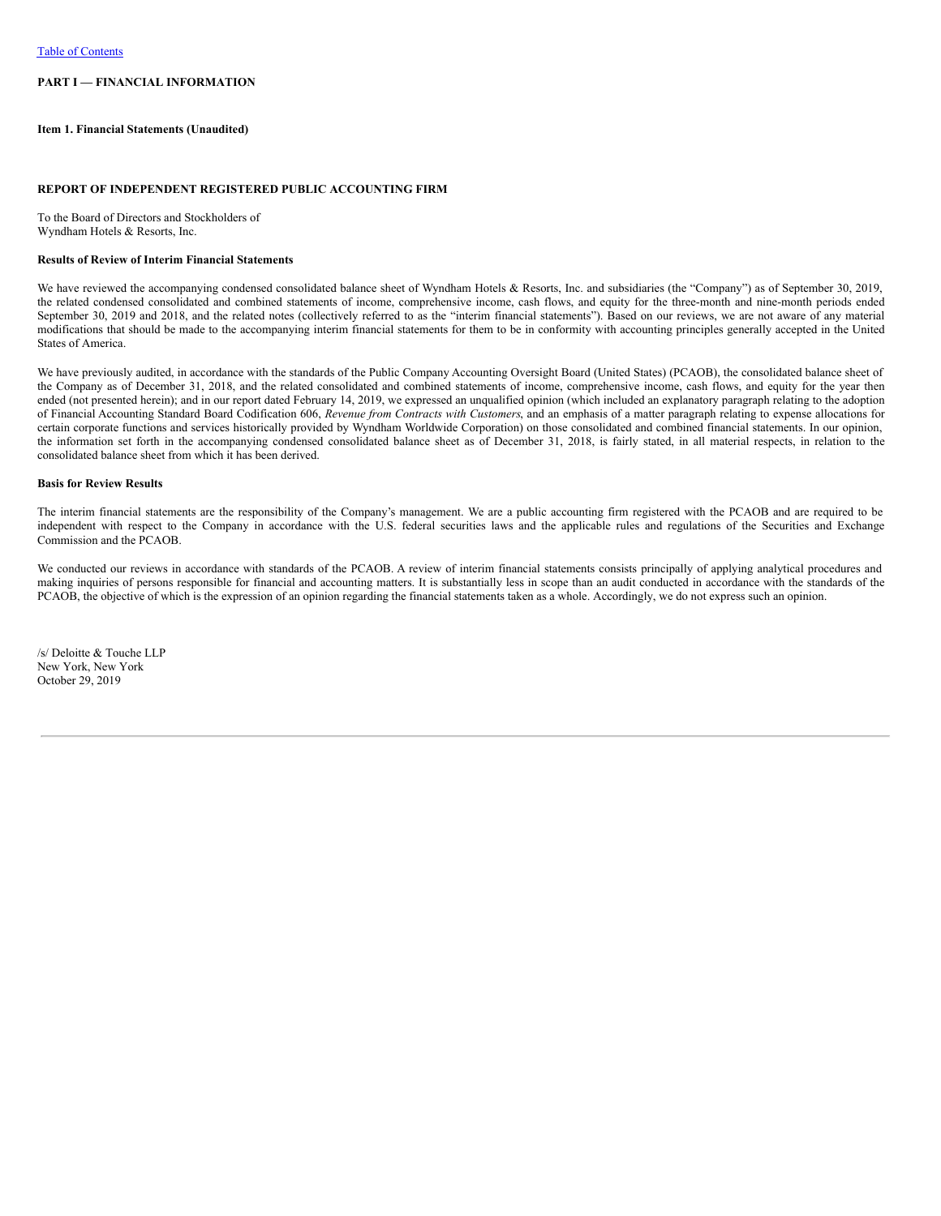[Table of Contents](#)

**PART I — FINANCIAL INFORMATION**

**Item 1. Financial Statements (Unaudited)**

**REPORT OF INDEPENDENT REGISTERED PUBLIC ACCOUNTING FIRM**

To the Board of Directors and Stockholders of
Wyndham Hotels & Resorts, Inc.

**Results of Review of Interim Financial Statements**

We have reviewed the accompanying condensed consolidated balance sheet of Wyndham Hotels & Resorts, Inc. and subsidiaries (the "Company") as of September 30, 2019, the related condensed consolidated and combined statements of income, comprehensive income, cash flows, and equity for the three-month and nine-month periods ended September 30, 2019 and 2018, and the related notes (collectively referred to as the "interim financial statements"). Based on our reviews, we are not aware of any material modifications that should be made to the accompanying interim financial statements for them to be in conformity with accounting principles generally accepted in the United States of America.

We have previously audited, in accordance with the standards of the Public Company Accounting Oversight Board (United States) (PCAOB), the consolidated balance sheet of the Company as of December 31, 2018, and the related consolidated and combined statements of income, comprehensive income, cash flows, and equity for the year then ended (not presented herein); and in our report dated February 14, 2019, we expressed an unqualified opinion (which included an explanatory paragraph relating to the adoption of Financial Accounting Standard Board Codification 606, *Revenue from Contracts with Customers*, and an emphasis of a matter paragraph relating to expense allocations for certain corporate functions and services historically provided by Wyndham Worldwide Corporation) on those consolidated and combined financial statements. In our opinion, the information set forth in the accompanying condensed consolidated balance sheet as of December 31, 2018, is fairly stated, in all material respects, in relation to the consolidated balance sheet from which it has been derived.

**Basis for Review Results**

The interim financial statements are the responsibility of the Company's management. We are a public accounting firm registered with the PCAOB and are required to be independent with respect to the Company in accordance with the U.S. federal securities laws and the applicable rules and regulations of the Securities and Exchange Commission and the PCAOB.

We conducted our reviews in accordance with standards of the PCAOB. A review of interim financial statements consists principally of applying analytical procedures and making inquiries of persons responsible for financial and accounting matters. It is substantially less in scope than an audit conducted in accordance with the standards of the PCAOB, the objective of which is the expression of an opinion regarding the financial statements taken as a whole. Accordingly, we do not express such an opinion.

/s/ Deloitte & Touche LLP
New York, New York
October 29, 2019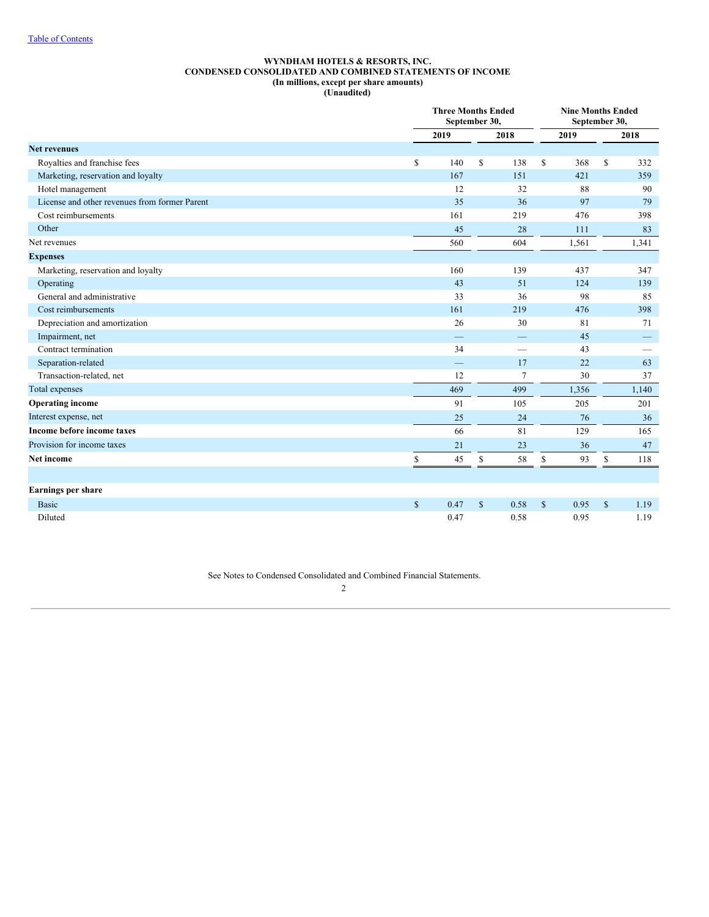[Table of Contents](#)

**WYNDHAM HOTELS & RESORTS, INC.**
**CONDENSED CONSOLIDATED AND COMBINED STATEMENTS OF INCOME**
**(In millions, except per share amounts)**
**(Unaudited)**

| | Three Months Ended September 30, | | Nine Months Ended September 30, | |
|---|---|---|---|---|
| | 2019 | 2018 | 2019 | 2018 |
| **Net revenues** | | | | |
| Royalties and franchise fees | $ 140 | $ 138 | $ 368 | $ 332 |
| Marketing, reservation and loyalty | 167 | 151 | 421 | 359 |
| Hotel management | 12 | 32 | 88 | 90 |
| License and other revenues from former Parent | 35 | 36 | 97 | 79 |
| Cost reimbursements | 161 | 219 | 476 | 398 |
| Other | 45 | 28 | 111 | 83 |
| Net revenues | 560 | 604 | 1,561 | 1,341 |
| **Expenses** | | | | |
| Marketing, reservation and loyalty | 160 | 139 | 437 | 347 |
| Operating | 43 | 51 | 124 | 139 |
| General and administrative | 33 | 36 | 98 | 85 |
| Cost reimbursements | 161 | 219 | 476 | 398 |
| Depreciation and amortization | 26 | 30 | 81 | 71 |
| Impairment, net | — | — | 45 | — |
| Contract termination | 34 | — | 43 | — |
| Separation-related | — | 17 | 22 | 63 |
| Transaction-related, net | 12 | 7 | 30 | 37 |
| Total expenses | 469 | 499 | 1,356 | 1,140 |
| **Operating income** | 91 | 105 | 205 | 201 |
| Interest expense, net | 25 | 24 | 76 | 36 |
| **Income before income taxes** | 66 | 81 | 129 | 165 |
| Provision for income taxes | 21 | 23 | 36 | 47 |
| **Net income** | $ 45 | $ 58 | $ 93 | $ 118 |
| | | | | |
| **Earnings per share** | | | | |
| Basic | $ 0.47 | $ 0.58 | $ 0.95 | $ 1.19 |
| Diluted | 0.47 | 0.58 | 0.95 | 1.19 |

See Notes to Condensed Consolidated and Combined Financial Statements.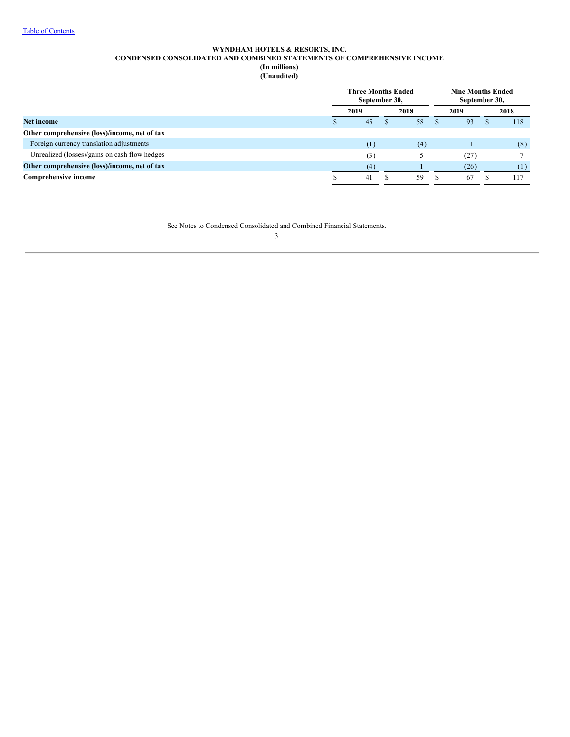# WYNDHAM HOTELS & RESORTS, INC.

## CONDENSED CONSOLIDATED AND COMBINED STATEMENTS OF COMPREHENSIVE INCOME

**(In millions)**

**(Unaudited)**

| | Three Months Ended September 30, | | Nine Months Ended September 30, | |
|---|---|---|---|---|
| | **2019** | **2018** | **2019** | **2018** |
| **Net income** | $ 45 | $ 58 | $ 93 | $ 118 |
| **Other comprehensive (loss)/income, net of tax** | | | | |
| Foreign currency translation adjustments | (1) | (4) | 1 | (8) |
| Unrealized (losses)/gains on cash flow hedges | (3) | 5 | (27) | 7 |
| **Other comprehensive (loss)/income, net of tax** | (4) | 1 | (26) | (1) |
| **Comprehensive income** | $ 41 | $ 59 | $ 67 | $ 117 |

See Notes to Condensed Consolidated and Combined Financial Statements.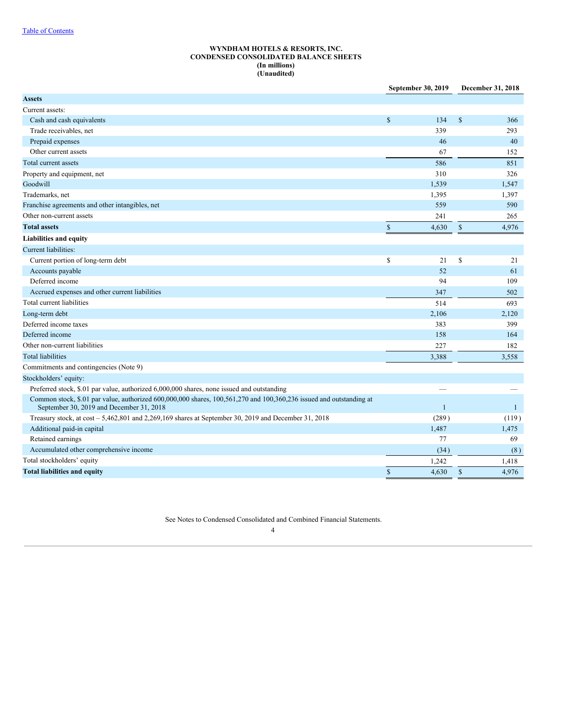[Table of Contents](#)

# WYNDHAM HOTELS & RESORTS, INC.
## CONDENSED CONSOLIDATED BALANCE SHEETS
### (In millions)
### (Unaudited)

| | September 30, 2019 | December 31, 2018 |
|---|---|---|
| **Assets** | | |
| Current assets: | | |
| Cash and cash equivalents | $ 134 | $ 366 |
| Trade receivables, net | 339 | 293 |
| Prepaid expenses | 46 | 40 |
| Other current assets | 67 | 152 |
| Total current assets | 586 | 851 |
| Property and equipment, net | 310 | 326 |
| Goodwill | 1,539 | 1,547 |
| Trademarks, net | 1,395 | 1,397 |
| Franchise agreements and other intangibles, net | 559 | 590 |
| Other non-current assets | 241 | 265 |
| **Total assets** | $ 4,630 | $ 4,976 |
| **Liabilities and equity** | | |
| Current liabilities: | | |
| Current portion of long-term debt | $ 21 | $ 21 |
| Accounts payable | 52 | 61 |
| Deferred income | 94 | 109 |
| Accrued expenses and other current liabilities | 347 | 502 |
| Total current liabilities | 514 | 693 |
| Long-term debt | 2,106 | 2,120 |
| Deferred income taxes | 383 | 399 |
| Deferred income | 158 | 164 |
| Other non-current liabilities | 227 | 182 |
| Total liabilities | 3,388 | 3,558 |
| Commitments and contingencies (Note 9) | | |
| Stockholders' equity: | | |
| Preferred stock, $.01 par value, authorized 6,000,000 shares, none issued and outstanding | — | — |
| Common stock, $.01 par value, authorized 600,000,000 shares, 100,561,270 and 100,360,236 issued and outstanding at September 30, 2019 and December 31, 2018 | 1 | 1 |
| Treasury stock, at cost – 5,462,801 and 2,269,169 shares at September 30, 2019 and December 31, 2018 | (289) | (119) |
| Additional paid-in capital | 1,487 | 1,475 |
| Retained earnings | 77 | 69 |
| Accumulated other comprehensive income | (34) | (8) |
| Total stockholders' equity | 1,242 | 1,418 |
| **Total liabilities and equity** | $ 4,630 | $ 4,976 |

See Notes to Condensed Consolidated and Combined Financial Statements.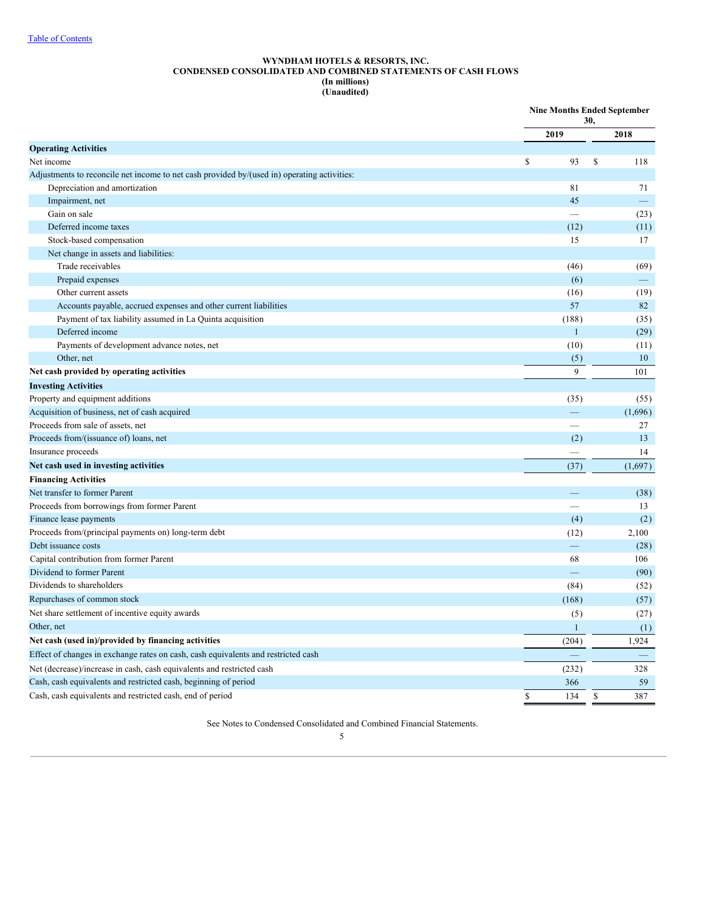# WYNDHAM HOTELS & RESORTS, INC.
## CONDENSED CONSOLIDATED AND COMBINED STATEMENTS OF CASH FLOWS
### (In millions)
### (Unaudited)

| | Nine Months Ended September 30, | |
|---|---|---|
| | 2019 | 2018 |
| **Operating Activities** | | |
| Net income | $ 93 | $ 118 |
| Adjustments to reconcile net income to net cash provided by/(used in) operating activities: | | |
| Depreciation and amortization | 81 | 71 |
| Impairment, net | 45 | — |
| Gain on sale | — | (23) |
| Deferred income taxes | (12) | (11) |
| Stock-based compensation | 15 | 17 |
| Net change in assets and liabilities: | | |
| Trade receivables | (46) | (69) |
| Prepaid expenses | (6) | — |
| Other current assets | (16) | (19) |
| Accounts payable, accrued expenses and other current liabilities | 57 | 82 |
| Payment of tax liability assumed in La Quinta acquisition | (188) | (35) |
| Deferred income | 1 | (29) |
| Payments of development advance notes, net | (10) | (11) |
| Other, net | (5) | 10 |
| **Net cash provided by operating activities** | 9 | 101 |
| **Investing Activities** | | |
| Property and equipment additions | (35) | (55) |
| Acquisition of business, net of cash acquired | — | (1,696) |
| Proceeds from sale of assets, net | — | 27 |
| Proceeds from/(issuance of) loans, net | (2) | 13 |
| Insurance proceeds | — | 14 |
| **Net cash used in investing activities** | (37) | (1,697) |
| **Financing Activities** | | |
| Net transfer to former Parent | — | (38) |
| Proceeds from borrowings from former Parent | — | 13 |
| Finance lease payments | (4) | (2) |
| Proceeds from/(principal payments on) long-term debt | (12) | 2,100 |
| Debt issuance costs | — | (28) |
| Capital contribution from former Parent | 68 | 106 |
| Dividend to former Parent | — | (90) |
| Dividends to shareholders | (84) | (52) |
| Repurchases of common stock | (168) | (57) |
| Net share settlement of incentive equity awards | (5) | (27) |
| Other, net | 1 | (1) |
| **Net cash (used in)/provided by financing activities** | (204) | 1,924 |
| Effect of changes in exchange rates on cash, cash equivalents and restricted cash | — | — |
| Net (decrease)/increase in cash, cash equivalents and restricted cash | (232) | 328 |
| Cash, cash equivalents and restricted cash, beginning of period | 366 | 59 |
| Cash, cash equivalents and restricted cash, end of period | $ 134 | $ 387 |

See Notes to Condensed Consolidated and Combined Financial Statements.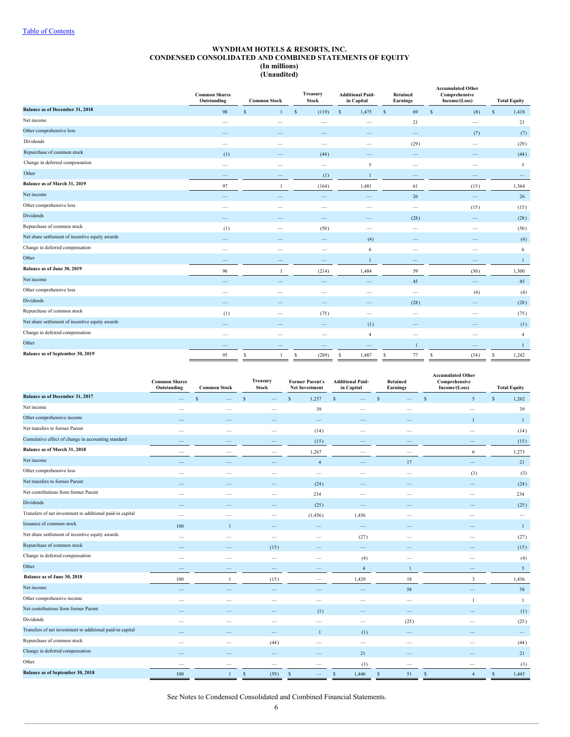[Table of Contents](#)

# WYNDHAM HOTELS & RESORTS, INC.
## CONDENSED CONSOLIDATED AND COMBINED STATEMENTS OF EQUITY
### (In millions)
### (Unaudited)

| | Common Shares Outstanding | Common Stock | Treasury Stock | Additional Paid-in Capital | Retained Earnings | Accumulated Other Comprehensive Income/(Loss) | Total Equity |
|---|---|---|---|---|---|---|---|
| **Balance as of December 31, 2018** | 98 | $ 1 | $ (119) | $ 1,475 | $ 69 | $ (8) | $ 1,418 |
| Net income | — | — | — | — | 21 | — | 21 |
| Other comprehensive loss | — | — | — | — | — | (7) | (7) |
| Dividends | — | — | — | — | (29) | — | (29) |
| Repurchase of common stock | (1) | — | (44) | — | — | — | (44) |
| Change in deferred compensation | — | — | — | 5 | — | — | 5 |
| Other | — | — | (1) | 1 | — | — | — |
| **Balance as of March 31, 2019** | 97 | 1 | (164) | 1,481 | 61 | (15) | 1,364 |
| Net income | — | — | — | — | 26 | — | 26 |
| Other comprehensive loss | — | — | — | — | — | (15) | (15) |
| Dividends | — | — | — | — | (28) | — | (28) |
| Repurchase of common stock | (1) | — | (50) | — | — | — | (50) |
| Net share settlement of incentive equity awards | — | — | — | (4) | — | — | (4) |
| Change in deferred compensation | — | — | — | 6 | — | — | 6 |
| Other | — | — | — | 1 | — | — | 1 |
| **Balance as of June 30, 2019** | 96 | 1 | (214) | 1,484 | 59 | (30) | 1,300 |
| Net income | — | — | — | — | 45 | — | 45 |
| Other comprehensive loss | — | — | — | — | — | (4) | (4) |
| Dividends | — | — | — | — | (28) | — | (28) |
| Repurchase of common stock | (1) | — | (75) | — | — | — | (75) |
| Net share settlement of incentive equity awards | — | — | — | (1) | — | — | (1) |
| Change in deferred compensation | — | — | — | 4 | — | — | 4 |
| Other | — | — | — | — | 1 | — | 1 |
| **Balance as of September 30, 2019** | 95 | $ 1 | $ (289) | $ 1,487 | $ 77 | $ (34) | $ 1,242 |

| | Common Shares Outstanding | Common Stock | Treasury Stock | Former Parent's Net Investment | Additional Paid-in Capital | Retained Earnings | Accumulated Other Comprehensive Income/(Loss) | Total Equity |
|---|---|---|---|---|---|---|---|---|
| **Balance as of December 31, 2017** | — | $ — | $ — | $ 1,257 | $ — | $ — | $ 5 | $ 1,262 |
| Net income | — | — | — | 39 | — | — | — | 39 |
| Other comprehensive income | — | — | — | — | — | — | 1 | 1 |
| Net transfers to former Parent | — | — | — | (14) | — | — | — | (14) |
| Cumulative effect of change in accounting standard | — | — | — | (15) | — | — | — | (15) |
| **Balance as of March 31, 2018** | — | — | — | 1,267 | — | — | 6 | 1,273 |
| Net income | — | — | — | 4 | — | 17 | — | 21 |
| Other comprehensive loss | — | — | — | — | — | — | (3) | (3) |
| Net transfers to former Parent | — | — | — | (24) | — | — | — | (24) |
| Net contributions from former Parent | — | — | — | 234 | — | — | — | 234 |
| Dividends | — | — | — | (25) | — | — | — | (25) |
| Transfers of net investment to additional paid-in capital | — | — | — | (1,456) | 1,456 | — | — | — |
| Issuance of common stock | 100 | 1 | — | — | — | — | — | 1 |
| Net share settlement of incentive equity awards | — | — | — | — | (27) | — | — | (27) |
| Repurchase of common stock | — | — | (15) | — | — | — | — | (15) |
| Change in deferred compensation | — | — | — | — | (4) | — | — | (4) |
| Other | — | — | — | — | 4 | 1 | — | 5 |
| **Balance as of June 30, 2018** | 100 | 1 | (15) | — | 1,429 | 18 | 3 | 1,436 |
| Net income | — | — | — | — | — | 58 | — | 58 |
| Other comprehensive income | — | — | — | — | — | — | 1 | 1 |
| Net contributions from former Parent | — | — | — | (1) | — | — | — | (1) |
| Dividends | — | — | — | — | — | (25) | — | (25) |
| Transfers of net investment to additional paid-in capital | — | — | — | 1 | (1) | — | — | — |
| Repurchase of common stock | — | — | (44) | — | — | — | — | (44) |
| Change in deferred compensation | — | — | — | — | 21 | — | — | 21 |
| Other | — | — | — | — | (3) | — | — | (3) |
| **Balance as of September 30, 2018** | 100 | 1 | $ (59) | $ — | $ 1,446 | $ 51 | $ 4 | $ 1,443 |

See Notes to Condensed Consolidated and Combined Financial Statements.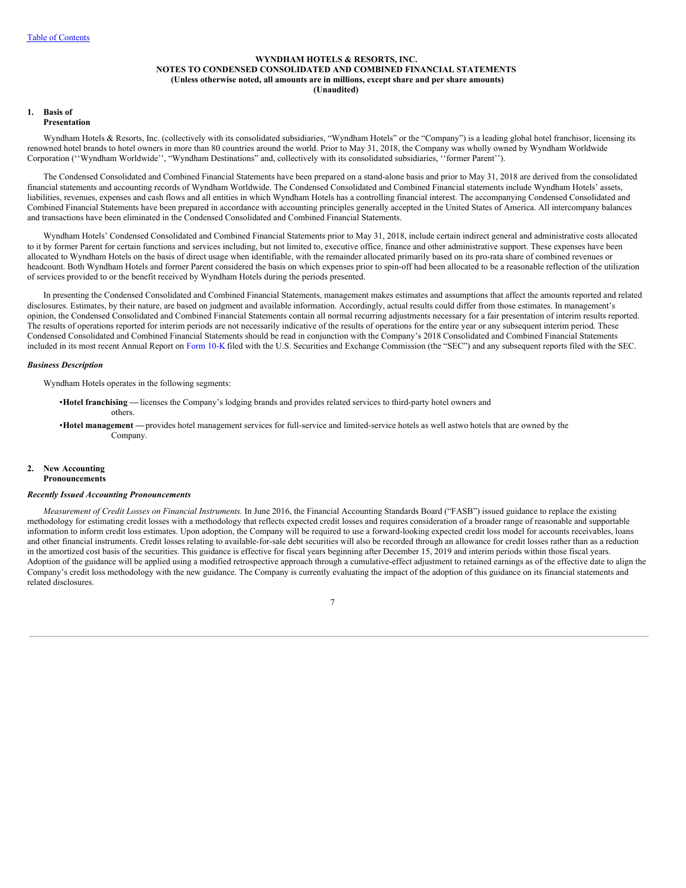[Table of Contents](#)

**WYNDHAM HOTELS & RESORTS, INC.**
**NOTES TO CONDENSED CONSOLIDATED AND COMBINED FINANCIAL STATEMENTS**
**(Unless otherwise noted, all amounts are in millions, except share and per share amounts)**
**(Unaudited)**

## 1. Basis of Presentation

Wyndham Hotels & Resorts, Inc. (collectively with its consolidated subsidiaries, "Wyndham Hotels" or the "Company") is a leading global hotel franchisor, licensing its renowned hotel brands to hotel owners in more than 80 countries around the world. Prior to May 31, 2018, the Company was wholly owned by Wyndham Worldwide Corporation (''Wyndham Worldwide'', "Wyndham Destinations" and, collectively with its consolidated subsidiaries, ''former Parent'').

The Condensed Consolidated and Combined Financial Statements have been prepared on a stand-alone basis and prior to May 31, 2018 are derived from the consolidated financial statements and accounting records of Wyndham Worldwide. The Condensed Consolidated and Combined Financial statements include Wyndham Hotels' assets, liabilities, revenues, expenses and cash flows and all entities in which Wyndham Hotels has a controlling financial interest. The accompanying Condensed Consolidated and Combined Financial Statements have been prepared in accordance with accounting principles generally accepted in the United States of America. All intercompany balances and transactions have been eliminated in the Condensed Consolidated and Combined Financial Statements.

Wyndham Hotels' Condensed Consolidated and Combined Financial Statements prior to May 31, 2018, include certain indirect general and administrative costs allocated to it by former Parent for certain functions and services including, but not limited to, executive office, finance and other administrative support. These expenses have been allocated to Wyndham Hotels on the basis of direct usage when identifiable, with the remainder allocated primarily based on its pro-rata share of combined revenues or headcount. Both Wyndham Hotels and former Parent considered the basis on which expenses prior to spin-off had been allocated to be a reasonable reflection of the utilization of services provided to or the benefit received by Wyndham Hotels during the periods presented.

In presenting the Condensed Consolidated and Combined Financial Statements, management makes estimates and assumptions that affect the amounts reported and related disclosures. Estimates, by their nature, are based on judgment and available information. Accordingly, actual results could differ from those estimates. In management's opinion, the Condensed Consolidated and Combined Financial Statements contain all normal recurring adjustments necessary for a fair presentation of interim results reported. The results of operations reported for interim periods are not necessarily indicative of the results of operations for the entire year or any subsequent interim period. These Condensed Consolidated and Combined Financial Statements should be read in conjunction with the Company's 2018 Consolidated and Combined Financial Statements included in its most recent Annual Report on Form 10-K filed with the U.S. Securities and Exchange Commission (the "SEC") and any subsequent reports filed with the SEC.

### *Business Description*

Wyndham Hotels operates in the following segments:

- **Hotel franchising —** licenses the Company's lodging brands and provides related services to third-party hotel owners and others.
- **Hotel management —** provides hotel management services for full-service and limited-service hotels as well as two hotels that are owned by the Company.

## 2. New Accounting Pronouncements

### *Recently Issued Accounting Pronouncements*

*Measurement of Credit Losses on Financial Instruments.* In June 2016, the Financial Accounting Standards Board ("FASB") issued guidance to replace the existing methodology for estimating credit losses with a methodology that reflects expected credit losses and requires consideration of a broader range of reasonable and supportable information to inform credit loss estimates. Upon adoption, the Company will be required to use a forward-looking expected credit loss model for accounts receivables, loans and other financial instruments. Credit losses relating to available-for-sale debt securities will also be recorded through an allowance for credit losses rather than as a reduction in the amortized cost basis of the securities. This guidance is effective for fiscal years beginning after December 15, 2019 and interim periods within those fiscal years. Adoption of the guidance will be applied using a modified retrospective approach through a cumulative-effect adjustment to retained earnings as of the effective date to align the Company's credit loss methodology with the new guidance. The Company is currently evaluating the impact of the adoption of this guidance on its financial statements and related disclosures.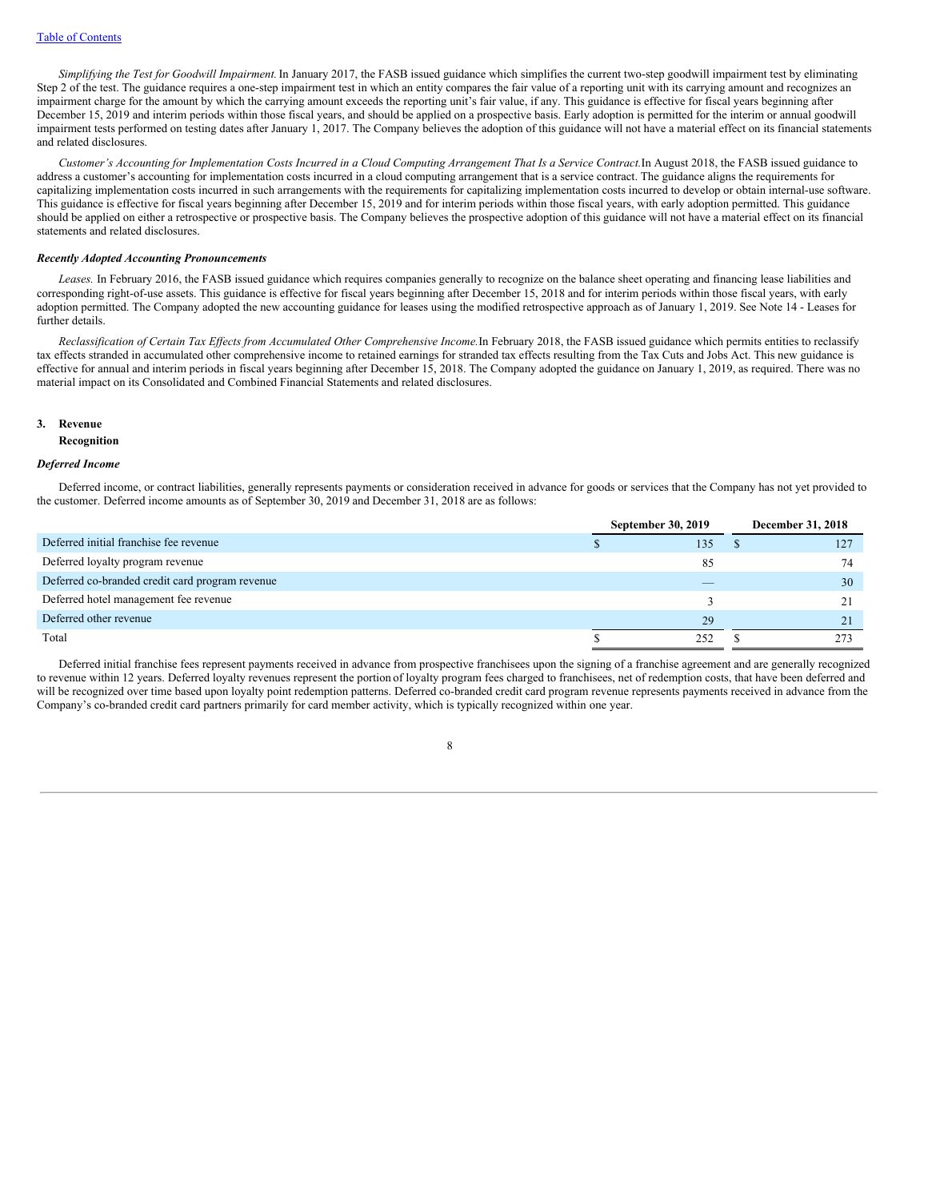*Simplifying the Test for Goodwill Impairment.* In January 2017, the FASB issued guidance which simplifies the current two-step goodwill impairment test by eliminating Step 2 of the test. The guidance requires a one-step impairment test in which an entity compares the fair value of a reporting unit with its carrying amount and recognizes an impairment charge for the amount by which the carrying amount exceeds the reporting unit's fair value, if any. This guidance is effective for fiscal years beginning after December 15, 2019 and interim periods within those fiscal years, and should be applied on a prospective basis. Early adoption is permitted for the interim or annual goodwill impairment tests performed on testing dates after January 1, 2017. The Company believes the adoption of this guidance will not have a material effect on its financial statements and related disclosures.

*Customer's Accounting for Implementation Costs Incurred in a Cloud Computing Arrangement That Is a Service Contract.* In August 2018, the FASB issued guidance to address a customer's accounting for implementation costs incurred in a cloud computing arrangement that is a service contract. The guidance aligns the requirements for capitalizing implementation costs incurred in such arrangements with the requirements for capitalizing implementation costs incurred to develop or obtain internal-use software. This guidance is effective for fiscal years beginning after December 15, 2019 and for interim periods within those fiscal years, with early adoption permitted. This guidance should be applied on either a retrospective or prospective basis. The Company believes the prospective adoption of this guidance will not have a material effect on its financial statements and related disclosures.

***Recently Adopted Accounting Pronouncements***

*Leases.* In February 2016, the FASB issued guidance which requires companies generally to recognize on the balance sheet operating and financing lease liabilities and corresponding right-of-use assets. This guidance is effective for fiscal years beginning after December 15, 2018 and for interim periods within those fiscal years, with early adoption permitted. The Company adopted the new accounting guidance for leases using the modified retrospective approach as of January 1, 2019. See Note 14 - Leases for further details.

*Reclassification of Certain Tax Effects from Accumulated Other Comprehensive Income.* In February 2018, the FASB issued guidance which permits entities to reclassify tax effects stranded in accumulated other comprehensive income to retained earnings for stranded tax effects resulting from the Tax Cuts and Jobs Act. This new guidance is effective for annual and interim periods in fiscal years beginning after December 15, 2018. The Company adopted the guidance on January 1, 2019, as required. There was no material impact on its Consolidated and Combined Financial Statements and related disclosures.

## 3. Revenue Recognition

***Deferred Income***

Deferred income, or contract liabilities, generally represents payments or consideration received in advance for goods or services that the Company has not yet provided to the customer. Deferred income amounts as of September 30, 2019 and December 31, 2018 are as follows:

| | September 30, 2019 | December 31, 2018 |
|---|---|---|
| Deferred initial franchise fee revenue | $ 135 | $ 127 |
| Deferred loyalty program revenue | 85 | 74 |
| Deferred co-branded credit card program revenue | — | 30 |
| Deferred hotel management fee revenue | 3 | 21 |
| Deferred other revenue | 29 | 21 |
| Total | $ 252 | $ 273 |

Deferred initial franchise fees represent payments received in advance from prospective franchisees upon the signing of a franchise agreement and are generally recognized to revenue within 12 years. Deferred loyalty revenues represent the portion of loyalty program fees charged to franchisees, net of redemption costs, that have been deferred and will be recognized over time based upon loyalty point redemption patterns. Deferred co-branded credit card program revenue represents payments received in advance from the Company's co-branded credit card partners primarily for card member activity, which is typically recognized within one year.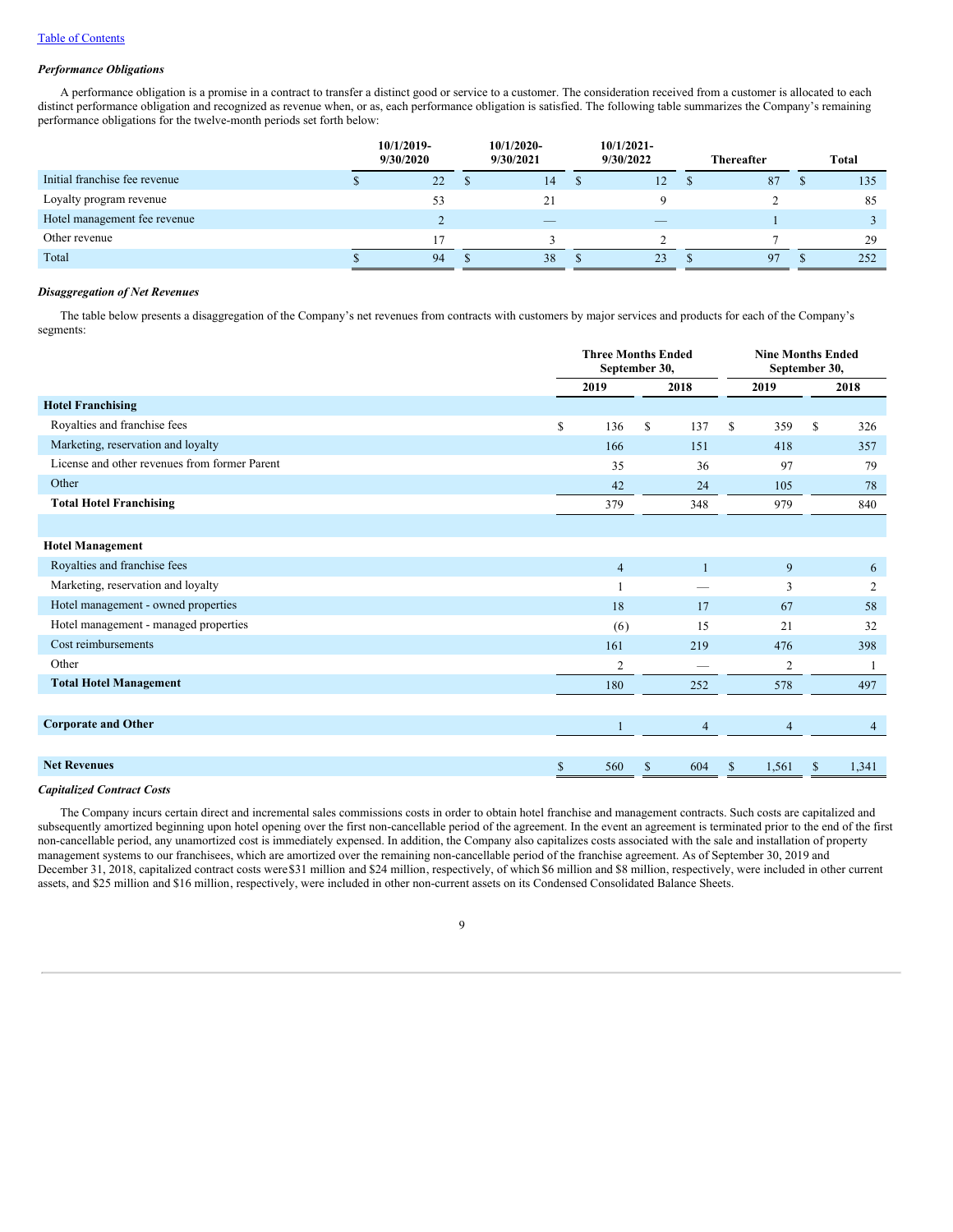[Table of Contents]

***Performance Obligations***

A performance obligation is a promise in a contract to transfer a distinct good or service to a customer. The consideration received from a customer is allocated to each distinct performance obligation and recognized as revenue when, or as, each performance obligation is satisfied. The following table summarizes the Company's remaining performance obligations for the twelve-month periods set forth below:

| | 10/1/2019-9/30/2020 | 10/1/2020-9/30/2021 | 10/1/2021-9/30/2022 | Thereafter | Total |
|---|---|---|---|---|---|
| Initial franchise fee revenue | $ 22 | $ 14 | $ 12 | $ 87 | $ 135 |
| Loyalty program revenue | 53 | 21 | 9 | 2 | 85 |
| Hotel management fee revenue | 2 | — | — | 1 | 3 |
| Other revenue | 17 | 3 | 2 | 7 | 29 |
| Total | $ 94 | $ 38 | $ 23 | $ 97 | $ 252 |

***Disaggregation of Net Revenues***

The table below presents a disaggregation of the Company's net revenues from contracts with customers by major services and products for each of the Company's segments:

| | Three Months Ended September 30, | | Nine Months Ended September 30, | |
|---|---|---|---|---|
| | 2019 | 2018 | 2019 | 2018 |
| **Hotel Franchising** | | | | |
| Royalties and franchise fees | $ 136 | $ 137 | $ 359 | $ 326 |
| Marketing, reservation and loyalty | 166 | 151 | 418 | 357 |
| License and other revenues from former Parent | 35 | 36 | 97 | 79 |
| Other | 42 | 24 | 105 | 78 |
| **Total Hotel Franchising** | 379 | 348 | 979 | 840 |
| | | | | |
| **Hotel Management** | | | | |
| Royalties and franchise fees | 4 | 1 | 9 | 6 |
| Marketing, reservation and loyalty | 1 | — | 3 | 2 |
| Hotel management - owned properties | 18 | 17 | 67 | 58 |
| Hotel management - managed properties | (6) | 15 | 21 | 32 |
| Cost reimbursements | 161 | 219 | 476 | 398 |
| Other | 2 | — | 2 | 1 |
| **Total Hotel Management** | 180 | 252 | 578 | 497 |
| | | | | |
| **Corporate and Other** | 1 | 4 | 4 | 4 |
| | | | | |
| **Net Revenues** | $ 560 | $ 604 | $ 1,561 | $ 1,341 |

***Capitalized Contract Costs***

The Company incurs certain direct and incremental sales commissions costs in order to obtain hotel franchise and management contracts. Such costs are capitalized and subsequently amortized beginning upon hotel opening over the first non-cancellable period of the agreement. In the event an agreement is terminated prior to the end of the first non-cancellable period, any unamortized cost is immediately expensed. In addition, the Company also capitalizes costs associated with the sale and installation of property management systems to our franchisees, which are amortized over the remaining non-cancellable period of the franchise agreement. As of September 30, 2019 and December 31, 2018, capitalized contract costs were $31 million and $24 million, respectively, of which $6 million and $8 million, respectively, were included in other current assets, and $25 million and $16 million, respectively, were included in other non-current assets on its Condensed Consolidated Balance Sheets.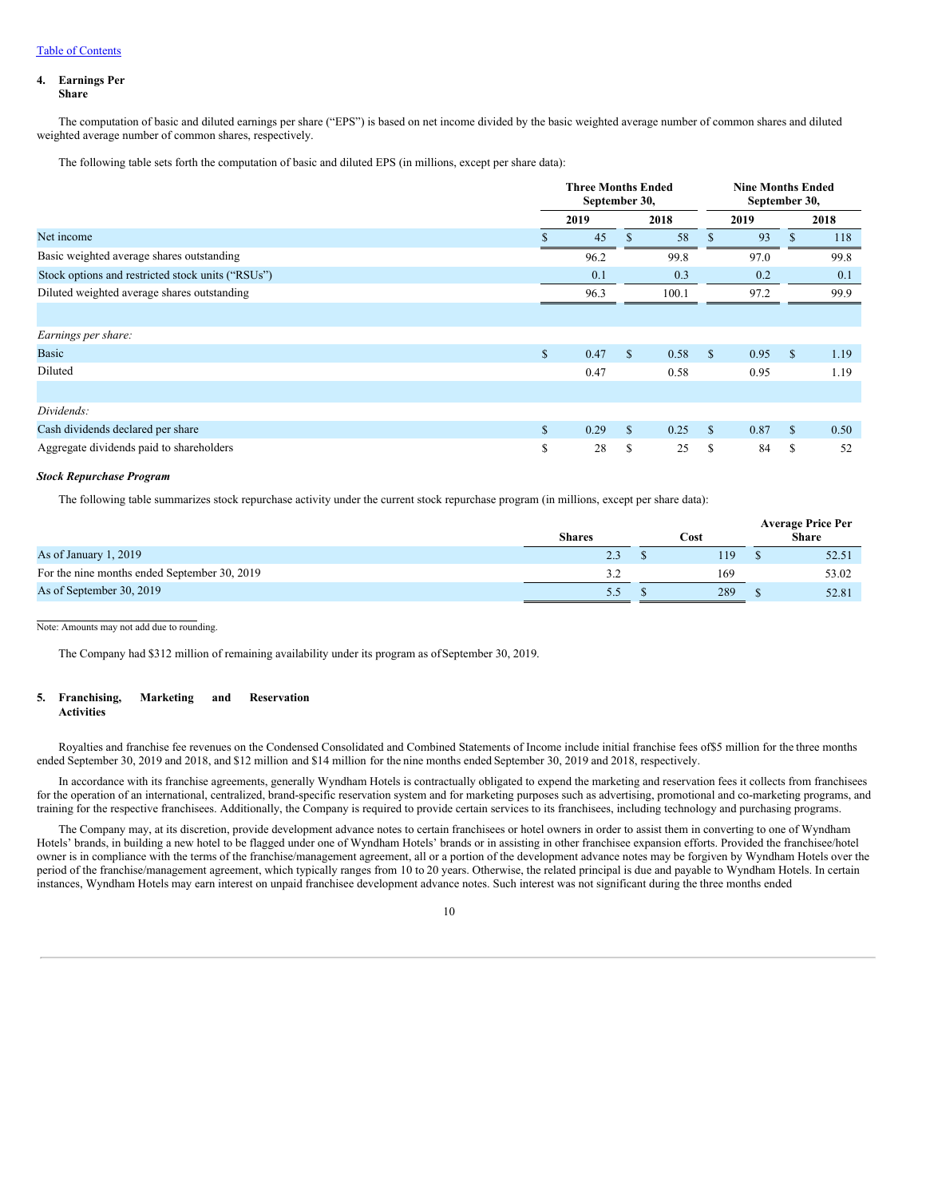[Table of Contents](#)

## 4. Earnings Per Share

The computation of basic and diluted earnings per share ("EPS") is based on net income divided by the basic weighted average number of common shares and diluted weighted average number of common shares, respectively.

The following table sets forth the computation of basic and diluted EPS (in millions, except per share data):

| | Three Months Ended September 30, | | Nine Months Ended September 30, | |
|---|---|---|---|---|
| | 2019 | 2018 | 2019 | 2018 |
| Net income | $ 45 | $ 58 | $ 93 | $ 118 |
| Basic weighted average shares outstanding | 96.2 | 99.8 | 97.0 | 99.8 |
| Stock options and restricted stock units ("RSUs") | 0.1 | 0.3 | 0.2 | 0.1 |
| Diluted weighted average shares outstanding | 96.3 | 100.1 | 97.2 | 99.9 |
| | | | | |
| *Earnings per share:* | | | | |
| Basic | $ 0.47 | $ 0.58 | $ 0.95 | $ 1.19 |
| Diluted | 0.47 | 0.58 | 0.95 | 1.19 |
| | | | | |
| *Dividends:* | | | | |
| Cash dividends declared per share | $ 0.29 | $ 0.25 | $ 0.87 | $ 0.50 |
| Aggregate dividends paid to shareholders | $ 28 | $ 25 | $ 84 | $ 52 |

***Stock Repurchase Program***

The following table summarizes stock repurchase activity under the current stock repurchase program (in millions, except per share data):

| | Shares | Cost | Average Price Per Share |
|---|---|---|---|
| As of January 1, 2019 | 2.3 | $ 119 | $ 52.51 |
| For the nine months ended September 30, 2019 | 3.2 | 169 | 53.02 |
| As of September 30, 2019 | 5.5 | $ 289 | $ 52.81 |

Note: Amounts may not add due to rounding.

The Company had $312 million of remaining availability under its program as of September 30, 2019.

## 5. Franchising, Marketing and Reservation Activities

Royalties and franchise fee revenues on the Condensed Consolidated and Combined Statements of Income include initial franchise fees of $5 million for the three months ended September 30, 2019 and 2018, and $12 million and $14 million for the nine months ended September 30, 2019 and 2018, respectively.

In accordance with its franchise agreements, generally Wyndham Hotels is contractually obligated to expend the marketing and reservation fees it collects from franchisees for the operation of an international, centralized, brand-specific reservation system and for marketing purposes such as advertising, promotional and co-marketing programs, and training for the respective franchisees. Additionally, the Company is required to provide certain services to its franchisees, including technology and purchasing programs.

The Company may, at its discretion, provide development advance notes to certain franchisees or hotel owners in order to assist them in converting to one of Wyndham Hotels' brands, in building a new hotel to be flagged under one of Wyndham Hotels' brands or in assisting in other franchisee expansion efforts. Provided the franchisee/hotel owner is in compliance with the terms of the franchise/management agreement, all or a portion of the development advance notes may be forgiven by Wyndham Hotels over the period of the franchise/management agreement, which typically ranges from 10 to 20 years. Otherwise, the related principal is due and payable to Wyndham Hotels. In certain instances, Wyndham Hotels may earn interest on unpaid franchisee development advance notes. Such interest was not significant during the three months ended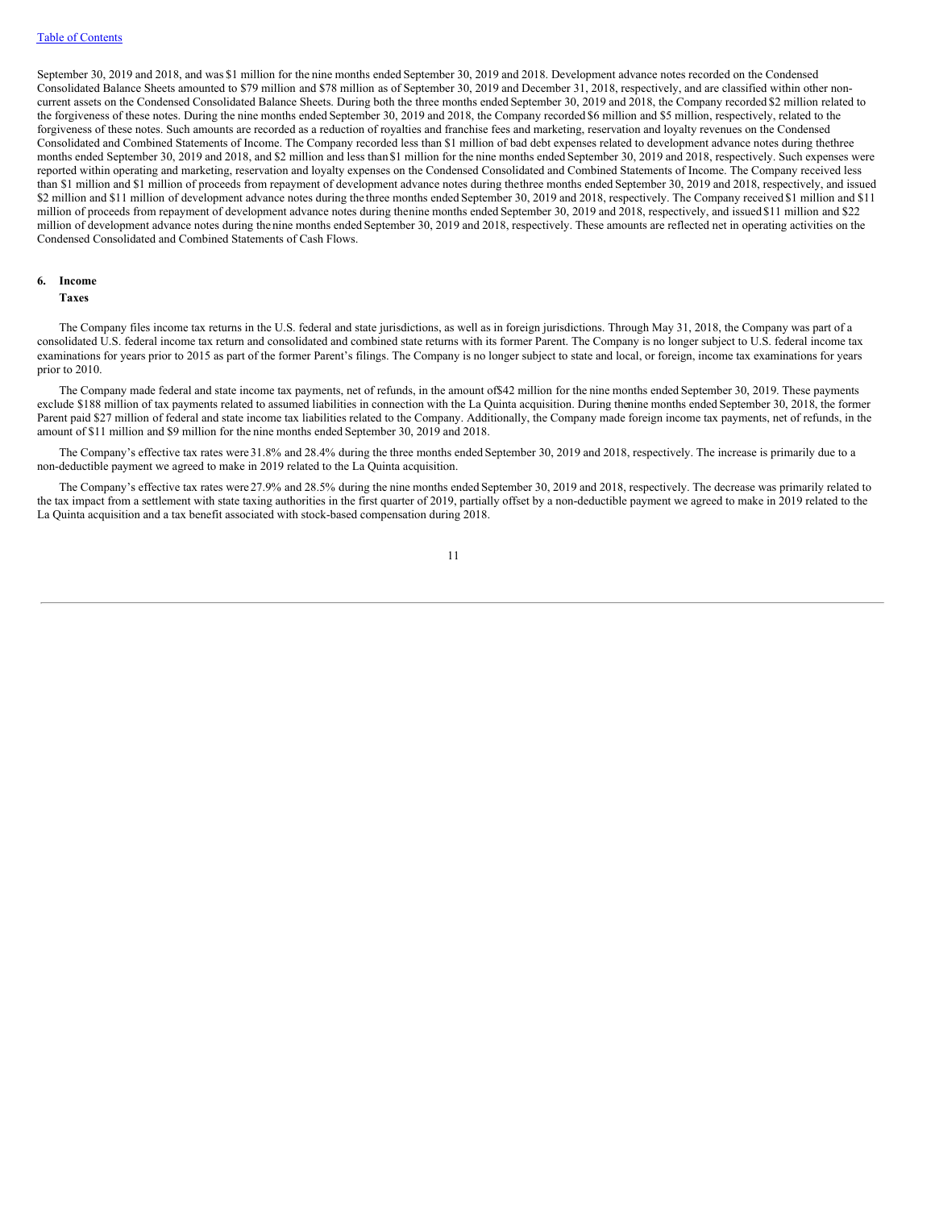September 30, 2019 and 2018, and was $1 million for the nine months ended September 30, 2019 and 2018. Development advance notes recorded on the Condensed Consolidated Balance Sheets amounted to $79 million and $78 million as of September 30, 2019 and December 31, 2018, respectively, and are classified within other non-current assets on the Condensed Consolidated Balance Sheets. During both the three months ended September 30, 2019 and 2018, the Company recorded $2 million related to the forgiveness of these notes. During the nine months ended September 30, 2019 and 2018, the Company recorded $6 million and $5 million, respectively, related to the forgiveness of these notes. Such amounts are recorded as a reduction of royalties and franchise fees and marketing, reservation and loyalty revenues on the Condensed Consolidated and Combined Statements of Income. The Company recorded less than $1 million of bad debt expenses related to development advance notes during the three months ended September 30, 2019 and 2018, and $2 million and less than $1 million for the nine months ended September 30, 2019 and 2018, respectively. Such expenses were reported within operating and marketing, reservation and loyalty expenses on the Condensed Consolidated and Combined Statements of Income. The Company received less than $1 million and $1 million of proceeds from repayment of development advance notes during the three months ended September 30, 2019 and 2018, respectively, and issued $2 million and $11 million of development advance notes during the three months ended September 30, 2019 and 2018, respectively. The Company received $1 million and $11 million of proceeds from repayment of development advance notes during the nine months ended September 30, 2019 and 2018, respectively, and issued $11 million and $22 million of development advance notes during the nine months ended September 30, 2019 and 2018, respectively. These amounts are reflected net in operating activities on the Condensed Consolidated and Combined Statements of Cash Flows.

## 6. Income Taxes

The Company files income tax returns in the U.S. federal and state jurisdictions, as well as in foreign jurisdictions. Through May 31, 2018, the Company was part of a consolidated U.S. federal income tax return and consolidated and combined state returns with its former Parent. The Company is no longer subject to U.S. federal income tax examinations for years prior to 2015 as part of the former Parent's filings. The Company is no longer subject to state and local, or foreign, income tax examinations for years prior to 2010.

The Company made federal and state income tax payments, net of refunds, in the amount of $42 million for the nine months ended September 30, 2019. These payments exclude $188 million of tax payments related to assumed liabilities in connection with the La Quinta acquisition. During the nine months ended September 30, 2018, the former Parent paid $27 million of federal and state income tax liabilities related to the Company. Additionally, the Company made foreign income tax payments, net of refunds, in the amount of $11 million and $9 million for the nine months ended September 30, 2019 and 2018.

The Company's effective tax rates were 31.8% and 28.4% during the three months ended September 30, 2019 and 2018, respectively. The increase is primarily due to a non-deductible payment we agreed to make in 2019 related to the La Quinta acquisition.

The Company's effective tax rates were 27.9% and 28.5% during the nine months ended September 30, 2019 and 2018, respectively. The decrease was primarily related to the tax impact from a settlement with state taxing authorities in the first quarter of 2019, partially offset by a non-deductible payment we agreed to make in 2019 related to the La Quinta acquisition and a tax benefit associated with stock-based compensation during 2018.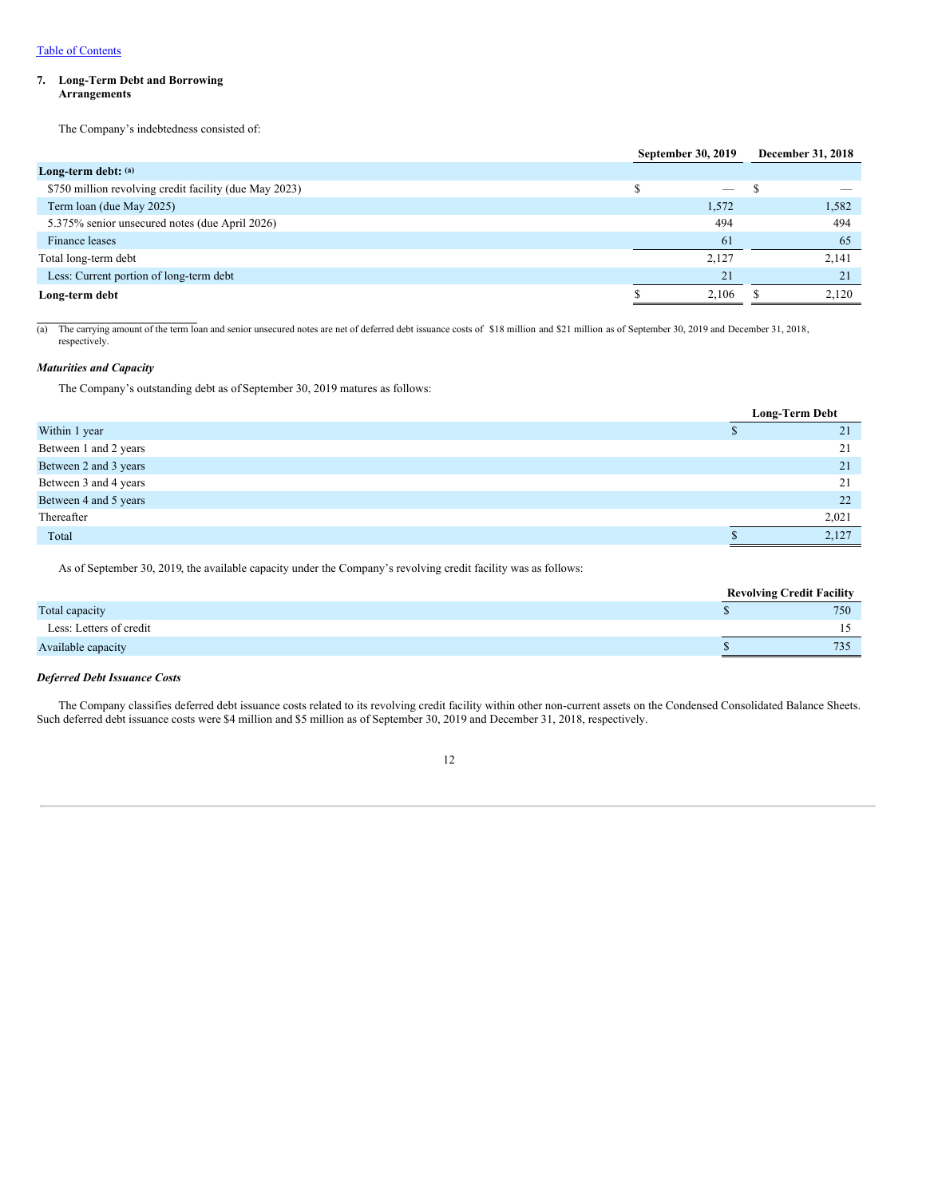[Table of Contents](#)

**7. Long-Term Debt and Borrowing Arrangements**

The Company's indebtedness consisted of:

| | September 30, 2019 | December 31, 2018 |
|---|---|---|
| **Long-term debt:** (a) | | |
| $750 million revolving credit facility (due May 2023) | $ — | $ — |
| Term loan (due May 2025) | 1,572 | 1,582 |
| 5.375% senior unsecured notes (due April 2026) | 494 | 494 |
| Finance leases | 61 | 65 |
| Total long-term debt | 2,127 | 2,141 |
| Less: Current portion of long-term debt | 21 | 21 |
| **Long-term debt** | $ 2,106 | $ 2,120 |

(a) The carrying amount of the term loan and senior unsecured notes are net of deferred debt issuance costs of $18 million and $21 million as of September 30, 2019 and December 31, 2018, respectively.

### *Maturities and Capacity*

The Company's outstanding debt as of September 30, 2019 matures as follows:

| | Long-Term Debt |
|---|---|
| Within 1 year | $ 21 |
| Between 1 and 2 years | 21 |
| Between 2 and 3 years | 21 |
| Between 3 and 4 years | 21 |
| Between 4 and 5 years | 22 |
| Thereafter | 2,021 |
| Total | $ 2,127 |

As of September 30, 2019, the available capacity under the Company's revolving credit facility was as follows:

| | Revolving Credit Facility |
|---|---|
| Total capacity | $ 750 |
| Less: Letters of credit | 15 |
| Available capacity | $ 735 |

### *Deferred Debt Issuance Costs*

The Company classifies deferred debt issuance costs related to its revolving credit facility within other non-current assets on the Condensed Consolidated Balance Sheets. Such deferred debt issuance costs were $4 million and $5 million as of September 30, 2019 and December 31, 2018, respectively.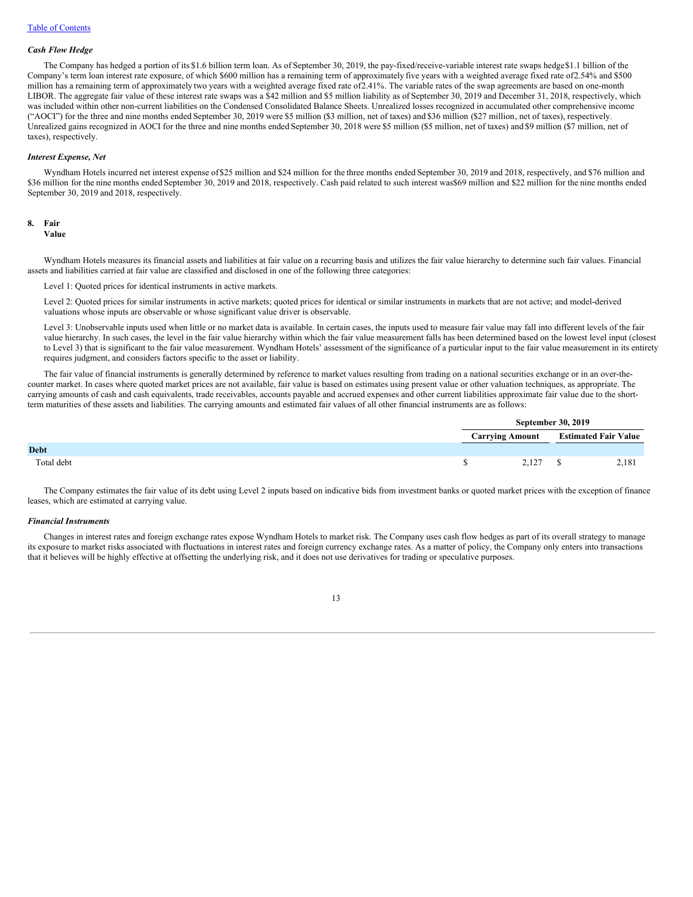*Cash Flow Hedge*

The Company has hedged a portion of its $1.6 billion term loan. As of September 30, 2019, the pay-fixed/receive-variable interest rate swaps hedge $1.1 billion of the Company's term loan interest rate exposure, of which $600 million has a remaining term of approximately five years with a weighted average fixed rate of 2.54% and $500 million has a remaining term of approximately two years with a weighted average fixed rate of 2.41%. The variable rates of the swap agreements are based on one-month LIBOR. The aggregate fair value of these interest rate swaps was a $42 million and $5 million liability as of September 30, 2019 and December 31, 2018, respectively, which was included within other non-current liabilities on the Condensed Consolidated Balance Sheets. Unrealized losses recognized in accumulated other comprehensive income ("AOCI") for the three and nine months ended September 30, 2019 were $5 million ($3 million, net of taxes) and $36 million ($27 million, net of taxes), respectively. Unrealized gains recognized in AOCI for the three and nine months ended September 30, 2018 were $5 million ($5 million, net of taxes) and $9 million ($7 million, net of taxes), respectively.

*Interest Expense, Net*

Wyndham Hotels incurred net interest expense of $25 million and $24 million for the three months ended September 30, 2019 and 2018, respectively, and $76 million and $36 million for the nine months ended September 30, 2019 and 2018, respectively. Cash paid related to such interest was $69 million and $22 million for the nine months ended September 30, 2019 and 2018, respectively.

## 8. Fair Value

Wyndham Hotels measures its financial assets and liabilities at fair value on a recurring basis and utilizes the fair value hierarchy to determine such fair values. Financial assets and liabilities carried at fair value are classified and disclosed in one of the following three categories:

Level 1: Quoted prices for identical instruments in active markets.

Level 2: Quoted prices for similar instruments in active markets; quoted prices for identical or similar instruments in markets that are not active; and model-derived valuations whose inputs are observable or whose significant value driver is observable.

Level 3: Unobservable inputs used when little or no market data is available. In certain cases, the inputs used to measure fair value may fall into different levels of the fair value hierarchy. In such cases, the level in the fair value hierarchy within which the fair value measurement falls has been determined based on the lowest level input (closest to Level 3) that is significant to the fair value measurement. Wyndham Hotels' assessment of the significance of a particular input to the fair value measurement in its entirety requires judgment, and considers factors specific to the asset or liability.

The fair value of financial instruments is generally determined by reference to market values resulting from trading on a national securities exchange or in an over-the-counter market. In cases where quoted market prices are not available, fair value is based on estimates using present value or other valuation techniques, as appropriate. The carrying amounts of cash and cash equivalents, trade receivables, accounts payable and accrued expenses and other current liabilities approximate fair value due to the short-term maturities of these assets and liabilities. The carrying amounts and estimated fair values of all other financial instruments are as follows:

| | September 30, 2019 | |
|---|---|---|
| | Carrying Amount | Estimated Fair Value |
| **Debt** | | |
| Total debt | $ 2,127 | $ 2,181 |

The Company estimates the fair value of its debt using Level 2 inputs based on indicative bids from investment banks or quoted market prices with the exception of finance leases, which are estimated at carrying value.

*Financial Instruments*

Changes in interest rates and foreign exchange rates expose Wyndham Hotels to market risk. The Company uses cash flow hedges as part of its overall strategy to manage its exposure to market risks associated with fluctuations in interest rates and foreign currency exchange rates. As a matter of policy, the Company only enters into transactions that it believes will be highly effective at offsetting the underlying risk, and it does not use derivatives for trading or speculative purposes.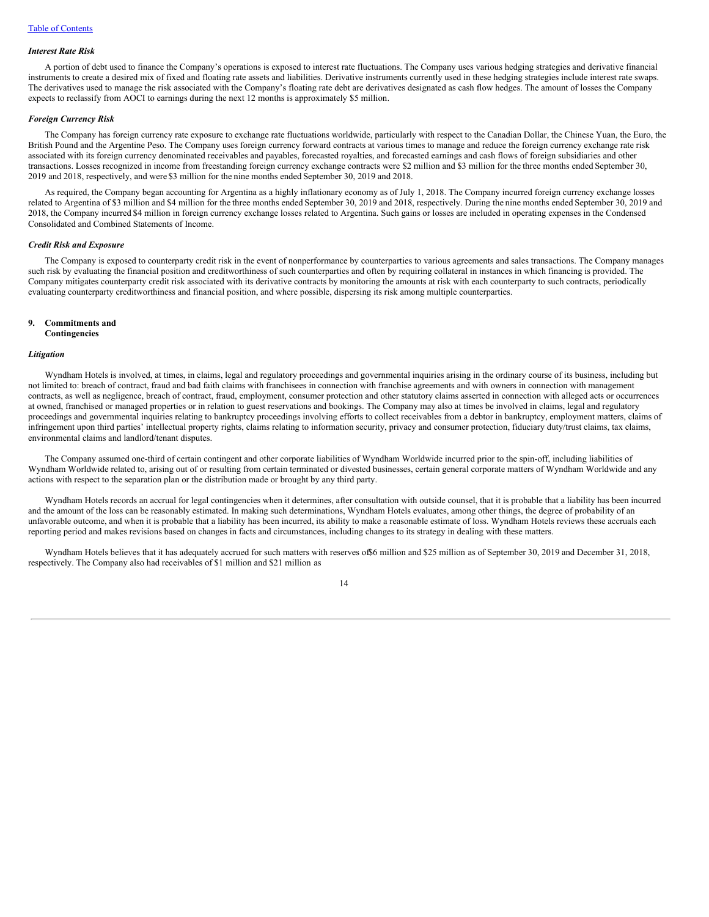*Interest Rate Risk*

A portion of debt used to finance the Company's operations is exposed to interest rate fluctuations. The Company uses various hedging strategies and derivative financial instruments to create a desired mix of fixed and floating rate assets and liabilities. Derivative instruments currently used in these hedging strategies include interest rate swaps. The derivatives used to manage the risk associated with the Company's floating rate debt are derivatives designated as cash flow hedges. The amount of losses the Company expects to reclassify from AOCI to earnings during the next 12 months is approximately $5 million.

*Foreign Currency Risk*

The Company has foreign currency rate exposure to exchange rate fluctuations worldwide, particularly with respect to the Canadian Dollar, the Chinese Yuan, the Euro, the British Pound and the Argentine Peso. The Company uses foreign currency forward contracts at various times to manage and reduce the foreign currency exchange rate risk associated with its foreign currency denominated receivables and payables, forecasted royalties, and forecasted earnings and cash flows of foreign subsidiaries and other transactions. Losses recognized in income from freestanding foreign currency exchange contracts were $2 million and $3 million for the three months ended September 30, 2019 and 2018, respectively, and were $3 million for the nine months ended September 30, 2019 and 2018.

As required, the Company began accounting for Argentina as a highly inflationary economy as of July 1, 2018. The Company incurred foreign currency exchange losses related to Argentina of $3 million and $4 million for the three months ended September 30, 2019 and 2018, respectively. During the nine months ended September 30, 2019 and 2018, the Company incurred $4 million in foreign currency exchange losses related to Argentina. Such gains or losses are included in operating expenses in the Condensed Consolidated and Combined Statements of Income.

*Credit Risk and Exposure*

The Company is exposed to counterparty credit risk in the event of nonperformance by counterparties to various agreements and sales transactions. The Company manages such risk by evaluating the financial position and creditworthiness of such counterparties and often by requiring collateral in instances in which financing is provided. The Company mitigates counterparty credit risk associated with its derivative contracts by monitoring the amounts at risk with each counterparty to such contracts, periodically evaluating counterparty creditworthiness and financial position, and where possible, dispersing its risk among multiple counterparties.

## 9. Commitments and Contingencies

*Litigation*

Wyndham Hotels is involved, at times, in claims, legal and regulatory proceedings and governmental inquiries arising in the ordinary course of its business, including but not limited to: breach of contract, fraud and bad faith claims with franchisees in connection with franchise agreements and with owners in connection with management contracts, as well as negligence, breach of contract, fraud, employment, consumer protection and other statutory claims asserted in connection with alleged acts or occurrences at owned, franchised or managed properties or in relation to guest reservations and bookings. The Company may also at times be involved in claims, legal and regulatory proceedings and governmental inquiries relating to bankruptcy proceedings involving efforts to collect receivables from a debtor in bankruptcy, employment matters, claims of infringement upon third parties' intellectual property rights, claims relating to information security, privacy and consumer protection, fiduciary duty/trust claims, tax claims, environmental claims and landlord/tenant disputes.

The Company assumed one-third of certain contingent and other corporate liabilities of Wyndham Worldwide incurred prior to the spin-off, including liabilities of Wyndham Worldwide related to, arising out of or resulting from certain terminated or divested businesses, certain general corporate matters of Wyndham Worldwide and any actions with respect to the separation plan or the distribution made or brought by any third party.

Wyndham Hotels records an accrual for legal contingencies when it determines, after consultation with outside counsel, that it is probable that a liability has been incurred and the amount of the loss can be reasonably estimated. In making such determinations, Wyndham Hotels evaluates, among other things, the degree of probability of an unfavorable outcome, and when it is probable that a liability has been incurred, its ability to make a reasonable estimate of loss. Wyndham Hotels reviews these accruals each reporting period and makes revisions based on changes in facts and circumstances, including changes to its strategy in dealing with these matters.

Wyndham Hotels believes that it has adequately accrued for such matters with reserves of $6 million and $25 million as of September 30, 2019 and December 31, 2018, respectively. The Company also had receivables of $1 million and $21 million as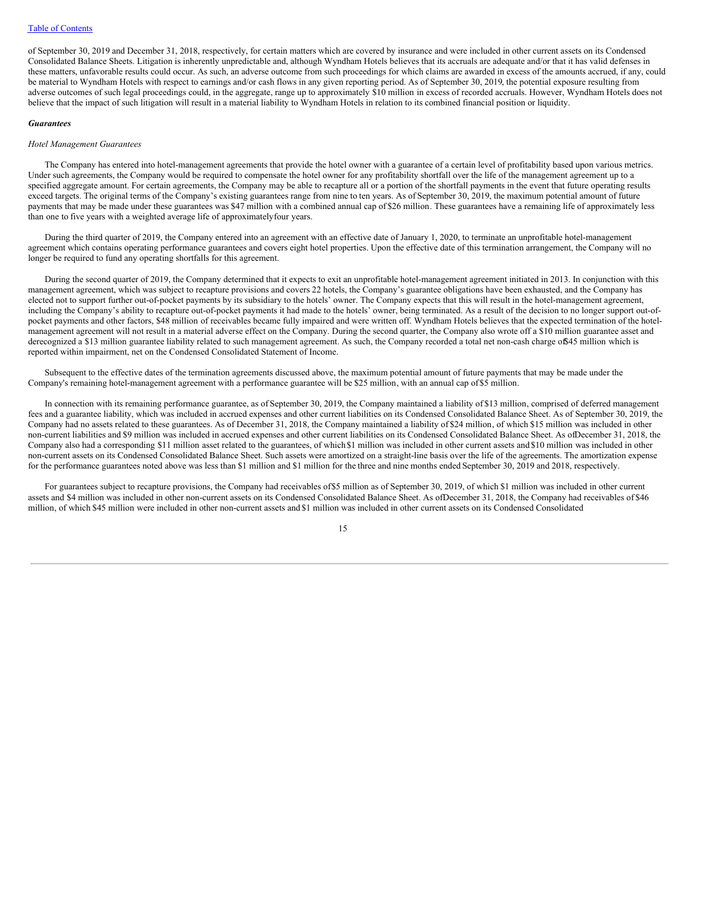of September 30, 2019 and December 31, 2018, respectively, for certain matters which are covered by insurance and were included in other current assets on its Condensed Consolidated Balance Sheets. Litigation is inherently unpredictable and, although Wyndham Hotels believes that its accruals are adequate and/or that it has valid defenses in these matters, unfavorable results could occur. As such, an adverse outcome from such proceedings for which claims are awarded in excess of the amounts accrued, if any, could be material to Wyndham Hotels with respect to earnings and/or cash flows in any given reporting period. As of September 30, 2019, the potential exposure resulting from adverse outcomes of such legal proceedings could, in the aggregate, range up to approximately $10 million in excess of recorded accruals. However, Wyndham Hotels does not believe that the impact of such litigation will result in a material liability to Wyndham Hotels in relation to its combined financial position or liquidity.

***Guarantees***

*Hotel Management Guarantees*

The Company has entered into hotel-management agreements that provide the hotel owner with a guarantee of a certain level of profitability based upon various metrics. Under such agreements, the Company would be required to compensate the hotel owner for any profitability shortfall over the life of the management agreement up to a specified aggregate amount. For certain agreements, the Company may be able to recapture all or a portion of the shortfall payments in the event that future operating results exceed targets. The original terms of the Company's existing guarantees range from nine to ten years. As of September 30, 2019, the maximum potential amount of future payments that may be made under these guarantees was $47 million with a combined annual cap of $26 million. These guarantees have a remaining life of approximately less than one to five years with a weighted average life of approximately four years.

During the third quarter of 2019, the Company entered into an agreement with an effective date of January 1, 2020, to terminate an unprofitable hotel-management agreement which contains operating performance guarantees and covers eight hotel properties. Upon the effective date of this termination arrangement, the Company will no longer be required to fund any operating shortfalls for this agreement.

During the second quarter of 2019, the Company determined that it expects to exit an unprofitable hotel-management agreement initiated in 2013. In conjunction with this management agreement, which was subject to recapture provisions and covers 22 hotels, the Company's guarantee obligations have been exhausted, and the Company has elected not to support further out-of-pocket payments by its subsidiary to the hotels' owner. The Company expects that this will result in the hotel-management agreement, including the Company's ability to recapture out-of-pocket payments it had made to the hotels' owner, being terminated. As a result of the decision to no longer support out-of-pocket payments and other factors, $48 million of receivables became fully impaired and were written off. Wyndham Hotels believes that the expected termination of the hotel-management agreement will not result in a material adverse effect on the Company. During the second quarter, the Company also wrote off a $10 million guarantee asset and derecognized a $13 million guarantee liability related to such management agreement. As such, the Company recorded a total net non-cash charge of $45 million which is reported within impairment, net on the Condensed Consolidated Statement of Income.

Subsequent to the effective dates of the termination agreements discussed above, the maximum potential amount of future payments that may be made under the Company's remaining hotel-management agreement with a performance guarantee will be $25 million, with an annual cap of $5 million.

In connection with its remaining performance guarantee, as of September 30, 2019, the Company maintained a liability of $13 million, comprised of deferred management fees and a guarantee liability, which was included in accrued expenses and other current liabilities on its Condensed Consolidated Balance Sheet. As of September 30, 2019, the Company had no assets related to these guarantees. As of December 31, 2018, the Company maintained a liability of $24 million, of which $15 million was included in other non-current liabilities and $9 million was included in accrued expenses and other current liabilities on its Condensed Consolidated Balance Sheet. As of December 31, 2018, the Company also had a corresponding $11 million asset related to the guarantees, of which $1 million was included in other current assets and $10 million was included in other non-current assets on its Condensed Consolidated Balance Sheet. Such assets were amortized on a straight-line basis over the life of the agreements. The amortization expense for the performance guarantees noted above was less than $1 million and $1 million for the three and nine months ended September 30, 2019 and 2018, respectively.

For guarantees subject to recapture provisions, the Company had receivables of $5 million as of September 30, 2019, of which $1 million was included in other current assets and $4 million was included in other non-current assets on its Condensed Consolidated Balance Sheet. As of December 31, 2018, the Company had receivables of $46 million, of which $45 million were included in other non-current assets and $1 million was included in other current assets on its Condensed Consolidated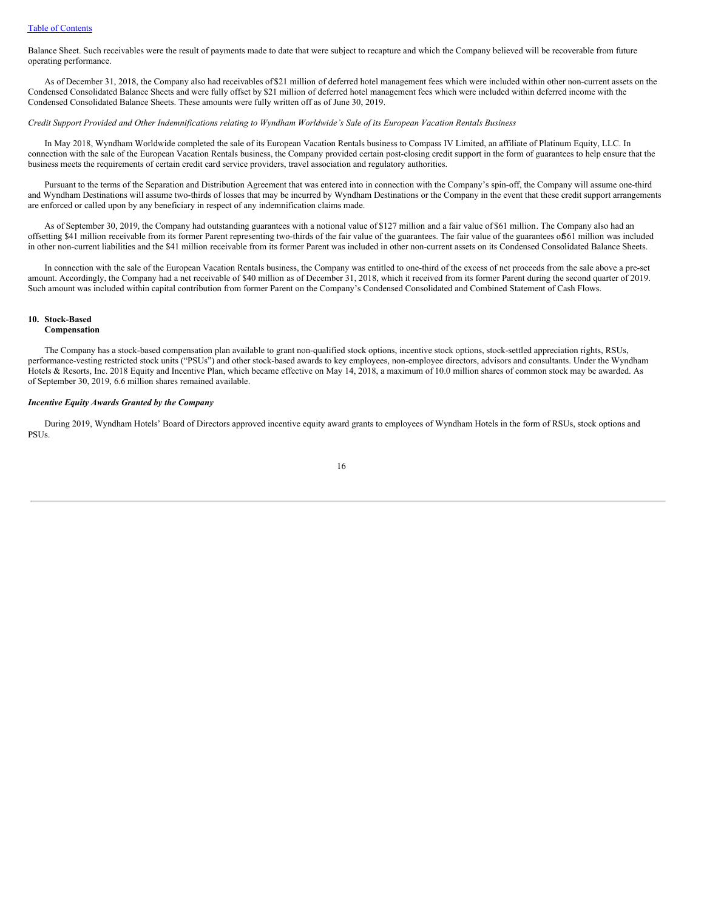Balance Sheet. Such receivables were the result of payments made to date that were subject to recapture and which the Company believed will be recoverable from future operating performance.

As of December 31, 2018, the Company also had receivables of $21 million of deferred hotel management fees which were included within other non-current assets on the Condensed Consolidated Balance Sheets and were fully offset by $21 million of deferred hotel management fees which were included within deferred income with the Condensed Consolidated Balance Sheets. These amounts were fully written off as of June 30, 2019.

*Credit Support Provided and Other Indemnifications relating to Wyndham Worldwide's Sale of its European Vacation Rentals Business*

In May 2018, Wyndham Worldwide completed the sale of its European Vacation Rentals business to Compass IV Limited, an affiliate of Platinum Equity, LLC. In connection with the sale of the European Vacation Rentals business, the Company provided certain post-closing credit support in the form of guarantees to help ensure that the business meets the requirements of certain credit card service providers, travel association and regulatory authorities.

Pursuant to the terms of the Separation and Distribution Agreement that was entered into in connection with the Company's spin-off, the Company will assume one-third and Wyndham Destinations will assume two-thirds of losses that may be incurred by Wyndham Destinations or the Company in the event that these credit support arrangements are enforced or called upon by any beneficiary in respect of any indemnification claims made.

As of September 30, 2019, the Company had outstanding guarantees with a notional value of $127 million and a fair value of $61 million. The Company also had an offsetting $41 million receivable from its former Parent representing two-thirds of the fair value of the guarantees. The fair value of the guarantees of $61 million was included in other non-current liabilities and the $41 million receivable from its former Parent was included in other non-current assets on its Condensed Consolidated Balance Sheets.

In connection with the sale of the European Vacation Rentals business, the Company was entitled to one-third of the excess of net proceeds from the sale above a pre-set amount. Accordingly, the Company had a net receivable of $40 million as of December 31, 2018, which it received from its former Parent during the second quarter of 2019. Such amount was included within capital contribution from former Parent on the Company's Condensed Consolidated and Combined Statement of Cash Flows.

## 10. Stock-Based Compensation

The Company has a stock-based compensation plan available to grant non-qualified stock options, incentive stock options, stock-settled appreciation rights, RSUs, performance-vesting restricted stock units ("PSUs") and other stock-based awards to key employees, non-employee directors, advisors and consultants. Under the Wyndham Hotels & Resorts, Inc. 2018 Equity and Incentive Plan, which became effective on May 14, 2018, a maximum of 10.0 million shares of common stock may be awarded. As of September 30, 2019, 6.6 million shares remained available.

***Incentive Equity Awards Granted by the Company***

During 2019, Wyndham Hotels' Board of Directors approved incentive equity award grants to employees of Wyndham Hotels in the form of RSUs, stock options and PSUs.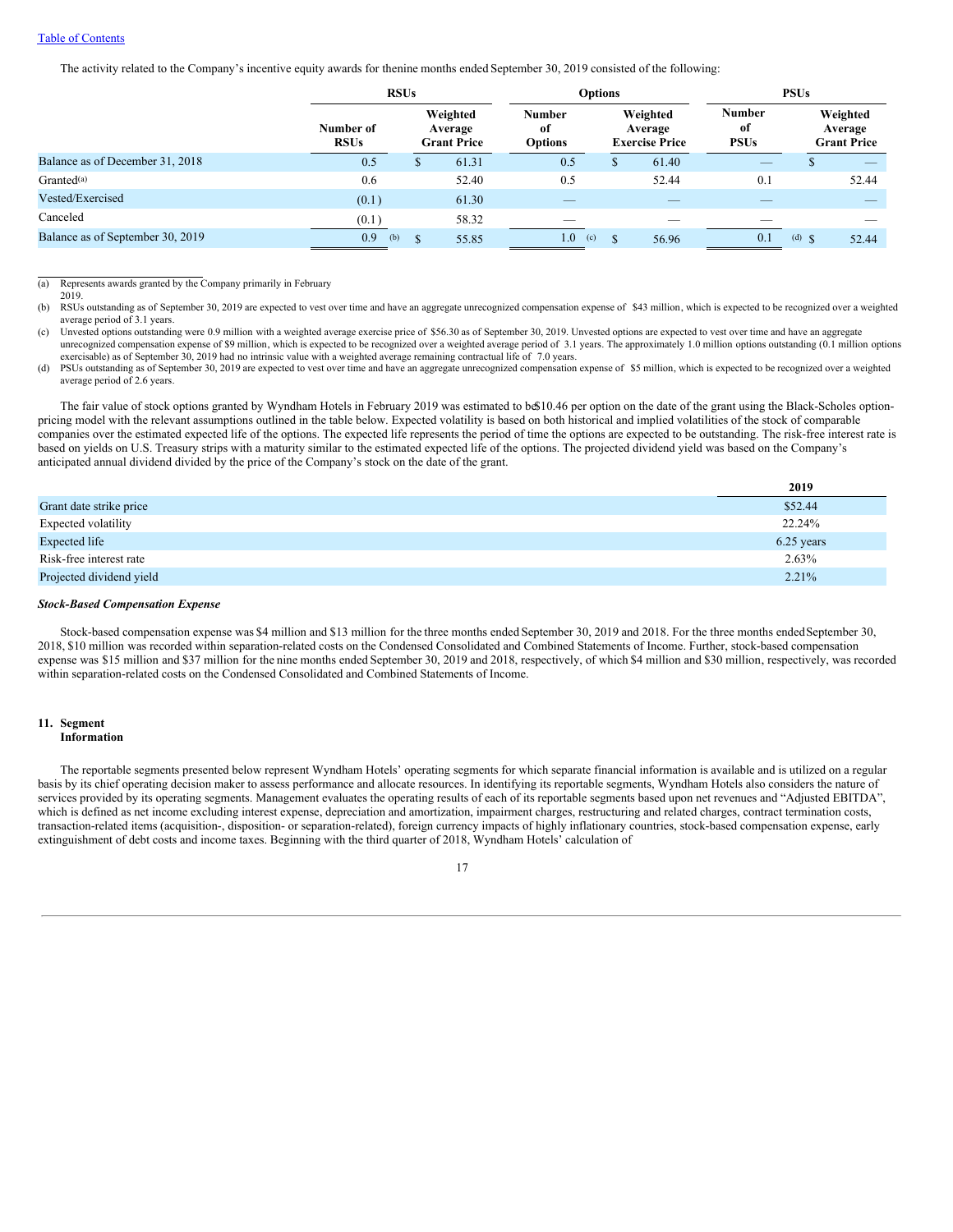The activity related to the Company's incentive equity awards for the nine months ended September 30, 2019 consisted of the following:

| | RSUs | | Options | | PSUs | |
|---|---|---|---|---|---|---|
| | Number of RSUs | Weighted Average Grant Price | Number of Options | Weighted Average Exercise Price | Number of PSUs | Weighted Average Grant Price |
| Balance as of December 31, 2018 | 0.5 | $ 61.31 | 0.5 | $ 61.40 | — | $ — |
| Granted (a) | 0.6 | 52.40 | 0.5 | 52.44 | 0.1 | 52.44 |
| Vested/Exercised | (0.1) | 61.30 | — | — | — | — |
| Canceled | (0.1) | 58.32 | — | — | — | — |
| Balance as of September 30, 2019 | 0.9 (b) | $ 55.85 | 1.0 (c) | $ 56.96 | 0.1 (d) | $ 52.44 |

(a) Represents awards granted by the Company primarily in February 2019.

(b) RSUs outstanding as of September 30, 2019 are expected to vest over time and have an aggregate unrecognized compensation expense of $43 million, which is expected to be recognized over a weighted average period of 3.1 years.

(c) Unvested options outstanding were 0.9 million with a weighted average exercise price of $56.30 as of September 30, 2019. Unvested options are expected to vest over time and have an aggregate unrecognized compensation expense of $9 million, which is expected to be recognized over a weighted average period of 3.1 years. The approximately 1.0 million options outstanding (0.1 million options exercisable) as of September 30, 2019 had no intrinsic value with a weighted average remaining contractual life of 7.0 years.

(d) PSUs outstanding as of September 30, 2019 are expected to vest over time and have an aggregate unrecognized compensation expense of $5 million, which is expected to be recognized over a weighted average period of 2.6 years.

The fair value of stock options granted by Wyndham Hotels in February 2019 was estimated to be $10.46 per option on the date of the grant using the Black-Scholes option-pricing model with the relevant assumptions outlined in the table below. Expected volatility is based on both historical and implied volatilities of the stock of comparable companies over the estimated expected life of the options. The expected life represents the period of time the options are expected to be outstanding. The risk-free interest rate is based on yields on U.S. Treasury strips with a maturity similar to the estimated expected life of the options. The projected dividend yield was based on the Company's anticipated annual dividend divided by the price of the Company's stock on the date of the grant.

| | 2019 |
|---|---|
| Grant date strike price | $52.44 |
| Expected volatility | 22.24% |
| Expected life | 6.25 years |
| Risk-free interest rate | 2.63% |
| Projected dividend yield | 2.21% |

***Stock-Based Compensation Expense***

Stock-based compensation expense was $4 million and $13 million for the three months ended September 30, 2019 and 2018. For the three months ended September 30, 2018, $10 million was recorded within separation-related costs on the Condensed Consolidated and Combined Statements of Income. Further, stock-based compensation expense was $15 million and $37 million for the nine months ended September 30, 2019 and 2018, respectively, of which $4 million and $30 million, respectively, was recorded within separation-related costs on the Condensed Consolidated and Combined Statements of Income.

## 11. Segment Information

The reportable segments presented below represent Wyndham Hotels' operating segments for which separate financial information is available and is utilized on a regular basis by its chief operating decision maker to assess performance and allocate resources. In identifying its reportable segments, Wyndham Hotels also considers the nature of services provided by its operating segments. Management evaluates the operating results of each of its reportable segments based upon net revenues and "Adjusted EBITDA", which is defined as net income excluding interest expense, depreciation and amortization, impairment charges, restructuring and related charges, contract termination costs, transaction-related items (acquisition-, disposition- or separation-related), foreign currency impacts of highly inflationary countries, stock-based compensation expense, early extinguishment of debt costs and income taxes. Beginning with the third quarter of 2018, Wyndham Hotels' calculation of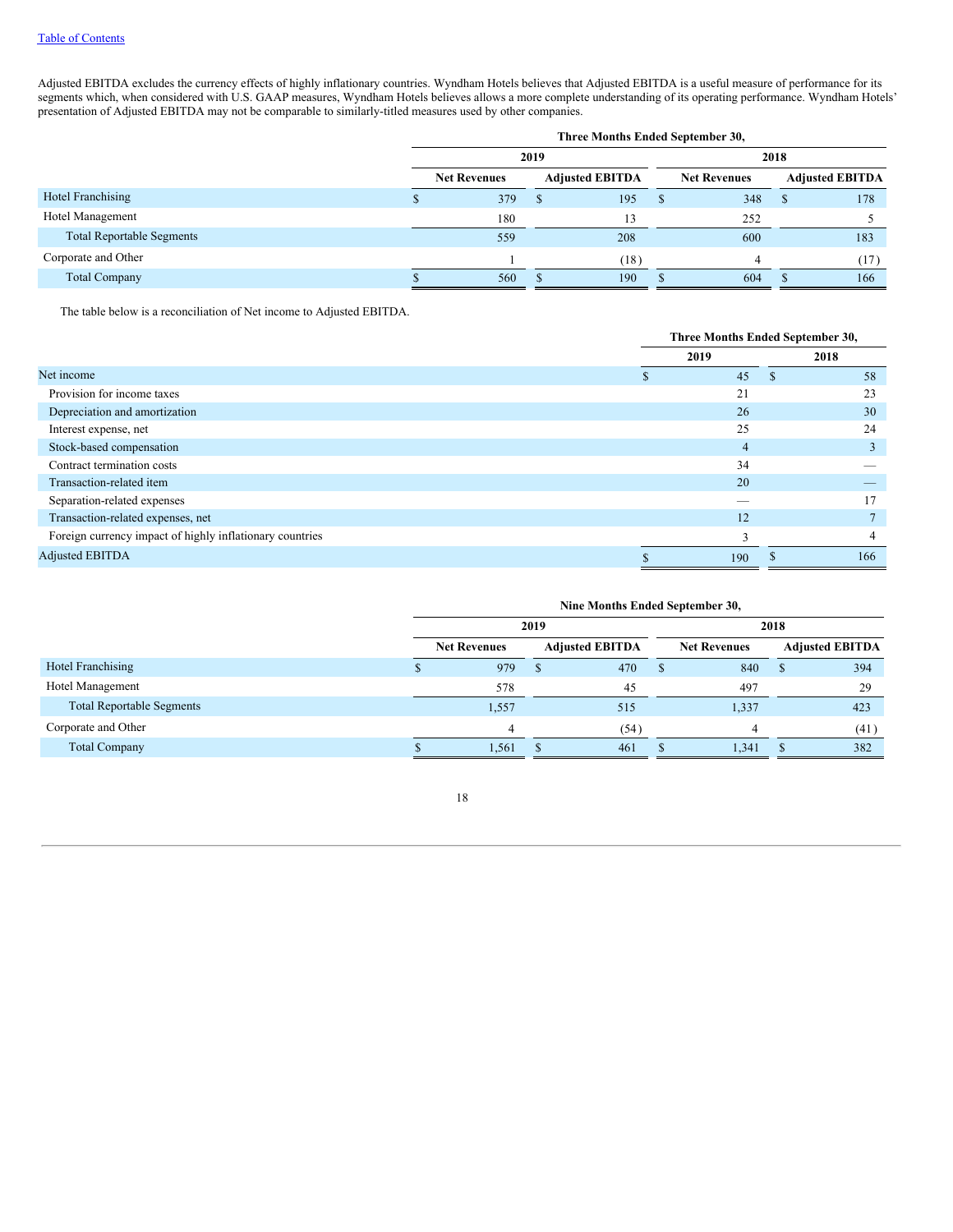Adjusted EBITDA excludes the currency effects of highly inflationary countries. Wyndham Hotels believes that Adjusted EBITDA is a useful measure of performance for its segments which, when considered with U.S. GAAP measures, Wyndham Hotels believes allows a more complete understanding of its operating performance. Wyndham Hotels' presentation of Adjusted EBITDA may not be comparable to similarly-titled measures used by other companies.

| | Three Months Ended September 30, | | | |
|---|---|---|---|---|
| | 2019 | | 2018 | |
| | Net Revenues | Adjusted EBITDA | Net Revenues | Adjusted EBITDA |
| Hotel Franchising | $ 379 | $ 195 | $ 348 | $ 178 |
| Hotel Management | 180 | 13 | 252 | 5 |
| Total Reportable Segments | 559 | 208 | 600 | 183 |
| Corporate and Other | 1 | (18) | 4 | (17) |
| Total Company | $ 560 | $ 190 | $ 604 | $ 166 |

The table below is a reconciliation of Net income to Adjusted EBITDA.

| | Three Months Ended September 30, | |
|---|---|---|
| | 2019 | 2018 |
| Net income | $ 45 | $ 58 |
| Provision for income taxes | 21 | 23 |
| Depreciation and amortization | 26 | 30 |
| Interest expense, net | 25 | 24 |
| Stock-based compensation | 4 | 3 |
| Contract termination costs | 34 | — |
| Transaction-related item | 20 | — |
| Separation-related expenses | — | 17 |
| Transaction-related expenses, net | 12 | 7 |
| Foreign currency impact of highly inflationary countries | 3 | 4 |
| Adjusted EBITDA | $ 190 | $ 166 |

| | Nine Months Ended September 30, | | | |
|---|---|---|---|---|
| | 2019 | | 2018 | |
| | Net Revenues | Adjusted EBITDA | Net Revenues | Adjusted EBITDA |
| Hotel Franchising | $ 979 | $ 470 | $ 840 | $ 394 |
| Hotel Management | 578 | 45 | 497 | 29 |
| Total Reportable Segments | 1,557 | 515 | 1,337 | 423 |
| Corporate and Other | 4 | (54) | 4 | (41) |
| Total Company | $ 1,561 | $ 461 | $ 1,341 | $ 382 |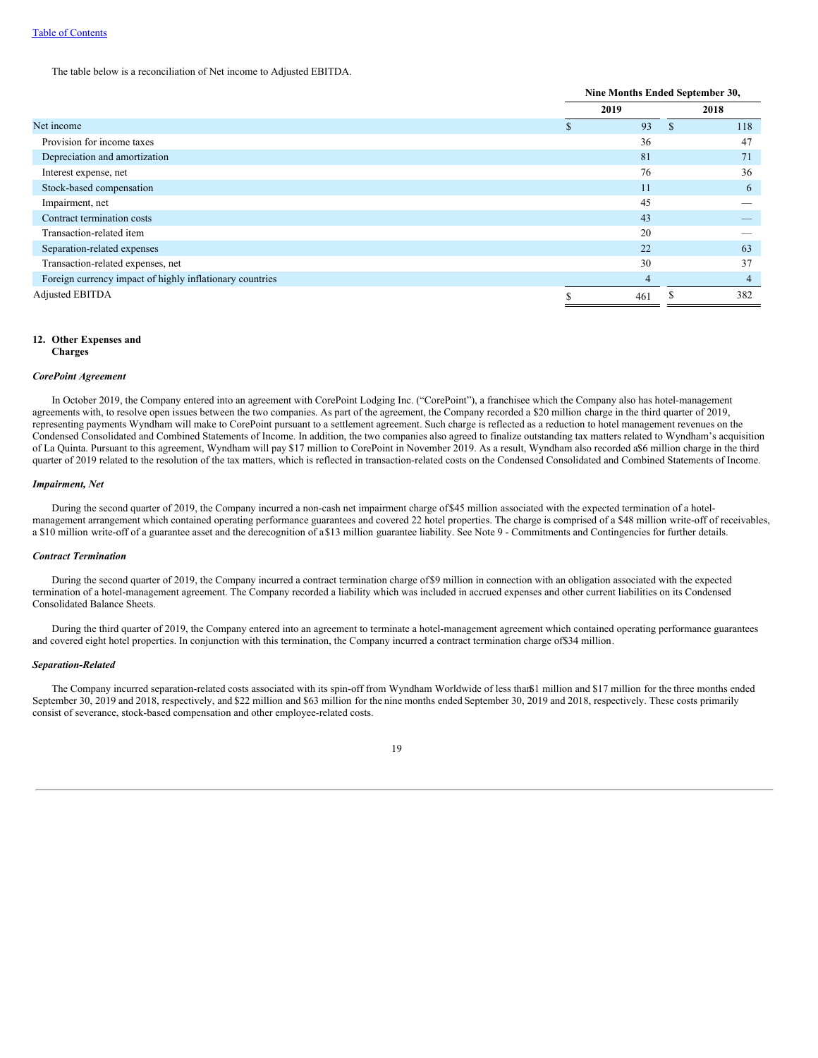[Table of Contents](#)

The table below is a reconciliation of Net income to Adjusted EBITDA.

| | Nine Months Ended September 30, | |
|---|---|---|
| | 2019 | 2018 |
| Net income | $ 93 | $ 118 |
| Provision for income taxes | 36 | 47 |
| Depreciation and amortization | 81 | 71 |
| Interest expense, net | 76 | 36 |
| Stock-based compensation | 11 | 6 |
| Impairment, net | 45 | — |
| Contract termination costs | 43 | — |
| Transaction-related item | 20 | — |
| Separation-related expenses | 22 | 63 |
| Transaction-related expenses, net | 30 | 37 |
| Foreign currency impact of highly inflationary countries | 4 | 4 |
| Adjusted EBITDA | $ 461 | $ 382 |

**12. Other Expenses and Charges**

***CorePoint Agreement***

In October 2019, the Company entered into an agreement with CorePoint Lodging Inc. ("CorePoint"), a franchisee which the Company also has hotel-management agreements with, to resolve open issues between the two companies. As part of the agreement, the Company recorded a $20 million charge in the third quarter of 2019, representing payments Wyndham will make to CorePoint pursuant to a settlement agreement. Such charge is reflected as a reduction to hotel management revenues on the Condensed Consolidated and Combined Statements of Income. In addition, the two companies also agreed to finalize outstanding tax matters related to Wyndham's acquisition of La Quinta. Pursuant to this agreement, Wyndham will pay $17 million to CorePoint in November 2019. As a result, Wyndham also recorded a $6 million charge in the third quarter of 2019 related to the resolution of the tax matters, which is reflected in transaction-related costs on the Condensed Consolidated and Combined Statements of Income.

***Impairment, Net***

During the second quarter of 2019, the Company incurred a non-cash net impairment charge of $45 million associated with the expected termination of a hotel-management arrangement which contained operating performance guarantees and covered 22 hotel properties. The charge is comprised of a $48 million write-off of receivables, a $10 million write-off of a guarantee asset and the derecognition of a $13 million guarantee liability. See Note 9 - Commitments and Contingencies for further details.

***Contract Termination***

During the second quarter of 2019, the Company incurred a contract termination charge of $9 million in connection with an obligation associated with the expected termination of a hotel-management agreement. The Company recorded a liability which was included in accrued expenses and other current liabilities on its Condensed Consolidated Balance Sheets.

During the third quarter of 2019, the Company entered into an agreement to terminate a hotel-management agreement which contained operating performance guarantees and covered eight hotel properties. In conjunction with this termination, the Company incurred a contract termination charge of $34 million.

***Separation-Related***

The Company incurred separation-related costs associated with its spin-off from Wyndham Worldwide of less than $1 million and $17 million for the three months ended September 30, 2019 and 2018, respectively, and $22 million and $63 million for the nine months ended September 30, 2019 and 2018, respectively. These costs primarily consist of severance, stock-based compensation and other employee-related costs.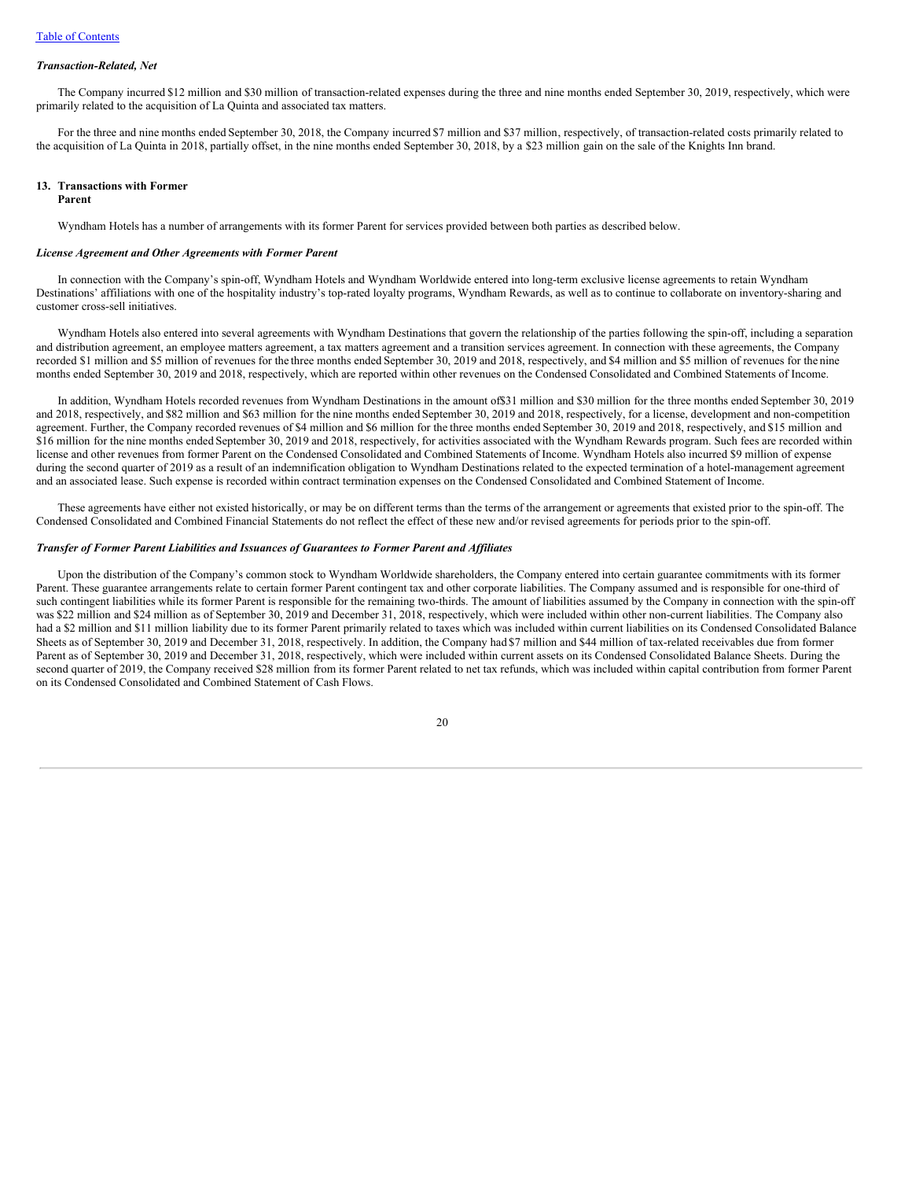*Transaction-Related, Net*

The Company incurred $12 million and $30 million of transaction-related expenses during the three and nine months ended September 30, 2019, respectively, which were primarily related to the acquisition of La Quinta and associated tax matters.

For the three and nine months ended September 30, 2018, the Company incurred $7 million and $37 million, respectively, of transaction-related costs primarily related to the acquisition of La Quinta in 2018, partially offset, in the nine months ended September 30, 2018, by a $23 million gain on the sale of the Knights Inn brand.

## 13. Transactions with Former Parent

Wyndham Hotels has a number of arrangements with its former Parent for services provided between both parties as described below.

*License Agreement and Other Agreements with Former Parent*

In connection with the Company's spin-off, Wyndham Hotels and Wyndham Worldwide entered into long-term exclusive license agreements to retain Wyndham Destinations' affiliations with one of the hospitality industry's top-rated loyalty programs, Wyndham Rewards, as well as to continue to collaborate on inventory-sharing and customer cross-sell initiatives.

Wyndham Hotels also entered into several agreements with Wyndham Destinations that govern the relationship of the parties following the spin-off, including a separation and distribution agreement, an employee matters agreement, a tax matters agreement and a transition services agreement. In connection with these agreements, the Company recorded $1 million and $5 million of revenues for the three months ended September 30, 2019 and 2018, respectively, and $4 million and $5 million of revenues for the nine months ended September 30, 2019 and 2018, respectively, which are reported within other revenues on the Condensed Consolidated and Combined Statements of Income.

In addition, Wyndham Hotels recorded revenues from Wyndham Destinations in the amount of$31 million and $30 million for the three months ended September 30, 2019 and 2018, respectively, and $82 million and $63 million for the nine months ended September 30, 2019 and 2018, respectively, for a license, development and non-competition agreement. Further, the Company recorded revenues of $4 million and $6 million for the three months ended September 30, 2019 and 2018, respectively, and $15 million and $16 million for the nine months ended September 30, 2019 and 2018, respectively, for activities associated with the Wyndham Rewards program. Such fees are recorded within license and other revenues from former Parent on the Condensed Consolidated and Combined Statements of Income. Wyndham Hotels also incurred $9 million of expense during the second quarter of 2019 as a result of an indemnification obligation to Wyndham Destinations related to the expected termination of a hotel-management agreement and an associated lease. Such expense is recorded within contract termination expenses on the Condensed Consolidated and Combined Statement of Income.

These agreements have either not existed historically, or may be on different terms than the terms of the arrangement or agreements that existed prior to the spin-off. The Condensed Consolidated and Combined Financial Statements do not reflect the effect of these new and/or revised agreements for periods prior to the spin-off.

*Transfer of Former Parent Liabilities and Issuances of Guarantees to Former Parent and Affiliates*

Upon the distribution of the Company's common stock to Wyndham Worldwide shareholders, the Company entered into certain guarantee commitments with its former Parent. These guarantee arrangements relate to certain former Parent contingent tax and other corporate liabilities. The Company assumed and is responsible for one-third of such contingent liabilities while its former Parent is responsible for the remaining two-thirds. The amount of liabilities assumed by the Company in connection with the spin-off was $22 million and $24 million as of September 30, 2019 and December 31, 2018, respectively, which were included within other non-current liabilities. The Company also had a $2 million and $11 million liability due to its former Parent primarily related to taxes which was included within current liabilities on its Condensed Consolidated Balance Sheets as of September 30, 2019 and December 31, 2018, respectively. In addition, the Company had $7 million and $44 million of tax-related receivables due from former Parent as of September 30, 2019 and December 31, 2018, respectively, which were included within current assets on its Condensed Consolidated Balance Sheets. During the second quarter of 2019, the Company received $28 million from its former Parent related to net tax refunds, which was included within capital contribution from former Parent on its Condensed Consolidated and Combined Statement of Cash Flows.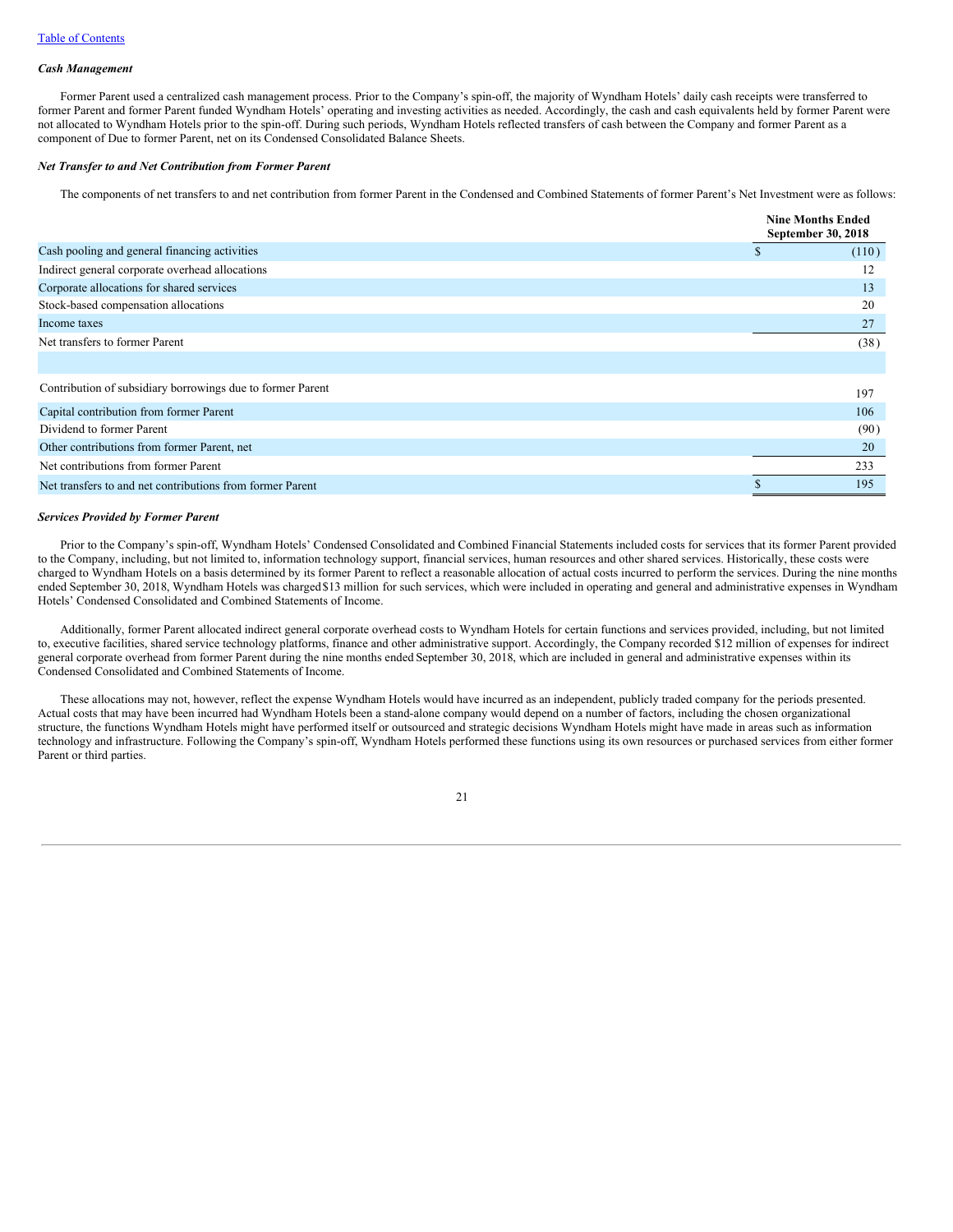*Cash Management*

Former Parent used a centralized cash management process. Prior to the Company's spin-off, the majority of Wyndham Hotels' daily cash receipts were transferred to former Parent and former Parent funded Wyndham Hotels' operating and investing activities as needed. Accordingly, the cash and cash equivalents held by former Parent were not allocated to Wyndham Hotels prior to the spin-off. During such periods, Wyndham Hotels reflected transfers of cash between the Company and former Parent as a component of Due to former Parent, net on its Condensed Consolidated Balance Sheets.

*Net Transfer to and Net Contribution from Former Parent*

The components of net transfers to and net contribution from former Parent in the Condensed and Combined Statements of former Parent's Net Investment were as follows:

| | Nine Months Ended September 30, 2018 |
|---|---|
| Cash pooling and general financing activities | $ (110) |
| Indirect general corporate overhead allocations | 12 |
| Corporate allocations for shared services | 13 |
| Stock-based compensation allocations | 20 |
| Income taxes | 27 |
| Net transfers to former Parent | (38) |
| | |
| Contribution of subsidiary borrowings due to former Parent | 197 |
| Capital contribution from former Parent | 106 |
| Dividend to former Parent | (90) |
| Other contributions from former Parent, net | 20 |
| Net contributions from former Parent | 233 |
| Net transfers to and net contributions from former Parent | $ 195 |

*Services Provided by Former Parent*

Prior to the Company's spin-off, Wyndham Hotels' Condensed Consolidated and Combined Financial Statements included costs for services that its former Parent provided to the Company, including, but not limited to, information technology support, financial services, human resources and other shared services. Historically, these costs were charged to Wyndham Hotels on a basis determined by its former Parent to reflect a reasonable allocation of actual costs incurred to perform the services. During the nine months ended September 30, 2018, Wyndham Hotels was charged $13 million for such services, which were included in operating and general and administrative expenses in Wyndham Hotels' Condensed Consolidated and Combined Statements of Income.

Additionally, former Parent allocated indirect general corporate overhead costs to Wyndham Hotels for certain functions and services provided, including, but not limited to, executive facilities, shared service technology platforms, finance and other administrative support. Accordingly, the Company recorded $12 million of expenses for indirect general corporate overhead from former Parent during the nine months ended September 30, 2018, which are included in general and administrative expenses within its Condensed Consolidated and Combined Statements of Income.

These allocations may not, however, reflect the expense Wyndham Hotels would have incurred as an independent, publicly traded company for the periods presented. Actual costs that may have been incurred had Wyndham Hotels been a stand-alone company would depend on a number of factors, including the chosen organizational structure, the functions Wyndham Hotels might have performed itself or outsourced and strategic decisions Wyndham Hotels might have made in areas such as information technology and infrastructure. Following the Company's spin-off, Wyndham Hotels performed these functions using its own resources or purchased services from either former Parent or third parties.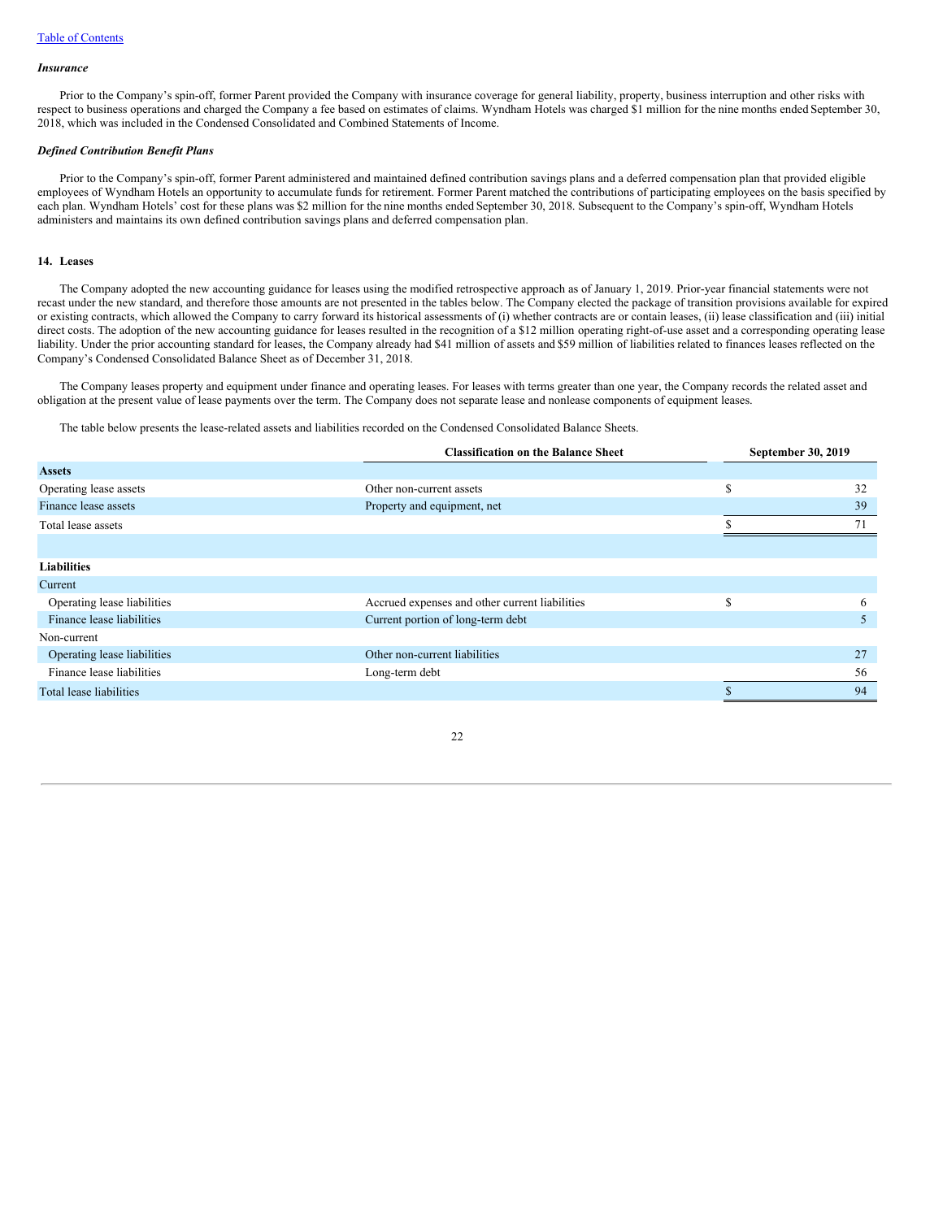***Insurance***

Prior to the Company's spin-off, former Parent provided the Company with insurance coverage for general liability, property, business interruption and other risks with respect to business operations and charged the Company a fee based on estimates of claims. Wyndham Hotels was charged $1 million for the nine months ended September 30, 2018, which was included in the Condensed Consolidated and Combined Statements of Income.

***Defined Contribution Benefit Plans***

Prior to the Company's spin-off, former Parent administered and maintained defined contribution savings plans and a deferred compensation plan that provided eligible employees of Wyndham Hotels an opportunity to accumulate funds for retirement. Former Parent matched the contributions of participating employees on the basis specified by each plan. Wyndham Hotels' cost for these plans was $2 million for the nine months ended September 30, 2018. Subsequent to the Company's spin-off, Wyndham Hotels administers and maintains its own defined contribution savings plans and deferred compensation plan.

**14. Leases**

The Company adopted the new accounting guidance for leases using the modified retrospective approach as of January 1, 2019. Prior-year financial statements were not recast under the new standard, and therefore those amounts are not presented in the tables below. The Company elected the package of transition provisions available for expired or existing contracts, which allowed the Company to carry forward its historical assessments of (i) whether contracts are or contain leases, (ii) lease classification and (iii) initial direct costs. The adoption of the new accounting guidance for leases resulted in the recognition of a $12 million operating right-of-use asset and a corresponding operating lease liability. Under the prior accounting standard for leases, the Company already had $41 million of assets and $59 million of liabilities related to finances leases reflected on the Company's Condensed Consolidated Balance Sheet as of December 31, 2018.

The Company leases property and equipment under finance and operating leases. For leases with terms greater than one year, the Company records the related asset and obligation at the present value of lease payments over the term. The Company does not separate lease and nonlease components of equipment leases.

The table below presents the lease-related assets and liabilities recorded on the Condensed Consolidated Balance Sheets.

| | Classification on the Balance Sheet | September 30, 2019 |
|---|---|---|
| **Assets** | | |
| Operating lease assets | Other non-current assets | $ 32 |
| Finance lease assets | Property and equipment, net | 39 |
| Total lease assets | | $ 71 |
| | | |
| **Liabilities** | | |
| Current | | |
| Operating lease liabilities | Accrued expenses and other current liabilities | $ 6 |
| Finance lease liabilities | Current portion of long-term debt | 5 |
| Non-current | | |
| Operating lease liabilities | Other non-current liabilities | 27 |
| Finance lease liabilities | Long-term debt | 56 |
| Total lease liabilities | | $ 94 |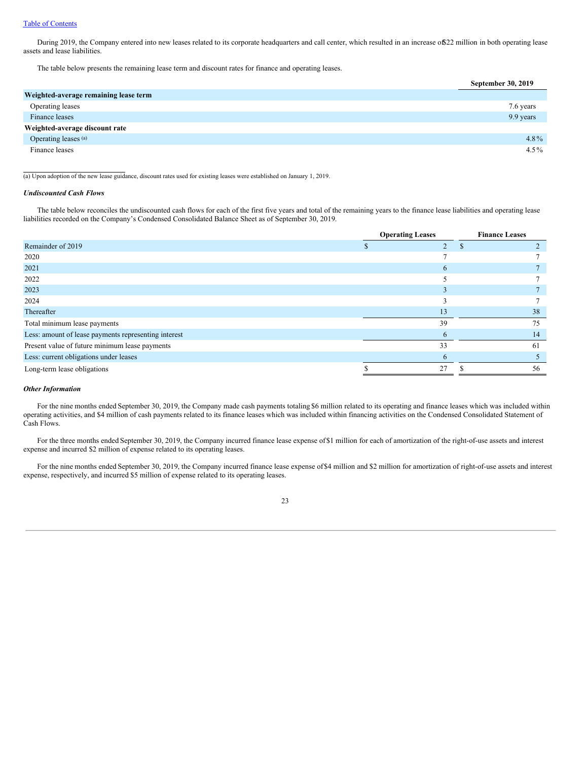During 2019, the Company entered into new leases related to its corporate headquarters and call center, which resulted in an increase of $22 million in both operating lease assets and lease liabilities.

The table below presents the remaining lease term and discount rates for finance and operating leases.

| | September 30, 2019 |
|---|---|
| **Weighted-average remaining lease term** | |
| Operating leases | 7.6 years |
| Finance leases | 9.9 years |
| **Weighted-average discount rate** | |
| Operating leases [(a)] | 4.8% |
| Finance leases | 4.5% |

(a) Upon adoption of the new lease guidance, discount rates used for existing leases were established on January 1, 2019.

***Undiscounted Cash Flows***

The table below reconciles the undiscounted cash flows for each of the first five years and total of the remaining years to the finance lease liabilities and operating lease liabilities recorded on the Company's Condensed Consolidated Balance Sheet as of September 30, 2019.

| | Operating Leases | Finance Leases |
|---|---|---|
| Remainder of 2019 | $ 2 | $ 2 |
| 2020 | 7 | 7 |
| 2021 | 6 | 7 |
| 2022 | 5 | 7 |
| 2023 | 3 | 7 |
| 2024 | 3 | 7 |
| Thereafter | 13 | 38 |
| Total minimum lease payments | 39 | 75 |
| Less: amount of lease payments representing interest | 6 | 14 |
| Present value of future minimum lease payments | 33 | 61 |
| Less: current obligations under leases | 6 | 5 |
| Long-term lease obligations | $ 27 | $ 56 |

***Other Information***

For the nine months ended September 30, 2019, the Company made cash payments totaling $6 million related to its operating and finance leases which was included within operating activities, and $4 million of cash payments related to its finance leases which was included within financing activities on the Condensed Consolidated Statement of Cash Flows.

For the three months ended September 30, 2019, the Company incurred finance lease expense of $1 million for each of amortization of the right-of-use assets and interest expense and incurred $2 million of expense related to its operating leases.

For the nine months ended September 30, 2019, the Company incurred finance lease expense of $4 million and $2 million for amortization of right-of-use assets and interest expense, respectively, and incurred $5 million of expense related to its operating leases.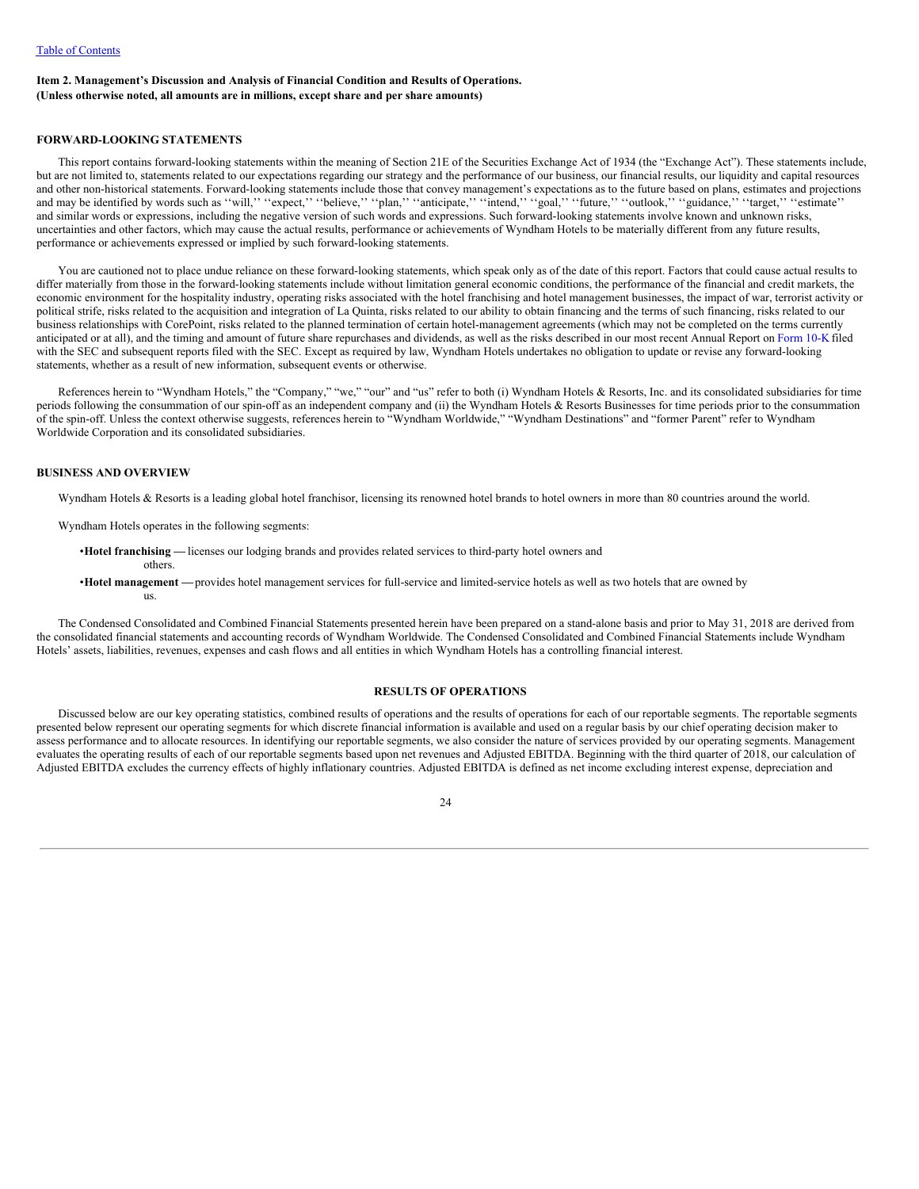Table of Contents

**Item 2. Management's Discussion and Analysis of Financial Condition and Results of Operations.**
**(Unless otherwise noted, all amounts are in millions, except share and per share amounts)**

## FORWARD-LOOKING STATEMENTS

This report contains forward-looking statements within the meaning of Section 21E of the Securities Exchange Act of 1934 (the "Exchange Act"). These statements include, but are not limited to, statements related to our expectations regarding our strategy and the performance of our business, our financial results, our liquidity and capital resources and other non-historical statements. Forward-looking statements include those that convey management's expectations as to the future based on plans, estimates and projections and may be identified by words such as ''will,'' ''expect,'' ''believe,'' ''plan,'' ''anticipate,'' ''intend,'' ''goal,'' ''future,'' ''outlook,'' ''guidance,'' ''target,'' ''estimate'' and similar words or expressions, including the negative version of such words and expressions. Such forward-looking statements involve known and unknown risks, uncertainties and other factors, which may cause the actual results, performance or achievements of Wyndham Hotels to be materially different from any future results, performance or achievements expressed or implied by such forward-looking statements.

You are cautioned not to place undue reliance on these forward-looking statements, which speak only as of the date of this report. Factors that could cause actual results to differ materially from those in the forward-looking statements include without limitation general economic conditions, the performance of the financial and credit markets, the economic environment for the hospitality industry, operating risks associated with the hotel franchising and hotel management businesses, the impact of war, terrorist activity or political strife, risks related to the acquisition and integration of La Quinta, risks related to our ability to obtain financing and the terms of such financing, risks related to our business relationships with CorePoint, risks related to the planned termination of certain hotel-management agreements (which may not be completed on the terms currently anticipated or at all), and the timing and amount of future share repurchases and dividends, as well as the risks described in our most recent Annual Report on Form 10-K filed with the SEC and subsequent reports filed with the SEC. Except as required by law, Wyndham Hotels undertakes no obligation to update or revise any forward-looking statements, whether as a result of new information, subsequent events or otherwise.

References herein to "Wyndham Hotels," the "Company," "we," "our" and "us" refer to both (i) Wyndham Hotels & Resorts, Inc. and its consolidated subsidiaries for time periods following the consummation of our spin-off as an independent company and (ii) the Wyndham Hotels & Resorts Businesses for time periods prior to the consummation of the spin-off. Unless the context otherwise suggests, references herein to "Wyndham Worldwide," "Wyndham Destinations" and "former Parent" refer to Wyndham Worldwide Corporation and its consolidated subsidiaries.

## BUSINESS AND OVERVIEW

Wyndham Hotels & Resorts is a leading global hotel franchisor, licensing its renowned hotel brands to hotel owners in more than 80 countries around the world.

Wyndham Hotels operates in the following segments:

- **Hotel franchising —** licenses our lodging brands and provides related services to third-party hotel owners and others.
- **Hotel management —** provides hotel management services for full-service and limited-service hotels as well as two hotels that are owned by us.

The Condensed Consolidated and Combined Financial Statements presented herein have been prepared on a stand-alone basis and prior to May 31, 2018 are derived from the consolidated financial statements and accounting records of Wyndham Worldwide. The Condensed Consolidated and Combined Financial Statements include Wyndham Hotels' assets, liabilities, revenues, expenses and cash flows and all entities in which Wyndham Hotels has a controlling financial interest.

## RESULTS OF OPERATIONS

Discussed below are our key operating statistics, combined results of operations and the results of operations for each of our reportable segments. The reportable segments presented below represent our operating segments for which discrete financial information is available and used on a regular basis by our chief operating decision maker to assess performance and to allocate resources. In identifying our reportable segments, we also consider the nature of services provided by our operating segments. Management evaluates the operating results of each of our reportable segments based upon net revenues and Adjusted EBITDA. Beginning with the third quarter of 2018, our calculation of Adjusted EBITDA excludes the currency effects of highly inflationary countries. Adjusted EBITDA is defined as net income excluding interest expense, depreciation and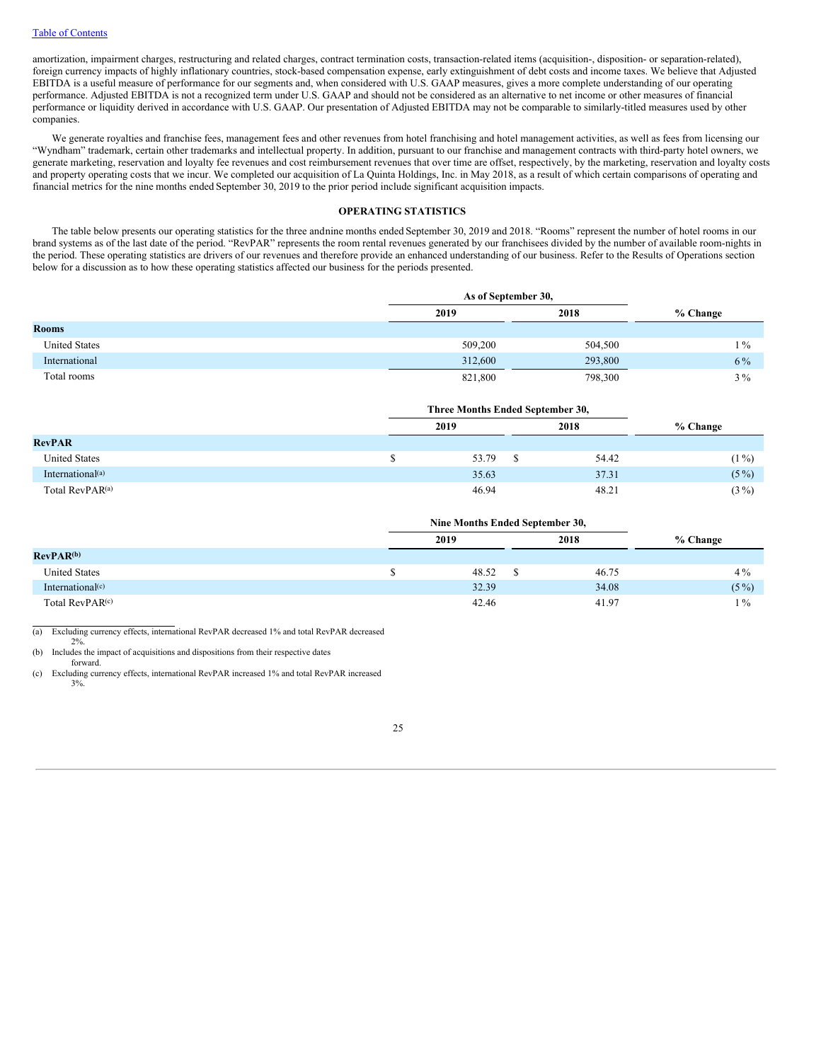amortization, impairment charges, restructuring and related charges, contract termination costs, transaction-related items (acquisition-, disposition- or separation-related), foreign currency impacts of highly inflationary countries, stock-based compensation expense, early extinguishment of debt costs and income taxes. We believe that Adjusted EBITDA is a useful measure of performance for our segments and, when considered with U.S. GAAP measures, gives a more complete understanding of our operating performance. Adjusted EBITDA is not a recognized term under U.S. GAAP and should not be considered as an alternative to net income or other measures of financial performance or liquidity derived in accordance with U.S. GAAP. Our presentation of Adjusted EBITDA may not be comparable to similarly-titled measures used by other companies.

We generate royalties and franchise fees, management fees and other revenues from hotel franchising and hotel management activities, as well as fees from licensing our "Wyndham" trademark, certain other trademarks and intellectual property. In addition, pursuant to our franchise and management contracts with third-party hotel owners, we generate marketing, reservation and loyalty fee revenues and cost reimbursement revenues that over time are offset, respectively, by the marketing, reservation and loyalty costs and property operating costs that we incur. We completed our acquisition of La Quinta Holdings, Inc. in May 2018, as a result of which certain comparisons of operating and financial metrics for the nine months ended September 30, 2019 to the prior period include significant acquisition impacts.

## OPERATING STATISTICS

The table below presents our operating statistics for the three and nine months ended September 30, 2019 and 2018. "Rooms" represent the number of hotel rooms in our brand systems as of the last date of the period. "RevPAR" represents the room rental revenues generated by our franchisees divided by the number of available room-nights in the period. These operating statistics are drivers of our revenues and therefore provide an enhanced understanding of our business. Refer to the Results of Operations section below for a discussion as to how these operating statistics affected our business for the periods presented.

| | As of September 30, | | |
|---|---|---|---|
| | 2019 | 2018 | % Change |
| **Rooms** | | | |
| United States | 509,200 | 504,500 | 1 % |
| International | 312,600 | 293,800 | 6 % |
| Total rooms | 821,800 | 798,300 | 3 % |

| | Three Months Ended September 30, | | |
|---|---|---|---|
| | 2019 | 2018 | % Change |
| **RevPAR** | | | |
| United States | $ 53.79 | $ 54.42 | (1 %) |
| International[(a)] | 35.63 | 37.31 | (5 %) |
| Total RevPAR[(a)] | 46.94 | 48.21 | (3 %) |

| | Nine Months Ended September 30, | | |
|---|---|---|---|
| | 2019 | 2018 | % Change |
| **RevPAR[(b)]** | | | |
| United States | $ 48.52 | $ 46.75 | 4 % |
| International[(c)] | 32.39 | 34.08 | (5 %) |
| Total RevPAR[(c)] | 42.46 | 41.97 | 1 % |

(a) Excluding currency effects, international RevPAR decreased 1% and total RevPAR decreased 2%.

(b) Includes the impact of acquisitions and dispositions from their respective dates forward.

(c) Excluding currency effects, international RevPAR increased 1% and total RevPAR increased 3%.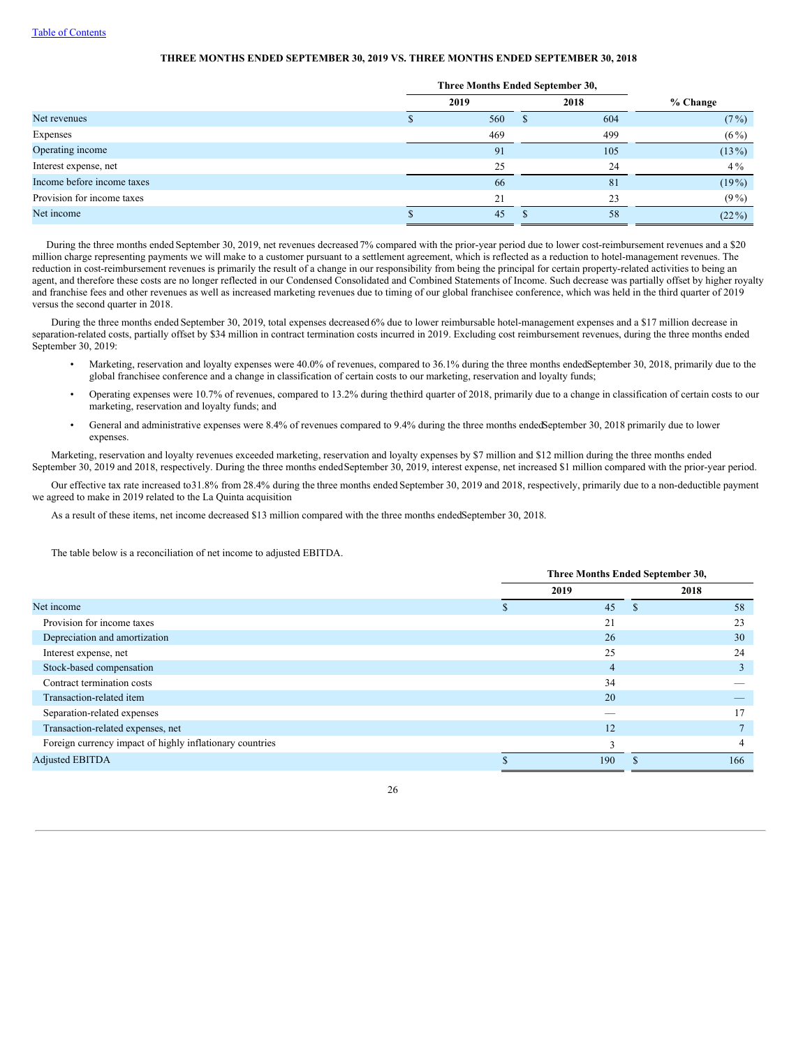**THREE MONTHS ENDED SEPTEMBER 30, 2019 VS. THREE MONTHS ENDED SEPTEMBER 30, 2018**

| | Three Months Ended September 30, | | |
|---|---|---|---|
| | 2019 | 2018 | % Change |
| Net revenues | $ 560 | $ 604 | (7%) |
| Expenses | 469 | 499 | (6%) |
| Operating income | 91 | 105 | (13%) |
| Interest expense, net | 25 | 24 | 4% |
| Income before income taxes | 66 | 81 | (19%) |
| Provision for income taxes | 21 | 23 | (9%) |
| Net income | $ 45 | $ 58 | (22%) |

During the three months ended September 30, 2019, net revenues decreased 7% compared with the prior-year period due to lower cost-reimbursement revenues and a $20 million charge representing payments we will make to a customer pursuant to a settlement agreement, which is reflected as a reduction to hotel-management revenues. The reduction in cost-reimbursement revenues is primarily the result of a change in our responsibility from being the principal for certain property-related activities to being an agent, and therefore these costs are no longer reflected in our Condensed Consolidated and Combined Statements of Income. Such decrease was partially offset by higher royalty and franchise fees and other revenues as well as increased marketing revenues due to timing of our global franchisee conference, which was held in the third quarter of 2019 versus the second quarter in 2018.

During the three months ended September 30, 2019, total expenses decreased 6% due to lower reimbursable hotel-management expenses and a $17 million decrease in separation-related costs, partially offset by $34 million in contract termination costs incurred in 2019. Excluding cost reimbursement revenues, during the three months ended September 30, 2019:

- Marketing, reservation and loyalty expenses were 40.0% of revenues, compared to 36.1% during the three months ended September 30, 2018, primarily due to the global franchisee conference and a change in classification of certain costs to our marketing, reservation and loyalty funds;
- Operating expenses were 10.7% of revenues, compared to 13.2% during the third quarter of 2018, primarily due to a change in classification of certain costs to our marketing, reservation and loyalty funds; and
- General and administrative expenses were 8.4% of revenues compared to 9.4% during the three months ended September 30, 2018 primarily due to lower expenses.

Marketing, reservation and loyalty revenues exceeded marketing, reservation and loyalty expenses by $7 million and $12 million during the three months ended September 30, 2019 and 2018, respectively. During the three months ended September 30, 2019, interest expense, net increased $1 million compared with the prior-year period.

Our effective tax rate increased to 31.8% from 28.4% during the three months ended September 30, 2019 and 2018, respectively, primarily due to a non-deductible payment we agreed to make in 2019 related to the La Quinta acquisition

As a result of these items, net income decreased $13 million compared with the three months ended September 30, 2018.

The table below is a reconciliation of net income to adjusted EBITDA.

| | Three Months Ended September 30, | |
|---|---|---|
| | 2019 | 2018 |
| Net income | $ 45 | $ 58 |
| Provision for income taxes | 21 | 23 |
| Depreciation and amortization | 26 | 30 |
| Interest expense, net | 25 | 24 |
| Stock-based compensation | 4 | 3 |
| Contract termination costs | 34 | — |
| Transaction-related item | 20 | — |
| Separation-related expenses | — | 17 |
| Transaction-related expenses, net | 12 | 7 |
| Foreign currency impact of highly inflationary countries | 3 | 4 |
| Adjusted EBITDA | $ 190 | $ 166 |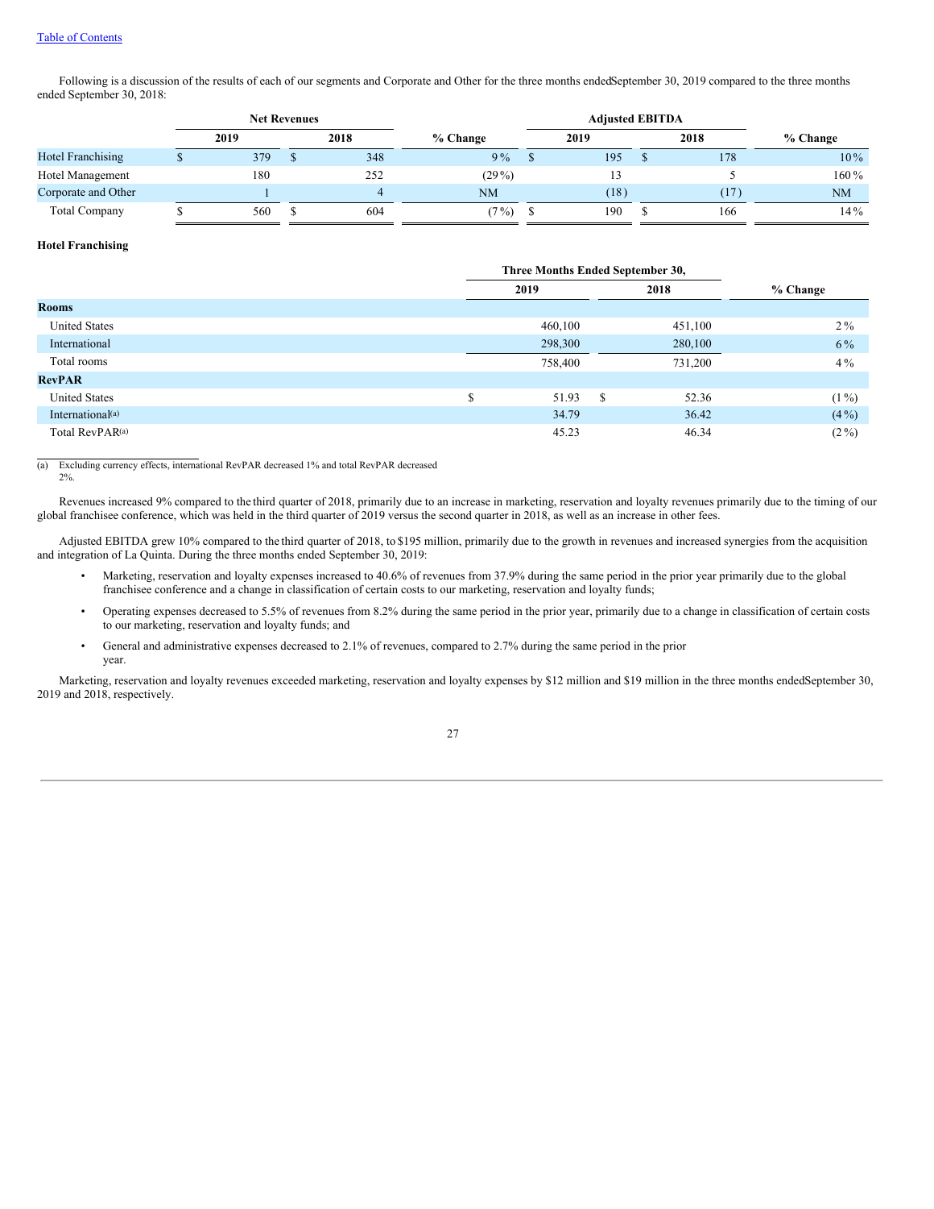Following is a discussion of the results of each of our segments and Corporate and Other for the three months ended September 30, 2019 compared to the three months ended September 30, 2018:

| | Net Revenues | | | Adjusted EBITDA | | |
|---|---|---|---|---|---|---|
| | 2019 | 2018 | % Change | 2019 | 2018 | % Change |
| Hotel Franchising | $ 379 | $ 348 | 9 % | $ 195 | $ 178 | 10 % |
| Hotel Management | 180 | 252 | (29 %) | 13 | 5 | 160 % |
| Corporate and Other | 1 | 4 | NM | (18) | (17) | NM |
| Total Company | $ 560 | $ 604 | (7 %) | $ 190 | $ 166 | 14 % |

**Hotel Franchising**

| | Three Months Ended September 30, | | |
|---|---|---|---|
| | 2019 | 2018 | % Change |
| **Rooms** | | | |
| United States | 460,100 | 451,100 | 2 % |
| International | 298,300 | 280,100 | 6 % |
| Total rooms | 758,400 | 731,200 | 4 % |
| **RevPAR** | | | |
| United States | $ 51.93 | $ 52.36 | (1 %) |
| International (a) | 34.79 | 36.42 | (4 %) |
| Total RevPAR (a) | 45.23 | 46.34 | (2 %) |

(a) Excluding currency effects, international RevPAR decreased 1% and total RevPAR decreased 2%.

Revenues increased 9% compared to the third quarter of 2018, primarily due to an increase in marketing, reservation and loyalty revenues primarily due to the timing of our global franchisee conference, which was held in the third quarter of 2019 versus the second quarter in 2018, as well as an increase in other fees.

Adjusted EBITDA grew 10% compared to the third quarter of 2018, to $195 million, primarily due to the growth in revenues and increased synergies from the acquisition and integration of La Quinta. During the three months ended September 30, 2019:

- Marketing, reservation and loyalty expenses increased to 40.6% of revenues from 37.9% during the same period in the prior year primarily due to the global franchisee conference and a change in classification of certain costs to our marketing, reservation and loyalty funds;
- Operating expenses decreased to 5.5% of revenues from 8.2% during the same period in the prior year, primarily due to a change in classification of certain costs to our marketing, reservation and loyalty funds; and
- General and administrative expenses decreased to 2.1% of revenues, compared to 2.7% during the same period in the prior year.

Marketing, reservation and loyalty revenues exceeded marketing, reservation and loyalty expenses by $12 million and $19 million in the three months ended September 30, 2019 and 2018, respectively.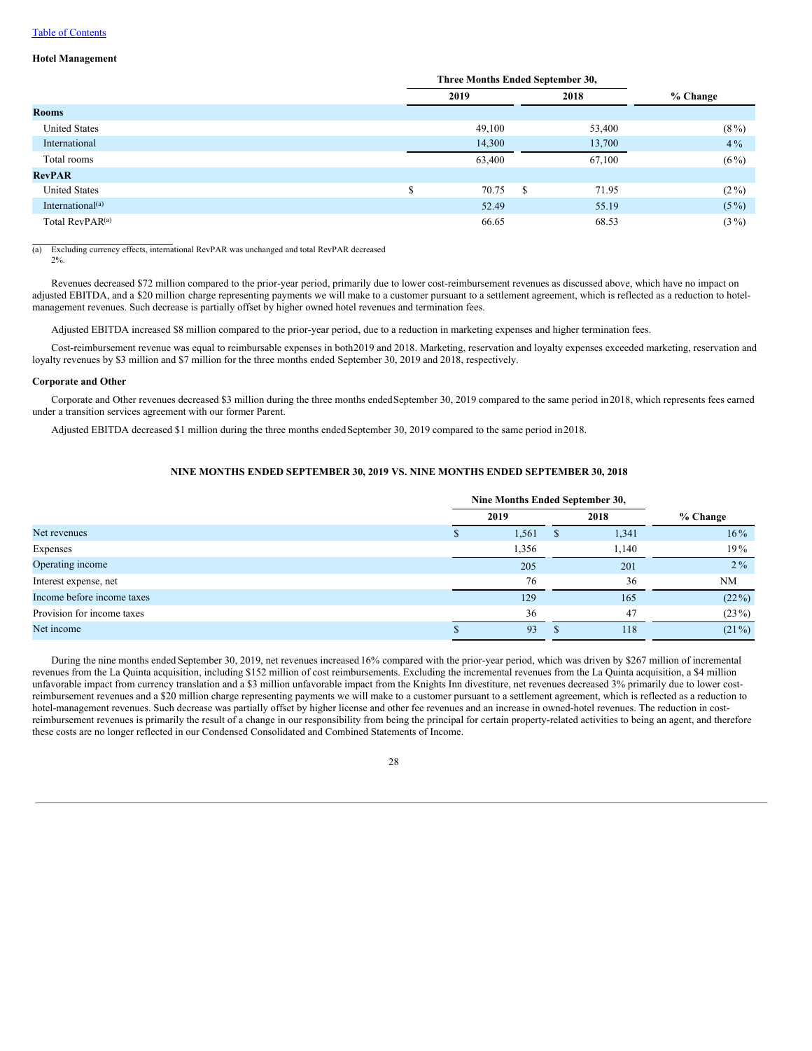[Table of Contents](#)

**Hotel Management**

| | Three Months Ended September 30, | | |
|---|---|---|---|
| | 2019 | 2018 | % Change |
| **Rooms** | | | |
| United States | 49,100 | 53,400 | (8%) |
| International | 14,300 | 13,700 | 4% |
| Total rooms | 63,400 | 67,100 | (6%) |
| **RevPAR** | | | |
| United States | $ 70.75 | $ 71.95 | (2%) |
| International[(a)] | 52.49 | 55.19 | (5%) |
| Total RevPAR[(a)] | 66.65 | 68.53 | (3%) |

(a) Excluding currency effects, international RevPAR was unchanged and total RevPAR decreased 2%.

Revenues decreased $72 million compared to the prior-year period, primarily due to lower cost-reimbursement revenues as discussed above, which have no impact on adjusted EBITDA, and a $20 million charge representing payments we will make to a customer pursuant to a settlement agreement, which is reflected as a reduction to hotel-management revenues. Such decrease is partially offset by higher owned hotel revenues and termination fees.

Adjusted EBITDA increased $8 million compared to the prior-year period, due to a reduction in marketing expenses and higher termination fees.

Cost-reimbursement revenue was equal to reimbursable expenses in both2019 and 2018. Marketing, reservation and loyalty expenses exceeded marketing, reservation and loyalty revenues by $3 million and $7 million for the three months ended September 30, 2019 and 2018, respectively.

**Corporate and Other**

Corporate and Other revenues decreased $3 million during the three months endedSeptember 30, 2019 compared to the same period in2018, which represents fees earned under a transition services agreement with our former Parent.

Adjusted EBITDA decreased $1 million during the three months endedSeptember 30, 2019 compared to the same period in2018.

**NINE MONTHS ENDED SEPTEMBER 30, 2019 VS. NINE MONTHS ENDED SEPTEMBER 30, 2018**

| | Nine Months Ended September 30, | | |
|---|---|---|---|
| | 2019 | 2018 | % Change |
| Net revenues | $ 1,561 | $ 1,341 | 16% |
| Expenses | 1,356 | 1,140 | 19% |
| Operating income | 205 | 201 | 2% |
| Interest expense, net | 76 | 36 | NM |
| Income before income taxes | 129 | 165 | (22%) |
| Provision for income taxes | 36 | 47 | (23%) |
| Net income | $ 93 | $ 118 | (21%) |

During the nine months ended September 30, 2019, net revenues increased 16% compared with the prior-year period, which was driven by $267 million of incremental revenues from the La Quinta acquisition, including $152 million of cost reimbursements. Excluding the incremental revenues from the La Quinta acquisition, a $4 million unfavorable impact from currency translation and a $3 million unfavorable impact from the Knights Inn divestiture, net revenues decreased 3% primarily due to lower cost-reimbursement revenues and a $20 million charge representing payments we will make to a customer pursuant to a settlement agreement, which is reflected as a reduction to hotel-management revenues. Such decrease was partially offset by higher license and other fee revenues and an increase in owned-hotel revenues. The reduction in cost-reimbursement revenues is primarily the result of a change in our responsibility from being the principal for certain property-related activities to being an agent, and therefore these costs are no longer reflected in our Condensed Consolidated and Combined Statements of Income.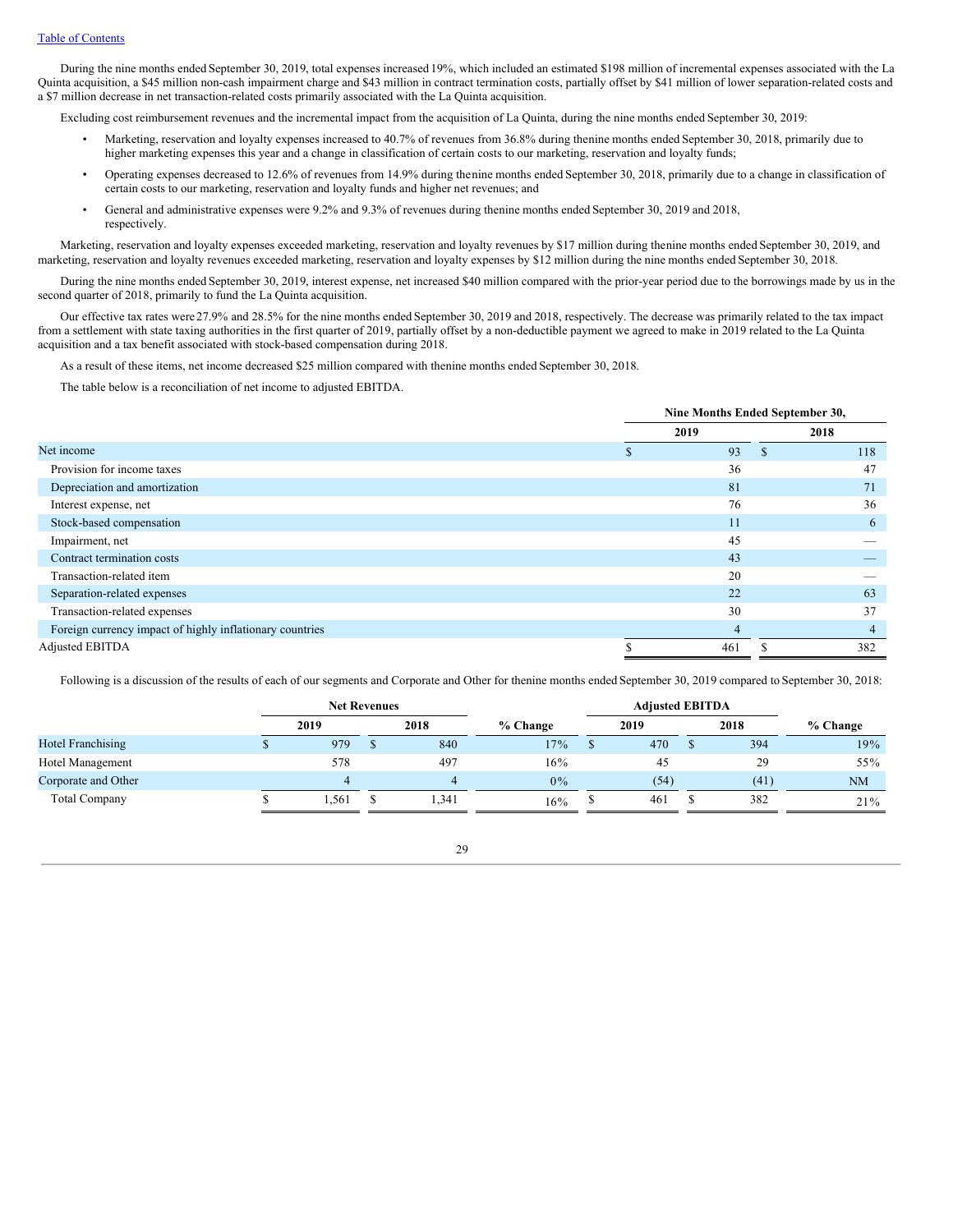During the nine months ended September 30, 2019, total expenses increased 19%, which included an estimated $198 million of incremental expenses associated with the La Quinta acquisition, a $45 million non-cash impairment charge and $43 million in contract termination costs, partially offset by $41 million of lower separation-related costs and a $7 million decrease in net transaction-related costs primarily associated with the La Quinta acquisition.

Excluding cost reimbursement revenues and the incremental impact from the acquisition of La Quinta, during the nine months ended September 30, 2019:

- Marketing, reservation and loyalty expenses increased to 40.7% of revenues from 36.8% during the nine months ended September 30, 2018, primarily due to higher marketing expenses this year and a change in classification of certain costs to our marketing, reservation and loyalty funds;
- Operating expenses decreased to 12.6% of revenues from 14.9% during the nine months ended September 30, 2018, primarily due to a change in classification of certain costs to our marketing, reservation and loyalty funds and higher net revenues; and
- General and administrative expenses were 9.2% and 9.3% of revenues during the nine months ended September 30, 2019 and 2018, respectively.

Marketing, reservation and loyalty expenses exceeded marketing, reservation and loyalty revenues by $17 million during the nine months ended September 30, 2019, and marketing, reservation and loyalty revenues exceeded marketing, reservation and loyalty expenses by $12 million during the nine months ended September 30, 2018.

During the nine months ended September 30, 2019, interest expense, net increased $40 million compared with the prior-year period due to the borrowings made by us in the second quarter of 2018, primarily to fund the La Quinta acquisition.

Our effective tax rates were 27.9% and 28.5% for the nine months ended September 30, 2019 and 2018, respectively. The decrease was primarily related to the tax impact from a settlement with state taxing authorities in the first quarter of 2019, partially offset by a non-deductible payment we agreed to make in 2019 related to the La Quinta acquisition and a tax benefit associated with stock-based compensation during 2018.

As a result of these items, net income decreased $25 million compared with the nine months ended September 30, 2018.

The table below is a reconciliation of net income to adjusted EBITDA.

| | Nine Months Ended September 30, | |
|---|---|---|
| | 2019 | 2018 |
| Net income | $ 93 | $ 118 |
| Provision for income taxes | 36 | 47 |
| Depreciation and amortization | 81 | 71 |
| Interest expense, net | 76 | 36 |
| Stock-based compensation | 11 | 6 |
| Impairment, net | 45 | — |
| Contract termination costs | 43 | — |
| Transaction-related item | 20 | — |
| Separation-related expenses | 22 | 63 |
| Transaction-related expenses | 30 | 37 |
| Foreign currency impact of highly inflationary countries | 4 | 4 |
| Adjusted EBITDA | $ 461 | $ 382 |

Following is a discussion of the results of each of our segments and Corporate and Other for the nine months ended September 30, 2019 compared to September 30, 2018:

| | Net Revenues | | | Adjusted EBITDA | | |
|---|---|---|---|---|---|---|
| | 2019 | 2018 | % Change | 2019 | 2018 | % Change |
| Hotel Franchising | $ 979 | $ 840 | 17% | $ 470 | $ 394 | 19% |
| Hotel Management | 578 | 497 | 16% | 45 | 29 | 55% |
| Corporate and Other | 4 | 4 | 0% | (54) | (41) | NM |
| Total Company | $ 1,561 | $ 1,341 | 16% | $ 461 | $ 382 | 21% |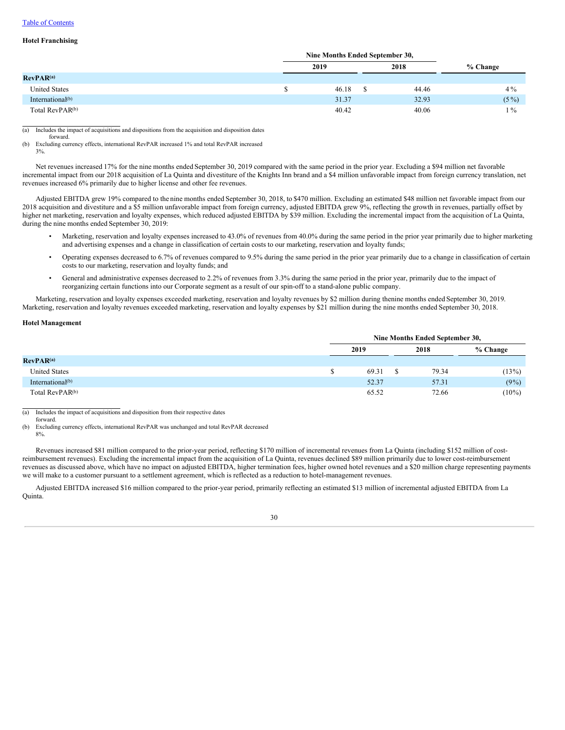[Table of Contents](#)

**Hotel Franchising**

| | Nine Months Ended September 30, | | |
|---|---|---|---|
| | 2019 | 2018 | % Change |
| **RevPAR**[(a)] | | | |
| United States | $ 46.18 | $ 44.46 | 4 % |
| International[(b)] | 31.37 | 32.93 | (5 %) |
| Total RevPAR[(b)] | 40.42 | 40.06 | 1 % |

(a) Includes the impact of acquisitions and dispositions from the acquisition and disposition dates forward.

(b) Excluding currency effects, international RevPAR increased 1% and total RevPAR increased 3%.

Net revenues increased 17% for the nine months ended September 30, 2019 compared with the same period in the prior year. Excluding a $94 million net favorable incremental impact from our 2018 acquisition of La Quinta and divestiture of the Knights Inn brand and a $4 million unfavorable impact from foreign currency translation, net revenues increased 6% primarily due to higher license and other fee revenues.

Adjusted EBITDA grew 19% compared to the nine months ended September 30, 2018, to $470 million. Excluding an estimated $48 million net favorable impact from our 2018 acquisition and divestiture and a $5 million unfavorable impact from foreign currency, adjusted EBITDA grew 9%, reflecting the growth in revenues, partially offset by higher net marketing, reservation and loyalty expenses, which reduced adjusted EBITDA by $39 million. Excluding the incremental impact from the acquisition of La Quinta, during the nine months ended September 30, 2019:

- Marketing, reservation and loyalty expenses increased to 43.0% of revenues from 40.0% during the same period in the prior year primarily due to higher marketing and advertising expenses and a change in classification of certain costs to our marketing, reservation and loyalty funds;
- Operating expenses decreased to 6.7% of revenues compared to 9.5% during the same period in the prior year primarily due to a change in classification of certain costs to our marketing, reservation and loyalty funds; and
- General and administrative expenses decreased to 2.2% of revenues from 3.3% during the same period in the prior year, primarily due to the impact of reorganizing certain functions into our Corporate segment as a result of our spin-off to a stand-alone public company.

Marketing, reservation and loyalty expenses exceeded marketing, reservation and loyalty revenues by $2 million during the nine months ended September 30, 2019. Marketing, reservation and loyalty revenues exceeded marketing, reservation and loyalty expenses by $21 million during the nine months ended September 30, 2018.

**Hotel Management**

| | Nine Months Ended September 30, | | |
|---|---|---|---|
| | 2019 | 2018 | % Change |
| **RevPAR**[(a)] | | | |
| United States | $ 69.31 | $ 79.34 | (13%) |
| International[(b)] | 52.37 | 57.31 | (9%) |
| Total RevPAR[(b)] | 65.52 | 72.66 | (10%) |

(a) Includes the impact of acquisitions and disposition from their respective dates forward.

(b) Excluding currency effects, international RevPAR was unchanged and total RevPAR decreased 8%.

Revenues increased $81 million compared to the prior-year period, reflecting $170 million of incremental revenues from La Quinta (including $152 million of cost-reimbursement revenues). Excluding the incremental impact from the acquisition of La Quinta, revenues declined $89 million primarily due to lower cost-reimbursement revenues as discussed above, which have no impact on adjusted EBITDA, higher termination fees, higher owned hotel revenues and a $20 million charge representing payments we will make to a customer pursuant to a settlement agreement, which is reflected as a reduction to hotel-management revenues.

Adjusted EBITDA increased $16 million compared to the prior-year period, primarily reflecting an estimated $13 million of incremental adjusted EBITDA from La Quinta.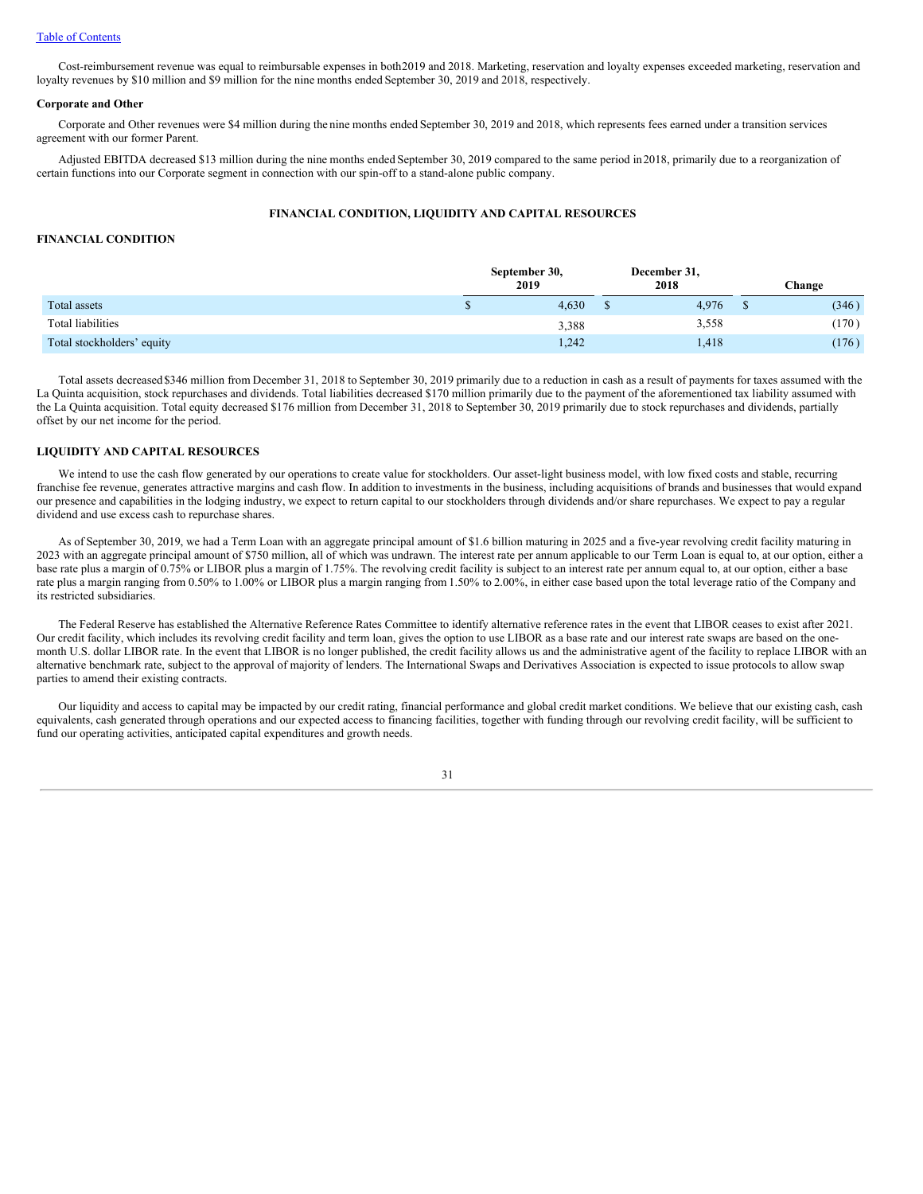Cost-reimbursement revenue was equal to reimbursable expenses in both 2019 and 2018. Marketing, reservation and loyalty expenses exceeded marketing, reservation and loyalty revenues by $10 million and $9 million for the nine months ended September 30, 2019 and 2018, respectively.

**Corporate and Other**

Corporate and Other revenues were $4 million during the nine months ended September 30, 2019 and 2018, which represents fees earned under a transition services agreement with our former Parent.

Adjusted EBITDA decreased $13 million during the nine months ended September 30, 2019 compared to the same period in 2018, primarily due to a reorganization of certain functions into our Corporate segment in connection with our spin-off to a stand-alone public company.

## FINANCIAL CONDITION, LIQUIDITY AND CAPITAL RESOURCES

### FINANCIAL CONDITION

| | September 30, 2019 | December 31, 2018 | Change |
|---|---|---|---|
| Total assets | $ 4,630 | $ 4,976 | $ (346) |
| Total liabilities | 3,388 | 3,558 | (170) |
| Total stockholders' equity | 1,242 | 1,418 | (176) |

Total assets decreased $346 million from December 31, 2018 to September 30, 2019 primarily due to a reduction in cash as a result of payments for taxes assumed with the La Quinta acquisition, stock repurchases and dividends. Total liabilities decreased $170 million primarily due to the payment of the aforementioned tax liability assumed with the La Quinta acquisition. Total equity decreased $176 million from December 31, 2018 to September 30, 2019 primarily due to stock repurchases and dividends, partially offset by our net income for the period.

### LIQUIDITY AND CAPITAL RESOURCES

We intend to use the cash flow generated by our operations to create value for stockholders. Our asset-light business model, with low fixed costs and stable, recurring franchise fee revenue, generates attractive margins and cash flow. In addition to investments in the business, including acquisitions of brands and businesses that would expand our presence and capabilities in the lodging industry, we expect to return capital to our stockholders through dividends and/or share repurchases. We expect to pay a regular dividend and use excess cash to repurchase shares.

As of September 30, 2019, we had a Term Loan with an aggregate principal amount of $1.6 billion maturing in 2025 and a five-year revolving credit facility maturing in 2023 with an aggregate principal amount of $750 million, all of which was undrawn. The interest rate per annum applicable to our Term Loan is equal to, at our option, either a base rate plus a margin of 0.75% or LIBOR plus a margin of 1.75%. The revolving credit facility is subject to an interest rate per annum equal to, at our option, either a base rate plus a margin ranging from 0.50% to 1.00% or LIBOR plus a margin ranging from 1.50% to 2.00%, in either case based upon the total leverage ratio of the Company and its restricted subsidiaries.

The Federal Reserve has established the Alternative Reference Rates Committee to identify alternative reference rates in the event that LIBOR ceases to exist after 2021. Our credit facility, which includes its revolving credit facility and term loan, gives the option to use LIBOR as a base rate and our interest rate swaps are based on the one-month U.S. dollar LIBOR rate. In the event that LIBOR is no longer published, the credit facility allows us and the administrative agent of the facility to replace LIBOR with an alternative benchmark rate, subject to the approval of majority of lenders. The International Swaps and Derivatives Association is expected to issue protocols to allow swap parties to amend their existing contracts.

Our liquidity and access to capital may be impacted by our credit rating, financial performance and global credit market conditions. We believe that our existing cash, cash equivalents, cash generated through operations and our expected access to financing facilities, together with funding through our revolving credit facility, will be sufficient to fund our operating activities, anticipated capital expenditures and growth needs.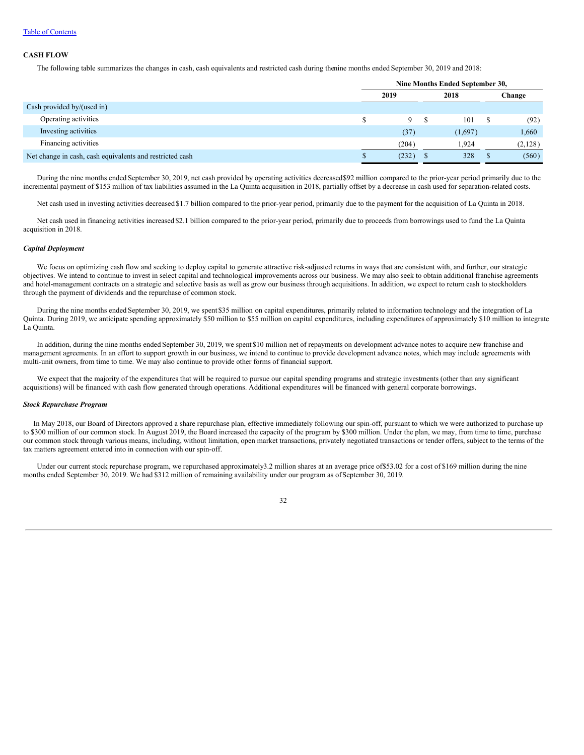Table of Contents

**CASH FLOW**

The following table summarizes the changes in cash, cash equivalents and restricted cash during the nine months ended September 30, 2019 and 2018:

| | Nine Months Ended September 30, | | |
|---|---|---|---|
| | 2019 | 2018 | Change |
| Cash provided by/(used in) | | | |
| Operating activities | $ 9 | $ 101 | $ (92) |
| Investing activities | (37) | (1,697) | 1,660 |
| Financing activities | (204) | 1,924 | (2,128) |
| Net change in cash, cash equivalents and restricted cash | $ (232) | $ 328 | $ (560) |

During the nine months ended September 30, 2019, net cash provided by operating activities decreased $92 million compared to the prior-year period primarily due to the incremental payment of $153 million of tax liabilities assumed in the La Quinta acquisition in 2018, partially offset by a decrease in cash used for separation-related costs.

Net cash used in investing activities decreased $1.7 billion compared to the prior-year period, primarily due to the payment for the acquisition of La Quinta in 2018.

Net cash used in financing activities increased $2.1 billion compared to the prior-year period, primarily due to proceeds from borrowings used to fund the La Quinta acquisition in 2018.

***Capital Deployment***

We focus on optimizing cash flow and seeking to deploy capital to generate attractive risk-adjusted returns in ways that are consistent with, and further, our strategic objectives. We intend to continue to invest in select capital and technological improvements across our business. We may also seek to obtain additional franchise agreements and hotel-management contracts on a strategic and selective basis as well as grow our business through acquisitions. In addition, we expect to return cash to stockholders through the payment of dividends and the repurchase of common stock.

During the nine months ended September 30, 2019, we spent $35 million on capital expenditures, primarily related to information technology and the integration of La Quinta. During 2019, we anticipate spending approximately $50 million to $55 million on capital expenditures, including expenditures of approximately $10 million to integrate La Quinta.

In addition, during the nine months ended September 30, 2019, we spent $10 million net of repayments on development advance notes to acquire new franchise and management agreements. In an effort to support growth in our business, we intend to continue to provide development advance notes, which may include agreements with multi-unit owners, from time to time. We may also continue to provide other forms of financial support.

We expect that the majority of the expenditures that will be required to pursue our capital spending programs and strategic investments (other than any significant acquisitions) will be financed with cash flow generated through operations. Additional expenditures will be financed with general corporate borrowings.

***Stock Repurchase Program***

In May 2018, our Board of Directors approved a share repurchase plan, effective immediately following our spin-off, pursuant to which we were authorized to purchase up to $300 million of our common stock. In August 2019, the Board increased the capacity of the program by $300 million. Under the plan, we may, from time to time, purchase our common stock through various means, including, without limitation, open market transactions, privately negotiated transactions or tender offers, subject to the terms of the tax matters agreement entered into in connection with our spin-off.

Under our current stock repurchase program, we repurchased approximately 3.2 million shares at an average price of $53.02 for a cost of $169 million during the nine months ended September 30, 2019. We had $312 million of remaining availability under our program as of September 30, 2019.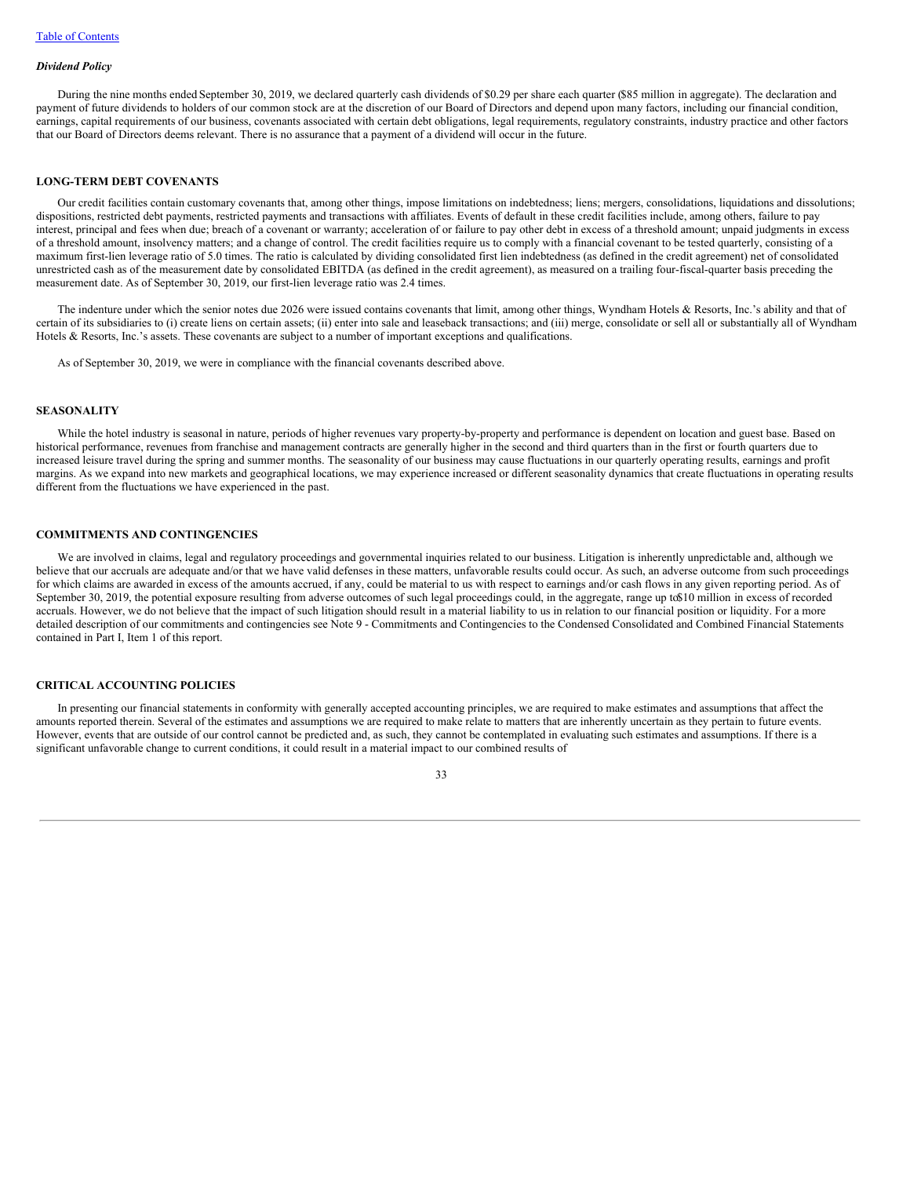*Dividend Policy*

During the nine months ended September 30, 2019, we declared quarterly cash dividends of $0.29 per share each quarter ($85 million in aggregate). The declaration and payment of future dividends to holders of our common stock are at the discretion of our Board of Directors and depend upon many factors, including our financial condition, earnings, capital requirements of our business, covenants associated with certain debt obligations, legal requirements, regulatory constraints, industry practice and other factors that our Board of Directors deems relevant. There is no assurance that a payment of a dividend will occur in the future.

## LONG-TERM DEBT COVENANTS

Our credit facilities contain customary covenants that, among other things, impose limitations on indebtedness; liens; mergers, consolidations, liquidations and dissolutions; dispositions, restricted debt payments, restricted payments and transactions with affiliates. Events of default in these credit facilities include, among others, failure to pay interest, principal and fees when due; breach of a covenant or warranty; acceleration of or failure to pay other debt in excess of a threshold amount; unpaid judgments in excess of a threshold amount, insolvency matters; and a change of control. The credit facilities require us to comply with a financial covenant to be tested quarterly, consisting of a maximum first-lien leverage ratio of 5.0 times. The ratio is calculated by dividing consolidated first lien indebtedness (as defined in the credit agreement) net of consolidated unrestricted cash as of the measurement date by consolidated EBITDA (as defined in the credit agreement), as measured on a trailing four-fiscal-quarter basis preceding the measurement date. As of September 30, 2019, our first-lien leverage ratio was 2.4 times.

The indenture under which the senior notes due 2026 were issued contains covenants that limit, among other things, Wyndham Hotels & Resorts, Inc.'s ability and that of certain of its subsidiaries to (i) create liens on certain assets; (ii) enter into sale and leaseback transactions; and (iii) merge, consolidate or sell all or substantially all of Wyndham Hotels & Resorts, Inc.'s assets. These covenants are subject to a number of important exceptions and qualifications.

As of September 30, 2019, we were in compliance with the financial covenants described above.

## SEASONALITY

While the hotel industry is seasonal in nature, periods of higher revenues vary property-by-property and performance is dependent on location and guest base. Based on historical performance, revenues from franchise and management contracts are generally higher in the second and third quarters than in the first or fourth quarters due to increased leisure travel during the spring and summer months. The seasonality of our business may cause fluctuations in our quarterly operating results, earnings and profit margins. As we expand into new markets and geographical locations, we may experience increased or different seasonality dynamics that create fluctuations in operating results different from the fluctuations we have experienced in the past.

## COMMITMENTS AND CONTINGENCIES

We are involved in claims, legal and regulatory proceedings and governmental inquiries related to our business. Litigation is inherently unpredictable and, although we believe that our accruals are adequate and/or that we have valid defenses in these matters, unfavorable results could occur. As such, an adverse outcome from such proceedings for which claims are awarded in excess of the amounts accrued, if any, could be material to us with respect to earnings and/or cash flows in any given reporting period. As of September 30, 2019, the potential exposure resulting from adverse outcomes of such legal proceedings could, in the aggregate, range up to $10 million in excess of recorded accruals. However, we do not believe that the impact of such litigation should result in a material liability to us in relation to our financial position or liquidity. For a more detailed description of our commitments and contingencies see Note 9 - Commitments and Contingencies to the Condensed Consolidated and Combined Financial Statements contained in Part I, Item 1 of this report.

## CRITICAL ACCOUNTING POLICIES

In presenting our financial statements in conformity with generally accepted accounting principles, we are required to make estimates and assumptions that affect the amounts reported therein. Several of the estimates and assumptions we are required to make relate to matters that are inherently uncertain as they pertain to future events. However, events that are outside of our control cannot be predicted and, as such, they cannot be contemplated in evaluating such estimates and assumptions. If there is a significant unfavorable change to current conditions, it could result in a material impact to our combined results of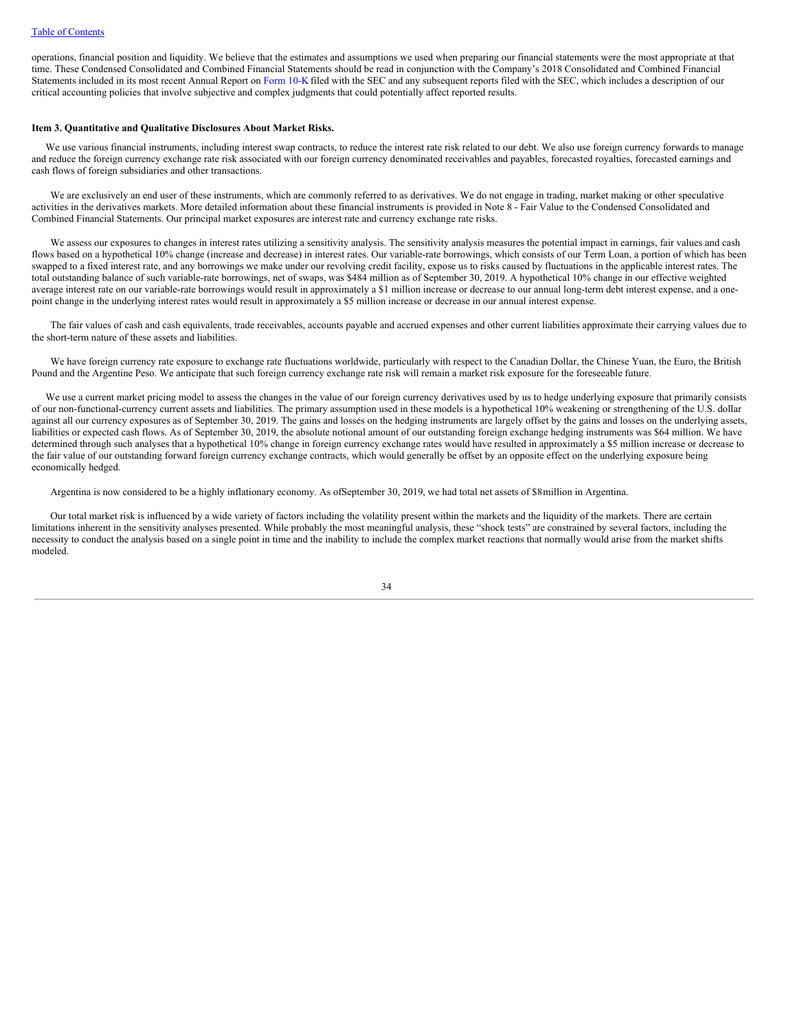operations, financial position and liquidity. We believe that the estimates and assumptions we used when preparing our financial statements were the most appropriate at that time. These Condensed Consolidated and Combined Financial Statements should be read in conjunction with the Company's 2018 Consolidated and Combined Financial Statements included in its most recent Annual Report on Form 10-K filed with the SEC and any subsequent reports filed with the SEC, which includes a description of our critical accounting policies that involve subjective and complex judgments that could potentially affect reported results.

**Item 3. Quantitative and Qualitative Disclosures About Market Risks.**

We use various financial instruments, including interest swap contracts, to reduce the interest rate risk related to our debt. We also use foreign currency forwards to manage and reduce the foreign currency exchange rate risk associated with our foreign currency denominated receivables and payables, forecasted royalties, forecasted earnings and cash flows of foreign subsidiaries and other transactions.

We are exclusively an end user of these instruments, which are commonly referred to as derivatives. We do not engage in trading, market making or other speculative activities in the derivatives markets. More detailed information about these financial instruments is provided in Note 8 - Fair Value to the Condensed Consolidated and Combined Financial Statements. Our principal market exposures are interest rate and currency exchange rate risks.

We assess our exposures to changes in interest rates utilizing a sensitivity analysis. The sensitivity analysis measures the potential impact in earnings, fair values and cash flows based on a hypothetical 10% change (increase and decrease) in interest rates. Our variable-rate borrowings, which consists of our Term Loan, a portion of which has been swapped to a fixed interest rate, and any borrowings we make under our revolving credit facility, expose us to risks caused by fluctuations in the applicable interest rates. The total outstanding balance of such variable-rate borrowings, net of swaps, was $484 million as of September 30, 2019. A hypothetical 10% change in our effective weighted average interest rate on our variable-rate borrowings would result in approximately a $1 million increase or decrease to our annual long-term debt interest expense, and a one-point change in the underlying interest rates would result in approximately a $5 million increase or decrease in our annual interest expense.

The fair values of cash and cash equivalents, trade receivables, accounts payable and accrued expenses and other current liabilities approximate their carrying values due to the short-term nature of these assets and liabilities.

We have foreign currency rate exposure to exchange rate fluctuations worldwide, particularly with respect to the Canadian Dollar, the Chinese Yuan, the Euro, the British Pound and the Argentine Peso. We anticipate that such foreign currency exchange rate risk will remain a market risk exposure for the foreseeable future.

We use a current market pricing model to assess the changes in the value of our foreign currency derivatives used by us to hedge underlying exposure that primarily consists of our non-functional-currency current assets and liabilities. The primary assumption used in these models is a hypothetical 10% weakening or strengthening of the U.S. dollar against all our currency exposures as of September 30, 2019. The gains and losses on the hedging instruments are largely offset by the gains and losses on the underlying assets, liabilities or expected cash flows. As of September 30, 2019, the absolute notional amount of our outstanding foreign exchange hedging instruments was $64 million. We have determined through such analyses that a hypothetical 10% change in foreign currency exchange rates would have resulted in approximately a $5 million increase or decrease to the fair value of our outstanding forward foreign currency exchange contracts, which would generally be offset by an opposite effect on the underlying exposure being economically hedged.

Argentina is now considered to be a highly inflationary economy. As ofSeptember 30, 2019, we had total net assets of $8million in Argentina.

Our total market risk is influenced by a wide variety of factors including the volatility present within the markets and the liquidity of the markets. There are certain limitations inherent in the sensitivity analyses presented. While probably the most meaningful analysis, these "shock tests" are constrained by several factors, including the necessity to conduct the analysis based on a single point in time and the inability to include the complex market reactions that normally would arise from the market shifts modeled.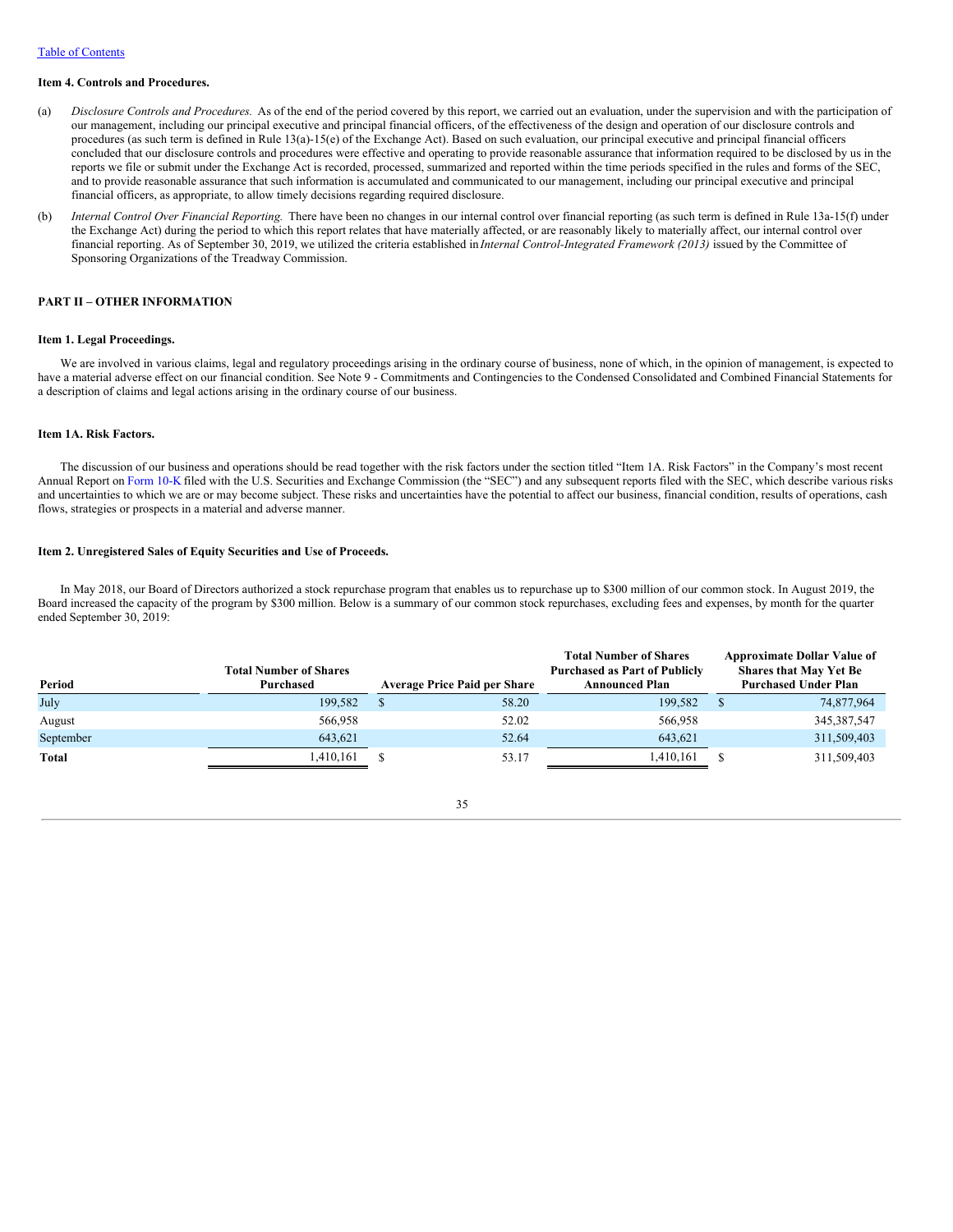### Item 4. Controls and Procedures.

(a) *Disclosure Controls and Procedures.* As of the end of the period covered by this report, we carried out an evaluation, under the supervision and with the participation of our management, including our principal executive and principal financial officers, of the effectiveness of the design and operation of our disclosure controls and procedures (as such term is defined in Rule 13(a)-15(e) of the Exchange Act). Based on such evaluation, our principal executive and principal financial officers concluded that our disclosure controls and procedures were effective and operating to provide reasonable assurance that information required to be disclosed by us in the reports we file or submit under the Exchange Act is recorded, processed, summarized and reported within the time periods specified in the rules and forms of the SEC, and to provide reasonable assurance that such information is accumulated and communicated to our management, including our principal executive and principal financial officers, as appropriate, to allow timely decisions regarding required disclosure.

(b) *Internal Control Over Financial Reporting.* There have been no changes in our internal control over financial reporting (as such term is defined in Rule 13a-15(f) under the Exchange Act) during the period to which this report relates that have materially affected, or are reasonably likely to materially affect, our internal control over financial reporting. As of September 30, 2019, we utilized the criteria established in *Internal Control-Integrated Framework (2013)* issued by the Committee of Sponsoring Organizations of the Treadway Commission.

## PART II – OTHER INFORMATION

### Item 1. Legal Proceedings.

We are involved in various claims, legal and regulatory proceedings arising in the ordinary course of business, none of which, in the opinion of management, is expected to have a material adverse effect on our financial condition. See Note 9 - Commitments and Contingencies to the Condensed Consolidated and Combined Financial Statements for a description of claims and legal actions arising in the ordinary course of our business.

### Item 1A. Risk Factors.

The discussion of our business and operations should be read together with the risk factors under the section titled "Item 1A. Risk Factors" in the Company's most recent Annual Report on Form 10-K filed with the U.S. Securities and Exchange Commission (the "SEC") and any subsequent reports filed with the SEC, which describe various risks and uncertainties to which we are or may become subject. These risks and uncertainties have the potential to affect our business, financial condition, results of operations, cash flows, strategies or prospects in a material and adverse manner.

### Item 2. Unregistered Sales of Equity Securities and Use of Proceeds.

In May 2018, our Board of Directors authorized a stock repurchase program that enables us to repurchase up to $300 million of our common stock. In August 2019, the Board increased the capacity of the program by $300 million. Below is a summary of our common stock repurchases, excluding fees and expenses, by month for the quarter ended September 30, 2019:

| Period | Total Number of Shares Purchased | Average Price Paid per Share | Total Number of Shares Purchased as Part of Publicly Announced Plan | Approximate Dollar Value of Shares that May Yet Be Purchased Under Plan |
|---|---|---|---|---|
| July | 199,582 | $ 58.20 | 199,582 | $ 74,877,964 |
| August | 566,958 | 52.02 | 566,958 | 345,387,547 |
| September | 643,621 | 52.64 | 643,621 | 311,509,403 |
| **Total** | 1,410,161 | $ 53.17 | 1,410,161 | $ 311,509,403 |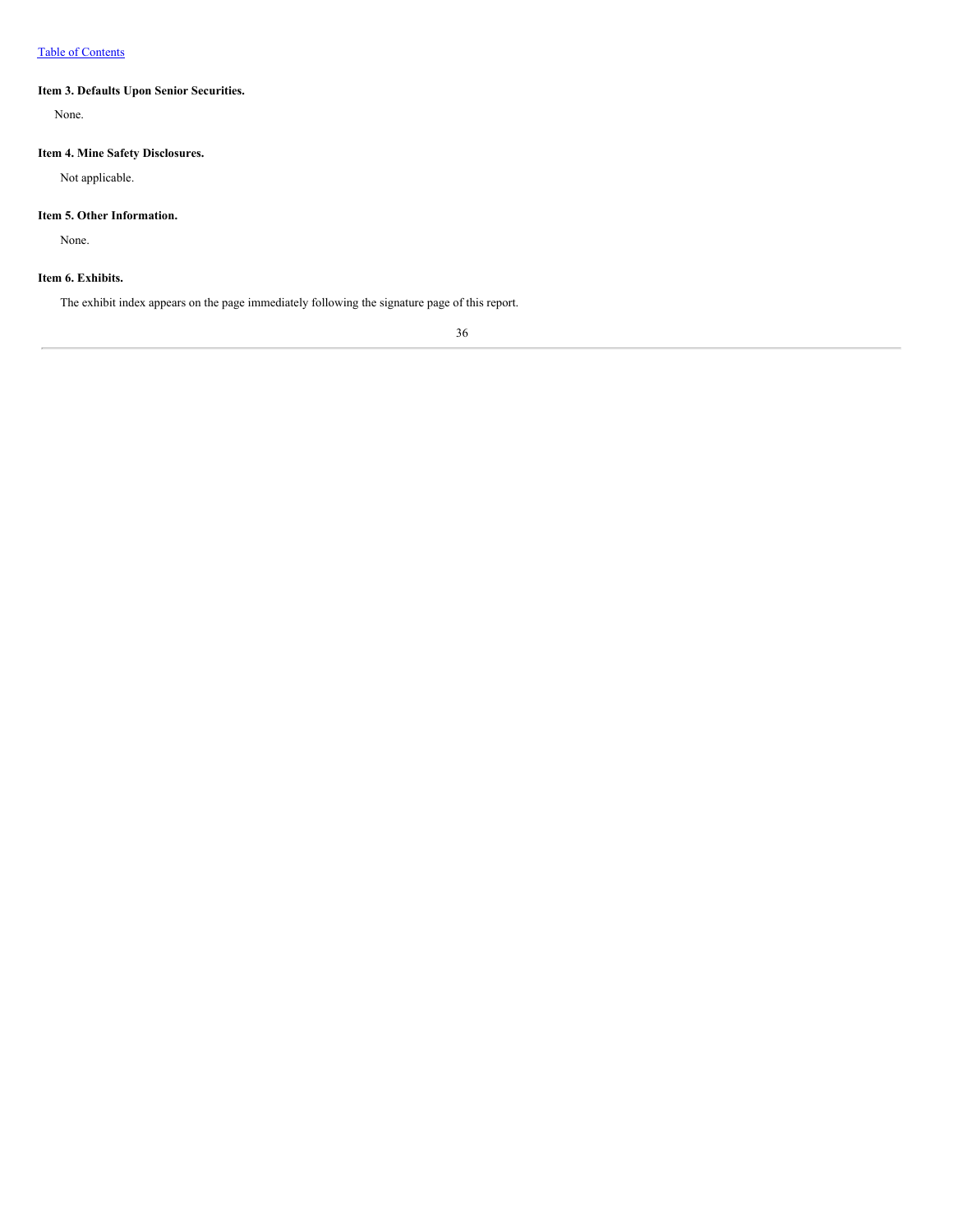### Item 3. Defaults Upon Senior Securities.

None.

### Item 4. Mine Safety Disclosures.

Not applicable.

### Item 5. Other Information.

None.

### Item 6. Exhibits.

The exhibit index appears on the page immediately following the signature page of this report.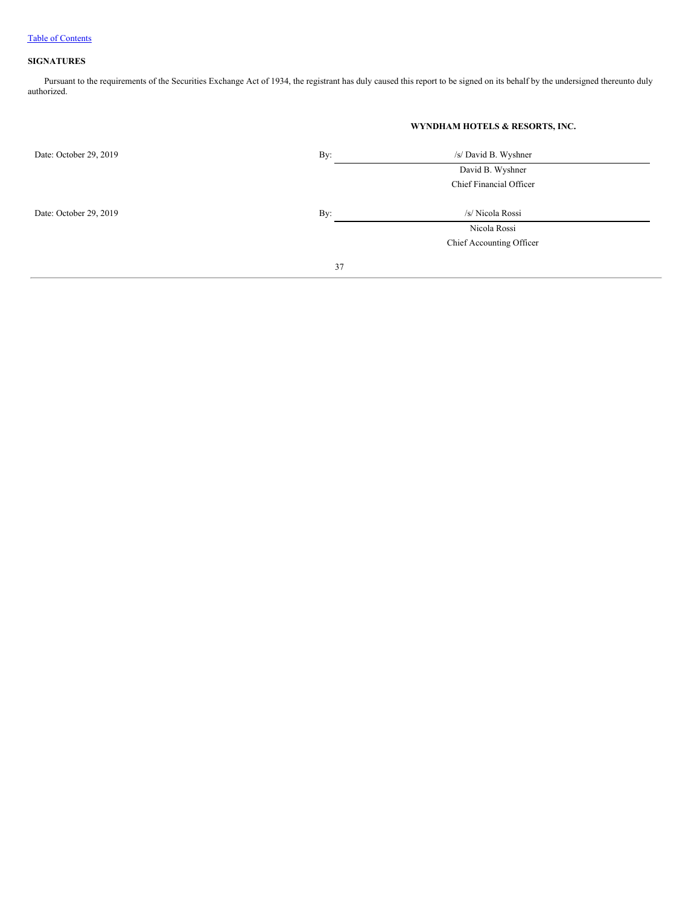[Table of Contents](#)

**SIGNATURES**

Pursuant to the requirements of the Securities Exchange Act of 1934, the registrant has duly caused this report to be signed on its behalf by the undersigned thereunto duly authorized.

| | | **WYNDHAM HOTELS & RESORTS, INC.** |
|---|---|---|
| Date: October 29, 2019 | By: | /s/ David B. Wyshner |
| | | David B. Wyshner |
| | | Chief Financial Officer |
| Date: October 29, 2019 | By: | /s/ Nicola Rossi |
| | | Nicola Rossi |
| | | Chief Accounting Officer |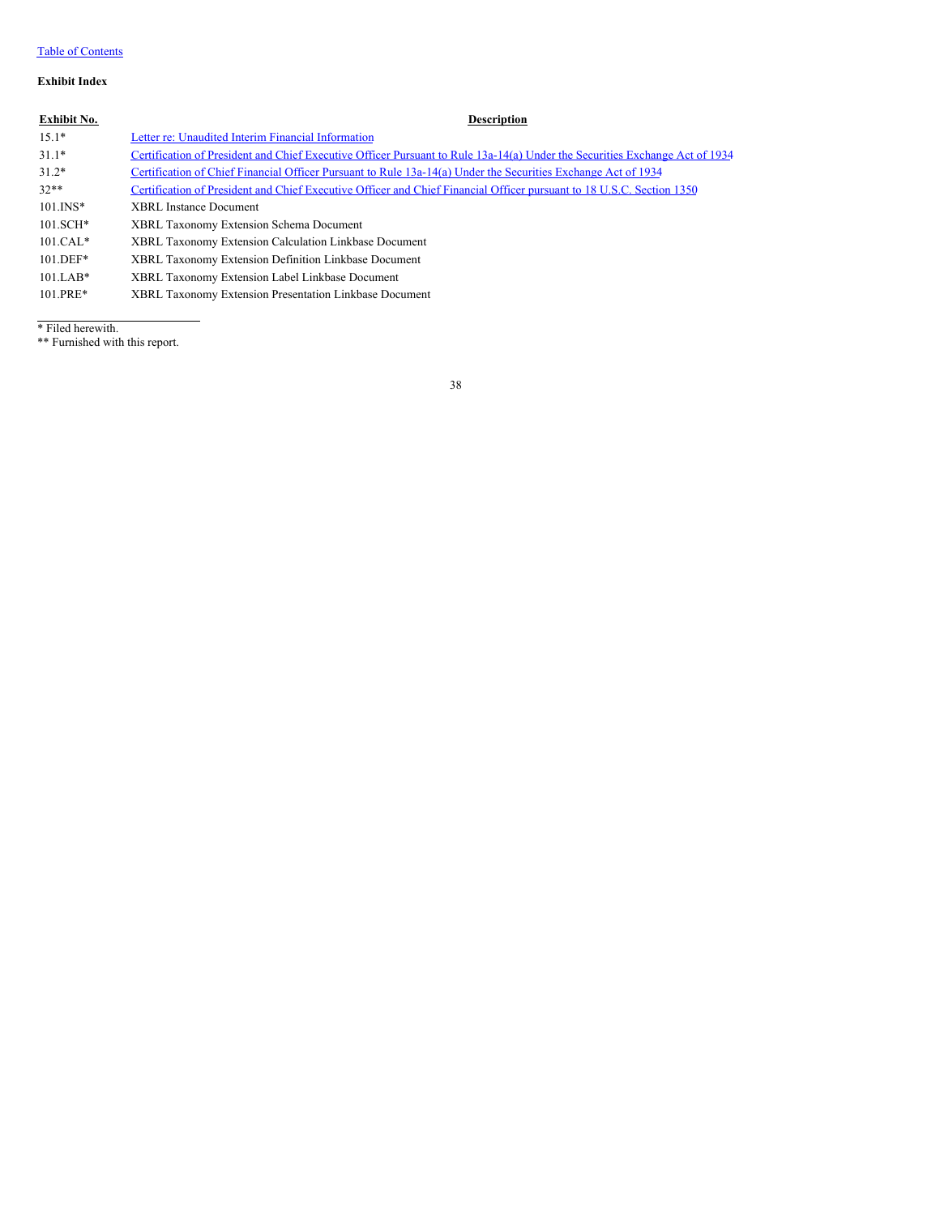Table of Contents

**Exhibit Index**

| Exhibit No. | Description |
|---|---|
| 15.1* | Letter re: Unaudited Interim Financial Information |
| 31.1* | Certification of President and Chief Executive Officer Pursuant to Rule 13a-14(a) Under the Securities Exchange Act of 1934 |
| 31.2* | Certification of Chief Financial Officer Pursuant to Rule 13a-14(a) Under the Securities Exchange Act of 1934 |
| 32** | Certification of President and Chief Executive Officer and Chief Financial Officer pursuant to 18 U.S.C. Section 1350 |
| 101.INS* | XBRL Instance Document |
| 101.SCH* | XBRL Taxonomy Extension Schema Document |
| 101.CAL* | XBRL Taxonomy Extension Calculation Linkbase Document |
| 101.DEF* | XBRL Taxonomy Extension Definition Linkbase Document |
| 101.LAB* | XBRL Taxonomy Extension Label Linkbase Document |
| 101.PRE* | XBRL Taxonomy Extension Presentation Linkbase Document |

* Filed herewith.
** Furnished with this report.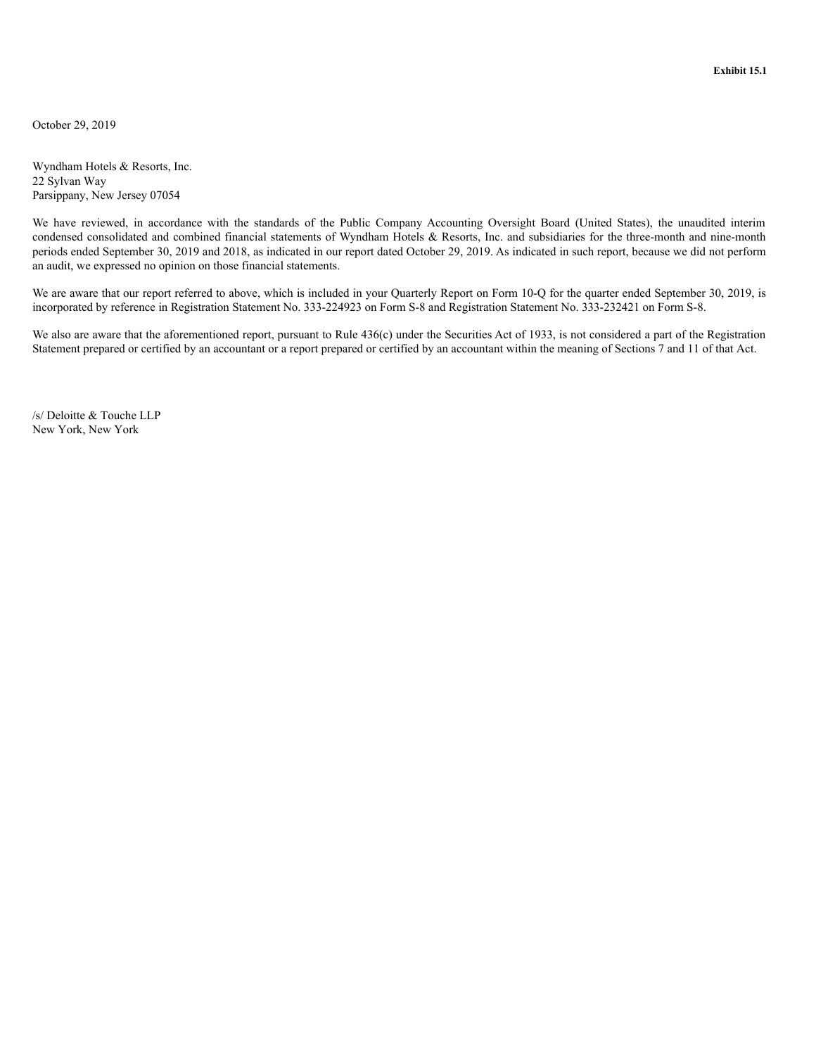**Exhibit 15.1**

October 29, 2019

Wyndham Hotels & Resorts, Inc.
22 Sylvan Way
Parsippany, New Jersey 07054

We have reviewed, in accordance with the standards of the Public Company Accounting Oversight Board (United States), the unaudited interim condensed consolidated and combined financial statements of Wyndham Hotels & Resorts, Inc. and subsidiaries for the three-month and nine-month periods ended September 30, 2019 and 2018, as indicated in our report dated October 29, 2019. As indicated in such report, because we did not perform an audit, we expressed no opinion on those financial statements.

We are aware that our report referred to above, which is included in your Quarterly Report on Form 10-Q for the quarter ended September 30, 2019, is incorporated by reference in Registration Statement No. 333-224923 on Form S-8 and Registration Statement No. 333-232421 on Form S-8.

We also are aware that the aforementioned report, pursuant to Rule 436(c) under the Securities Act of 1933, is not considered a part of the Registration Statement prepared or certified by an accountant or a report prepared or certified by an accountant within the meaning of Sections 7 and 11 of that Act.

/s/ Deloitte & Touche LLP
New York, New York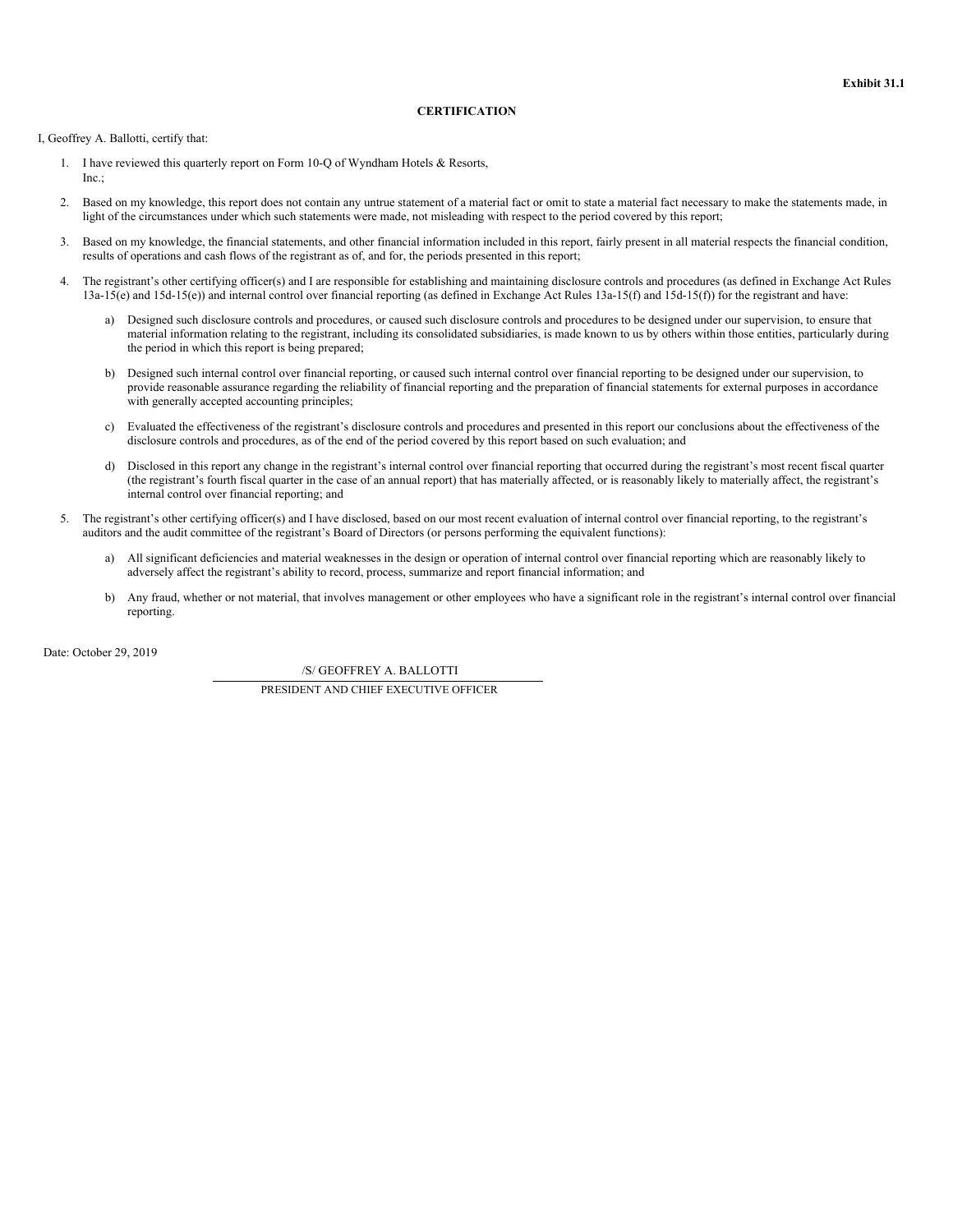**Exhibit 31.1**

**CERTIFICATION**

I, Geoffrey A. Ballotti, certify that:

1. I have reviewed this quarterly report on Form 10-Q of Wyndham Hotels & Resorts, Inc.;
2. Based on my knowledge, this report does not contain any untrue statement of a material fact or omit to state a material fact necessary to make the statements made, in light of the circumstances under which such statements were made, not misleading with respect to the period covered by this report;
3. Based on my knowledge, the financial statements, and other financial information included in this report, fairly present in all material respects the financial condition, results of operations and cash flows of the registrant as of, and for, the periods presented in this report;
4. The registrant's other certifying officer(s) and I are responsible for establishing and maintaining disclosure controls and procedures (as defined in Exchange Act Rules 13a-15(e) and 15d-15(e)) and internal control over financial reporting (as defined in Exchange Act Rules 13a-15(f) and 15d-15(f)) for the registrant and have:
   a) Designed such disclosure controls and procedures, or caused such disclosure controls and procedures to be designed under our supervision, to ensure that material information relating to the registrant, including its consolidated subsidiaries, is made known to us by others within those entities, particularly during the period in which this report is being prepared;
   b) Designed such internal control over financial reporting, or caused such internal control over financial reporting to be designed under our supervision, to provide reasonable assurance regarding the reliability of financial reporting and the preparation of financial statements for external purposes in accordance with generally accepted accounting principles;
   c) Evaluated the effectiveness of the registrant's disclosure controls and procedures and presented in this report our conclusions about the effectiveness of the disclosure controls and procedures, as of the end of the period covered by this report based on such evaluation; and
   d) Disclosed in this report any change in the registrant's internal control over financial reporting that occurred during the registrant's most recent fiscal quarter (the registrant's fourth fiscal quarter in the case of an annual report) that has materially affected, or is reasonably likely to materially affect, the registrant's internal control over financial reporting; and
5. The registrant's other certifying officer(s) and I have disclosed, based on our most recent evaluation of internal control over financial reporting, to the registrant's auditors and the audit committee of the registrant's Board of Directors (or persons performing the equivalent functions):
   a) All significant deficiencies and material weaknesses in the design or operation of internal control over financial reporting which are reasonably likely to adversely affect the registrant's ability to record, process, summarize and report financial information; and
   b) Any fraud, whether or not material, that involves management or other employees who have a significant role in the registrant's internal control over financial reporting.

Date: October 29, 2019

/S/ GEOFFREY A. BALLOTTI

PRESIDENT AND CHIEF EXECUTIVE OFFICER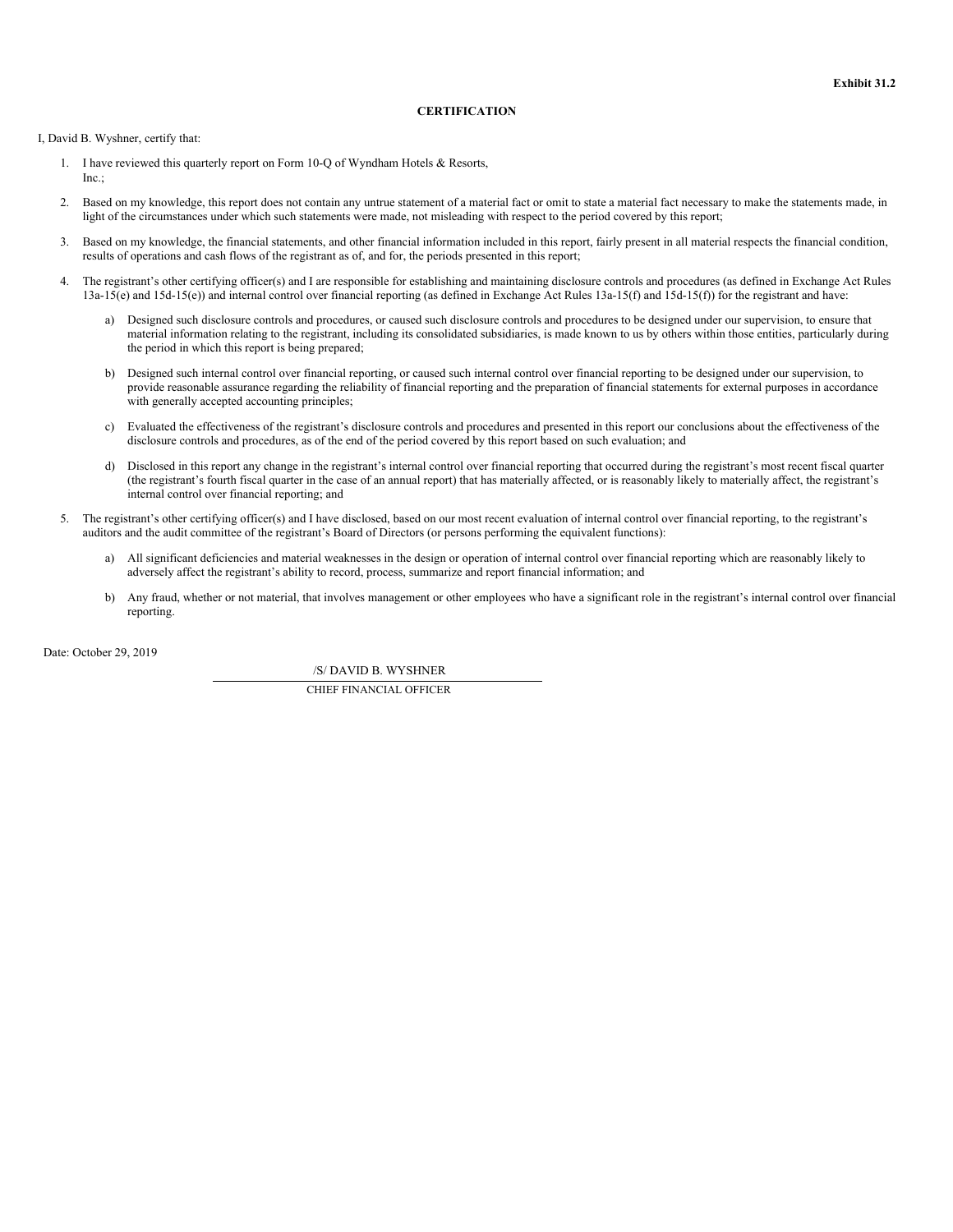**Exhibit 31.2**

**CERTIFICATION**

I, David B. Wyshner, certify that:

1. I have reviewed this quarterly report on Form 10-Q of Wyndham Hotels & Resorts, Inc.;

2. Based on my knowledge, this report does not contain any untrue statement of a material fact or omit to state a material fact necessary to make the statements made, in light of the circumstances under which such statements were made, not misleading with respect to the period covered by this report;

3. Based on my knowledge, the financial statements, and other financial information included in this report, fairly present in all material respects the financial condition, results of operations and cash flows of the registrant as of, and for, the periods presented in this report;

4. The registrant's other certifying officer(s) and I are responsible for establishing and maintaining disclosure controls and procedures (as defined in Exchange Act Rules 13a-15(e) and 15d-15(e)) and internal control over financial reporting (as defined in Exchange Act Rules 13a-15(f) and 15d-15(f)) for the registrant and have:

   a) Designed such disclosure controls and procedures, or caused such disclosure controls and procedures to be designed under our supervision, to ensure that material information relating to the registrant, including its consolidated subsidiaries, is made known to us by others within those entities, particularly during the period in which this report is being prepared;

   b) Designed such internal control over financial reporting, or caused such internal control over financial reporting to be designed under our supervision, to provide reasonable assurance regarding the reliability of financial reporting and the preparation of financial statements for external purposes in accordance with generally accepted accounting principles;

   c) Evaluated the effectiveness of the registrant's disclosure controls and procedures and presented in this report our conclusions about the effectiveness of the disclosure controls and procedures, as of the end of the period covered by this report based on such evaluation; and

   d) Disclosed in this report any change in the registrant's internal control over financial reporting that occurred during the registrant's most recent fiscal quarter (the registrant's fourth fiscal quarter in the case of an annual report) that has materially affected, or is reasonably likely to materially affect, the registrant's internal control over financial reporting; and

5. The registrant's other certifying officer(s) and I have disclosed, based on our most recent evaluation of internal control over financial reporting, to the registrant's auditors and the audit committee of the registrant's Board of Directors (or persons performing the equivalent functions):

   a) All significant deficiencies and material weaknesses in the design or operation of internal control over financial reporting which are reasonably likely to adversely affect the registrant's ability to record, process, summarize and report financial information; and

   b) Any fraud, whether or not material, that involves management or other employees who have a significant role in the registrant's internal control over financial reporting.

Date: October 29, 2019

/S/ DAVID B. WYSHNER

CHIEF FINANCIAL OFFICER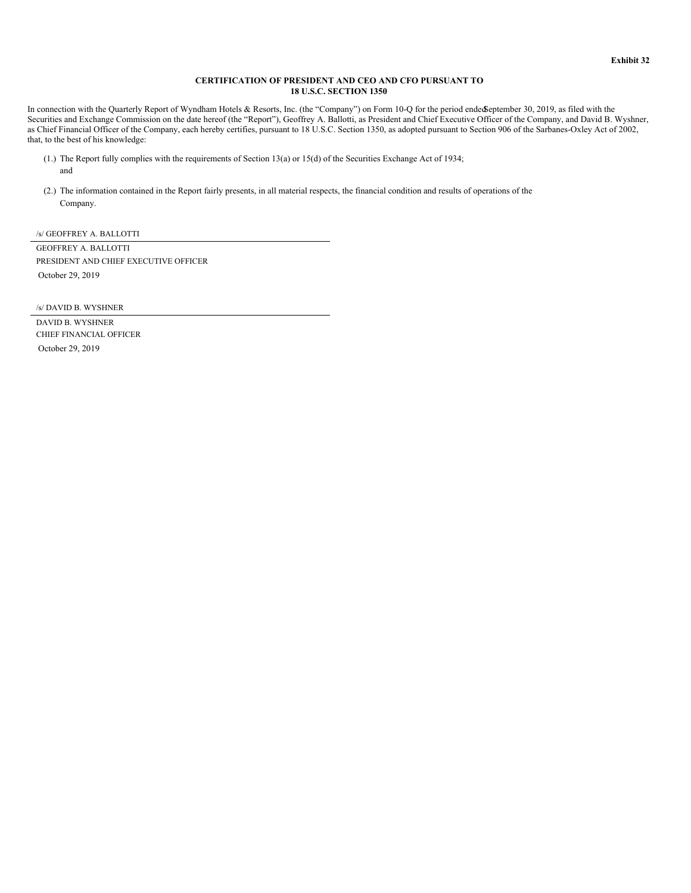**Exhibit 32**

**CERTIFICATION OF PRESIDENT AND CEO AND CFO PURSUANT TO 18 U.S.C. SECTION 1350**

In connection with the Quarterly Report of Wyndham Hotels & Resorts, Inc. (the "Company") on Form 10-Q for the period ended September 30, 2019, as filed with the Securities and Exchange Commission on the date hereof (the "Report"), Geoffrey A. Ballotti, as President and Chief Executive Officer of the Company, and David B. Wyshner, as Chief Financial Officer of the Company, each hereby certifies, pursuant to 18 U.S.C. Section 1350, as adopted pursuant to Section 906 of the Sarbanes-Oxley Act of 2002, that, to the best of his knowledge:

(1.) The Report fully complies with the requirements of Section 13(a) or 15(d) of the Securities Exchange Act of 1934; and

(2.) The information contained in the Report fairly presents, in all material respects, the financial condition and results of operations of the Company.

/s/ GEOFFREY A. BALLOTTI

GEOFFREY A. BALLOTTI
PRESIDENT AND CHIEF EXECUTIVE OFFICER
October 29, 2019

/s/ DAVID B. WYSHNER

DAVID B. WYSHNER
CHIEF FINANCIAL OFFICER
October 29, 2019